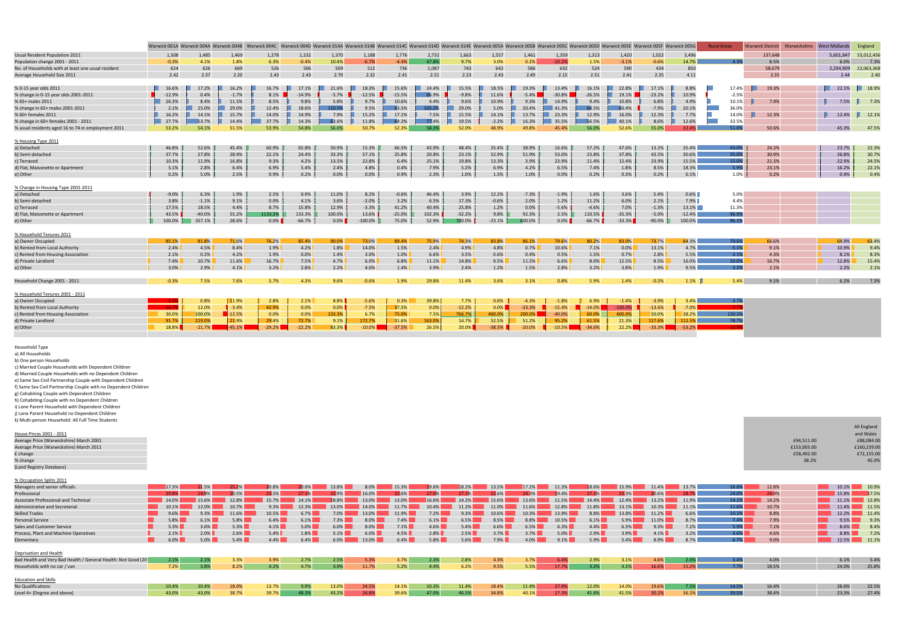| | Warwick 001A | Warwick 004A | Warwick 004B | Warwick 004C | Warwick 004D | Warwick 014A | Warwick 014B | Warwick 014C | Warwick 014D | Warwick 014E | Warwick 005A | Warwick 005B | Warwick 005C | Warwick 005D | Warwick 005E | Warwick 005F | Warwick 005G | Rural Areas | Warwick District | Warwickshire | West Midlands | England |
|---|---|---|---|---|---|---|---|---|---|---|---|---|---|---|---|---|---|---|---|---|---|---|
| Usual Resident Population 2011 | 1,508 | 1,485 | 1,469 | 1,278 | 1,232 | 1,370 | 1,188 | 1,776 | 2,732 | 1,663 | 1,557 | 1,461 | 1,359 | 1,313 | 1,420 | 1,022 | 3,496 | | 137,648 | | 5,601,847 | 53,012,456 |
| Population change 2001 - 2011 | -0.3% | 4.1% | 1.8% | 6.3% | -0.4% | 10.4% | -6.7% | -4.4% | 47.8% | 9.7% | 3.0% | 0.2% | -10.2% | 1.5% | -3.1% | -0.6% | 14.7% | 4.3% | 8.5% | | 6.0% | 7.3% |
| No. of Households with at least one usual resident | 624 | 626 | 669 | 526 | 506 | 509 | 512 | 736 | 1,087 | 743 | 642 | 586 | 632 | 524 | 590 | 434 | 850 | | 58,679 | | 2,294,909 | 22,063,368 |
| Average Household Size 2011 | 2.42 | 2.37 | 2.20 | 2.43 | 2.43 | 2.70 | 2.32 | 2.41 | 2.51 | 2.23 | 2.43 | 2.49 | 2.15 | 2.51 | 2.41 | 2.35 | 4.11 | | 2.35 | | 2.44 | 2.40 |
| % 0-15 year olds 2011 | 16.6% | 17.2% | 16.2% | 16.7% | 17.1% | 21.6% | 18.3% | 15.6% | 24.4% | 15.5% | 18.5% | 19.3% | 13.4% | 16.1% | 22.8% | 17.1% | 8.8% | 17.4% | 19.3% | | 22.1% | 18.9% |
| % change in 0-15 year olds 2001-2011 | -12.9% | 0.4% | -1.7% | 8.1% | -14.9% | -5.7% | -12.5% | -15.5% | 66.9% | -9.8% | 11.6% | -5.4% | -30.8% | -26.5% | 19.1% | -23.2% | 10.9% | -2.5% | | | | |
| % 65+ males 2011 | 26.3% | 8.4% | 11.5% | 8.5% | 9.8% | 5.8% | 9.7% | 10.6% | 4.4% | 9.6% | 10.9% | 9.3% | 14.9% | 9.4% | 10.8% | 6.8% | 4.9% | 10.1% | 7.4% | | 7.5% | 7.3% |
| % change in 65+ males 2001-2011 | 2.1% | 25.0% | 29.0% | 12.4% | 18.6% | 110.5% | 9.5% | 63.5% | 105.2% | 29.0% | 5.0% | 20.4% | 41.3% | 68.5% | 60.4% | -7.9% | 20.1% | 36.0% | | | | |
| % 60+ females 2011 | 16.2% | 14.1% | 15.7% | 14.0% | 14.9% | 7.9% | 15.2% | 17.1% | 7.5% | 15.5% | 14.1% | 13.7% | 23.3% | 12.9% | 16.0% | 12.3% | 7.7% | 14.0% | 12.3% | | 12.4% | 12.1% |
| % change in 60+ females 2001 - 2011 | 27.7% | 53.7% | 14.4% | 37.7% | 14.3% | 63.6% | 11.8% | 64.3% | 72.4% | 19.5% | -2.2% | 16.3% | 35.5% | 56.5% | 40.1% | 8.6% | 12.6% | 32.5% | | | | |
| % usual residents aged 16 to 74 in employment 2011 | 53.2% | 54.1% | 51.5% | 53.9% | 54.8% | 56.0% | 50.7% | 52.3% | 58.3% | 52.0% | 48.9% | 49.8% | 45.4% | 56.0% | 52.6% | 55.0% | 32.4% | 51.6% | 50.6% | | 45.3% | 47.5% |
| **% Housing Type 2011** | | | | | | | | | | | | | | | | | | | | | | |
| a) Detached | 46.8% | 52.6% | 45.4% | 60.9% | 65.8% | 50.9% | 15.3% | 66.5% | 43.9% | 48.4% | 25.4% | 38.9% | 16.6% | 57.2% | 47.6% | 13.2% | 35.4% | 43.0% | 24.3% | | 23.7% | 22.3% |
| b) Semi-detached | 37.7% | 27.8% | 28.9% | 22.1% | 24.4% | 33.3% | 57.1% | 25.8% | 20.8% | 23.1% | 52.9% | 51.9% | 53.0% | 23.8% | 37.8% | 43.5% | 30.6% | 35.0% | 30.9% | | 36.8% | 30.7% |
| c) Terraced | 10.3% | 11.9% | 16.8% | 9.3% | 4.2% | 13.5% | 22.8% | 6.4% | 25.1% | 19.8% | 13.3% | 3.9% | 23.9% | 11.4% | 12.4% | 33.9% | 15.5% | 15.0% | 21.5% | | 22.9% | 24.5% |
| d) Flat, Maisonette or Apartment | 5.1% | 2.8% | 6.4% | 6.9% | 5.4% | 2.4% | 4.8% | 0.4% | 7.9% | 5.2% | 6.9% | 4.2% | 6.5% | 7.4% | 1.8% | 8.5% | 18.3% | 5.9% | 23.1% | | 16.2% | 22.1% |
| e) Other | 0.2% | 5.0% | 2.5% | 0.9% | 0.2% | 0.0% | 0.0% | 0.9% | 2.3% | 1.0% | 1.5% | 1.0% | 0.0% | 0.2% | 0.3% | 0.2% | 0.1% | 1.0% | 0.2% | | 0.4% | 0.4% |
| **% Change in Housing Type 2001-2011** | | | | | | | | | | | | | | | | | | | | | | |
| a) Detached | -9.0% | 6.3% | 1.9% | 2.5% | 0.9% | 11.0% | 8.2% | -0.6% | 46.4% | 3.9% | 12.2% | -7.3% | -1.9% | 1.6% | 3.6% | 5.4% | 0.6% | 5.0% | | | | |
| b) Semi-detached | 3.8% | -1.1% | 9.1% | 0.0% | 4.1% | 3.6% | -2.0% | 3.2% | 6.5% | 17.3% | -0.6% | 2.0% | 1.2% | 11.2% | 6.0% | 2.1% | 7.9% | 4.4% | | | | |
| c) Terraced | 17.5% | 18.5% | 4.4% | 8.7% | 15.8% | 12.9% | -3.3% | 41.2% | 40.4% | 25.8% | 1.2% | 0.0% | -5.6% | -4.6% | 7.0% | -1.3% | 13.1% | 11.3% | | | | |
| d) Flat, Maisonette or Apartment | 43.5% | -40.0% | 55.2% | 1133.3% | 133.3% | 100.0% | 13.6% | -25.0% | 102.3% | -32.2% | 9.8% | 92.3% | 2.5% | 110.5% | -35.3% | -5.0% | -12.4% | 96.9% | | | | |
| e) Other | 100.0% | 357.1% | 28.6% | 0.0% | -66.7% | 0.0% | -100.0% | 75.0% | 52.9% | 700.0% | -23.1% | 600.0% | 0.0% | -66.7% | -33.3% | -90.0% | 100.0% | 96.1% | | | | |
| **% Household Tenures 2011** | | | | | | | | | | | | | | | | | | | | | | |
| a) Owner Occupied | 85.1% | 81.8% | 71.6% | 76.2% | 85.4% | 90.0% | 73.0% | 89.4% | 75.9% | 74.3% | 83.8% | 86.1% | 79.6% | 80.2% | 83.0% | 73.7% | 64.3% | 79.6% | 66.6% | | 64.9% | 63.4% |
| b) Rented from Local Authority | 2.4% | 4.5% | 8.4% | 1.9% | 4.2% | 1.8% | 14.0% | 1.5% | 2.4% | 4.9% | 4.8% | 0.7% | 10.6% | 7.1% | 0.0% | 13.1% | 4.7% | 5.1% | 9.1% | | 10.9% | 9.4% |
| c) Rented from Housing Association | 2.1% | 0.2% | 4.2% | 1.9% | 0.0% | 1.4% | 3.0% | 1.0% | 6.6% | 3.5% | 0.6% | 0.4% | 0.5% | 1.5% | 0.7% | 2.8% | 5.5% | 2.1% | 4.3% | | 8.1% | 8.3% |
| d) Private Landlord | 7.4% | 10.7% | 11.6% | 16.7% | 7.5% | 4.7% | 6.0% | 6.8% | 11.1% | 14.8% | 9.5% | 11.5% | 6.6% | 8.0% | 12.5% | 8.5% | 16.0% | 10.0% | 16.7% | | 12.8% | 15.4% |
| e) Other | 3.0% | 2.9% | 4.1% | 3.2% | 2.8% | 2.2% | 4.0% | 1.4% | 3.9% | 2.4% | 1.2% | 1.5% | 2.8% | 3.2% | 3.8% | 1.9% | 9.5% | 3.2% | 2.1% | | 2.2% | 2.1% |
| Household Change 2001 - 2011 | -0.3% | 7.5% | 7.6% | 5.7% | 4.3% | 9.6% | -0.6% | 1.9% | 29.8% | 11.4% | 3.6% | 3.1% | 0.8% | 5.9% | 1.4% | -0.2% | 1.1% | 5.4% | 9.1% | | 6.2% | 7.3% |
| **% Household Tenures 2001 - 2011** | | | | | | | | | | | | | | | | | | | | | | |
| a) Owner Occupied | -5.0% | 0.8% | 11.9% | 2.8% | 2.1% | 8.8% | -5.6% | 0.3% | 39.8% | 7.7% | 0.6% | -4.3% | -1.8% | 6.9% | -1.4% | -3.9% | 3.4% | 3.7% | | | | |
| b) Rented from Local Authority | -16.7% | 12.0% | -3.4% | 42.9% | 0.0% | 0.0% | -7.5% | 37.5% | 0.0% | -12.2% | 0.0% | -33.3% | -15.4% | -14.0% | -100.0% | -13.6% | -7.0% | -7.7% | | | | |
| c) Rented from Housing Association | 30.0% | 100.0% | -12.5% | 0.0% | 0.0% | 133.3% | 6.7% | 75.0% | 7.5% | 766.7% | 400.0% | 200.0% | -40.0% | 60.0% | 400.0% | 50.0% | 38.2% | 130.3% | | | | |
| d) Private Landlord | 91.7% | 219.0% | 21.9% | 29.4% | 72.7% | 9.1% | 172.7% | 31.6% | 163.0% | 14.7% | 52.5% | 51.2% | 95.2% | 61.5% | 21.3% | 117.6% | 112.5% | 78.7% | | | | |
| e) Other | 18.8% | -21.7% | -45.1% | -29.2% | -22.2% | 83.3% | -10.0% | -37.5% | 26.5% | 20.0% | -38.5% | -20.0% | -10.5% | -34.6% | 22.2% | -33.3% | -53.2% | -1.0% | | | | |

Household Type
a) All Households
b) One person Households
c) Married Couple Households with Dependent Children
d) Married Couple Households with no Dependent Children
e) Same Sex Civil Partnership Couple with Dependent Children
f) Same Sex Civil Partnership Couple with no Dependent Children
g) Cohabiting Couple with Dependent Children
h) Cohabiting Couple with no Dependent Children
i) Lone Parent Household with Dependent Children
j) Lone Parent Household no Dependent Children
k) Multi-person Household: All Full Time Students

| House Prices 2001 - 2011 | Warwickshire | All England and Wales |
|---|---|---|
| Average Price (Warwickshire) March 2001 | £94,511.00 | £88,084.00 |
| Average Price (Warwickshire) March 2011 | £153,003.00 | £160,239.00 |
| £ change | £58,492.00 | £72,155.00 |
| % change | 38.2% | 45.0% |
| (Land Registry Database) | | |

| | Warwick 001A | Warwick 004A | Warwick 004B | Warwick 004C | Warwick 004D | Warwick 014A | Warwick 014B | Warwick 014C | Warwick 014D | Warwick 014E | Warwick 005A | Warwick 005B | Warwick 005C | Warwick 005D | Warwick 005E | Warwick 005F | Warwick 005G | Rural Areas | Warwick District | Warwickshire | West Midlands | England |
|---|---|---|---|---|---|---|---|---|---|---|---|---|---|---|---|---|---|---|---|---|---|---|
| **% Occupation Splits 2011** | | | | | | | | | | | | | | | | | | | | | | |
| Managers and senior officials | 17.3% | 21.5% | 25.2% | 20.8% | 20.6% | 13.8% | 8.0% | 15.3% | 19.6% | 18.2% | 13.5% | 17.2% | 11.3% | 18.6% | 15.9% | 11.4% | 13.7% | 16.6% | 12.8% | | 10.1% | 10.9% |
| Professional | 29.8% | 24.9% | 20.5% | 23.5% | 27.1% | 22.9% | 16.0% | 22.6% | 27.0% | 27.1% | 22.6% | 24.3% | 19.4% | 27.1% | 23.3% | 20.6% | 28.7% | 24.0% | 24.9% | | 15.8% | 17.5% |
| Associate Professional and Technical | 14.0% | 15.6% | 12.8% | 15.7% | 14.1% | 18.8% | 13.0% | 13.0% | 16.6% | 14.2% | 15.6% | 13.6% | 11.5% | 14.4% | 12.4% | 13.2% | 11.9% | 14.1% | 14.2% | | 11.1% | 12.8% |
| Administrative and Secretarial | 10.1% | 12.0% | 10.7% | 9.3% | 12.3% | 13.0% | 14.0% | 11.7% | 10.4% | 11.2% | 11.0% | 11.6% | 12.8% | 11.8% | 13.1% | 10.3% | 11.1% | 11.6% | 10.7% | | 11.4% | 11.5% |
| Skilled Trades | 9.6% | 9.3% | 11.6% | 10.5% | 6.7% | 7.0% | 13.0% | 11.9% | 7.2% | 9.3% | 10.6% | 10.3% | 13.9% | 8.8% | 13.8% | 11.2% | 6.6% | 10.1% | 8.8% | | 12.2% | 11.4% |
| Personal Service | 5.8% | 6.1% | 5.8% | 6.4% | 6.1% | 7.3% | 8.0% | 7.4% | 6.1% | 6.5% | 8.5% | 8.8% | 10.5% | 6.1% | 5.9% | 11.0% | 8.7% | 7.4% | 7.9% | | 9.5% | 9.3% |
| Sales and Customer Service | 5.3% | 3.6% | 5.3% | 4.1% | 5.0% | 6.0% | 8.0% | 7.1% | 4.6% | 5.4% | 6.6% | 6.5% | 6.3% | 4.4% | 6.3% | 9.3% | 7.2% | 5.9% | 7.1% | | 8.6% | 8.4% |
| Process, Plant and Machine Operatives | 2.1% | 2.0% | 2.6% | 5.4% | 1.8% | 5.1% | 6.0% | 4.5% | 2.8% | 2.5% | 3.7% | 3.7% | 5.0% | 2.9% | 3.9% | 4.1% | 3.2% | 3.6% | 4.6% | | 8.8% | 7.2% |
| Elementary | 6.0% | 5.0% | 5.4% | 4.4% | 6.4% | 6.0% | 13.0% | 6.4% | 5.8% | 5.6% | 7.9% | 4.0% | 9.1% | 5.9% | 5.4% | 8.9% | 8.7% | 6.7% | 9.0% | | 12.5% | 11.1% |
| **Deprivation and Health** | | | | | | | | | | | | | | | | | | | | | | |
| Bad Health and Very Bad Health / General Health: Not Good (20 | 2.1% | 2.1% | 3.3% | 3.9% | 2.7% | 2.5% | 5.3% | 3.7% | 2.3% | 2.8% | 4.3% | 3.7% | 6.4% | 2.9% | 3.1% | 4.6% | 2.0% | 3.4% | 4.0% | | 6.1% | 5.4% |
| Households with no car / van | 7.2% | 3.8% | 8.2% | 4.2% | 4.7% | 3.9% | 11.7% | 5.2% | 4.4% | 6.2% | 9.5% | 5.5% | 17.7% | 3.2% | 4.2% | 16.6% | 15.2% | 7.7% | 18.5% | | 24.0% | 25.8% |
| **Education and Skills** | | | | | | | | | | | | | | | | | | | | | | |
| No Qualifications | 10.4% | 10.4% | 18.0% | 13.7% | 9.9% | 13.0% | 24.5% | 14.1% | 10.3% | 11.4% | 18.4% | 11.4% | 27.9% | 12.0% | 14.0% | 19.6% | 7.5% | 14.5% | 16.4% | | 26.6% | 22.5% |
| Level 4+ (Degree and above) | 43.0% | 43.0% | 38.7% | 39.7% | 48.3% | 43.2% | 26.8% | 39.6% | 47.0% | 46.5% | 34.8% | 40.1% | 27.3% | 45.8% | 41.5% | 30.2% | 36.1% | 39.5% | 38.4% | | 23.3% | 27.4% |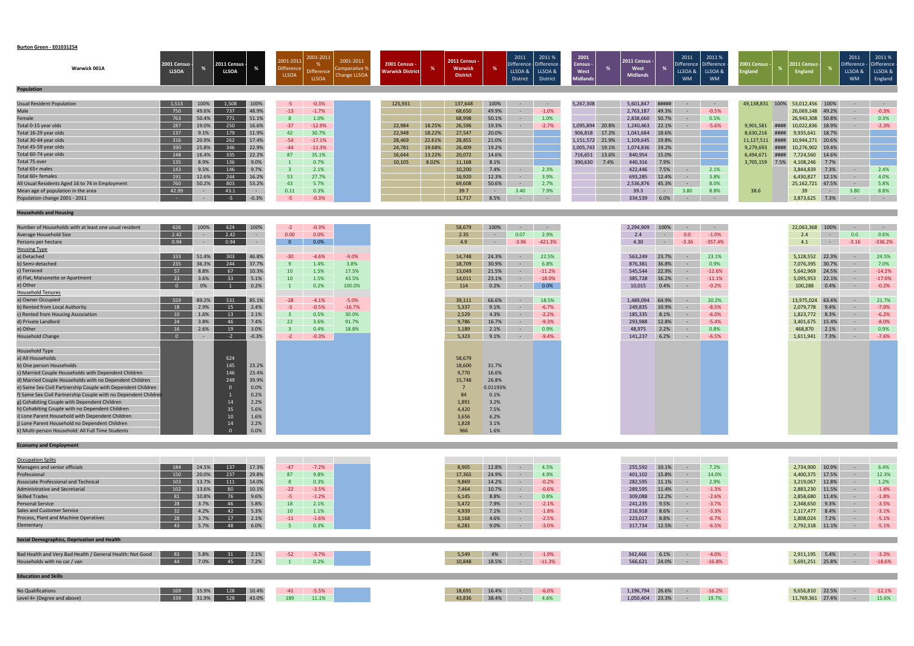**Burton Green - E01031254**

| Warwick 001A | 2001 Census - LLSOA | % | 2011 Census - LLSOA | % | 2001-2011 Difference LLSOA | 2001-2011 % Difference LLSOA | 2001-2011 Comparative % Change LLSOA | 2001 Census - Warwick District | % | 2011 Census - Warwick District | % | 2011 Difference - LLSOA & District | 2011 % Difference - LLSOA & District | 2001 Census - West Midlands | % | 2011 Census - West Midlands | % | 2011 Difference LLSOA & WM | 2011 % Difference LLSOA & WM | 2001 Census - England | % | 2011 Census - England | % | 2011 Difference - LLSOA & WM | 2011 % Difference - LLSOA & England |
|---|---|---|---|---|---|---|---|---|---|---|---|---|---|---|---|---|---|---|---|---|---|---|---|---|---|
| **Population** | | | | | | | | | | | | | | | | | | | | | | | | | |
| Usual Resident Population | 1,513 | 100% | 1,508 | 100% | -5 | -0.3% | | 125,931 | | 137,648 | 100% | - | - | 5,267,308 | | 5,601,847 | ##### | - | - | 49,138,831 | 100% | 53,012,456 | 100% | - | - |
| Male | 750 | 49.6% | 737 | 48.9% | -13 | -1.7% | | | | 68,650 | 49.9% | - | -1.0% | | | 2,763,187 | 49.3% | - | -0.5% | | | 26,069,148 | 49.2% | - | -0.3% |
| Female | 763 | 50.4% | 771 | 51.1% | 8 | 1.0% | | | | 68,998 | 50.1% | - | 1.0% | | | 2,838,660 | 50.7% | - | 0.5% | | | 26,943,308 | 50.8% | - | 0.3% |
| Total 0-15 year olds | 287 | 19.0% | 250 | 16.6% | -37 | -12.9% | | 22,984 | 18.25% | 26,596 | 19.3% | - | -2.7% | 1,095,894 | 20.8% | 1,240,463 | 22.1% | - | -5.6% | 9,901,581 | #### | 10,022,836 | 18.9% | - | -2.3% |
| Total 16-29 year olds | 137 | 9.1% | 179 | 11.9% | 42 | 30.7% | | 22,948 | 18.22% | 27,547 | 20.0% | | | 906,818 | 17.2% | 1,041,684 | 18.6% | | | 8,630,216 | #### | 9,935,641 | 18.7% | | |
| Total 30-44 year olds | 316 | 20.9% | 262 | 17.4% | -54 | -17.1% | | 28,469 | 22.61% | 28,855 | 21.0% | | | 1,151,572 | 21.9% | 1,109,645 | 19.8% | | | 11,127,511 | #### | 10,944,271 | 20.6% | | |
| Total 45-59 year olds | 390 | 25.8% | 346 | 22.9% | -44 | -11.3% | | 24,781 | 19.68% | 26,409 | 19.2% | | | 1,005,743 | 19.1% | 1,074,836 | 19.2% | | | 9,279,693 | #### | 10,276,902 | 19.4% | | |
| Total 60-74 year olds | 248 | 16.4% | 335 | 22.2% | 87 | 35.1% | | 16,644 | 13.22% | 20,072 | 14.6% | | | 716,651 | 13.6% | 840,954 | 15.0% | | | 6,494,671 | #### | 7,724,560 | 14.6% | | |
| Total 75 over | 135 | 8.9% | 136 | 9.0% | 1 | 0.7% | | 10,105 | 8.02% | 11,168 | 8.1% | | | 390,630 | 7.4% | 440,316 | 7.9% | | | 3,705,159 | 7.5% | 4,108,246 | 7.7% | | |
| Total 65+ males | 143 | 9.5% | 146 | 9.7% | 3 | 2.1% | | | | 10,200 | 7.4% | - | 2.3% | | | 422,446 | 7.5% | - | 2.1% | | | 3,844,839 | 7.3% | - | 2.4% |
| Total 60+ females | 191 | 12.6% | 244 | 16.2% | 53 | 27.7% | | | | 16,920 | 12.3% | - | 3.9% | | | 693,285 | 12.4% | - | 3.8% | | | 6,430,827 | 12.1% | - | 4.0% |
| All Usual Residents Aged 16 to 74 in Employment | 760 | 50.2% | 803 | 53.2% | 43 | 5.7% | | | | 69,608 | 50.6% | - | 2.7% | | | 2,536,876 | 45.3% | - | 8.0% | | | 25,162,721 | 47.5% | - | 5.8% |
| Mean age of population in the area | 42.99 | - | 43.1 | - | 0.11 | 0.3% | | | | 39.7 | - | 3.40 | 7.9% | | | 39.3 | - | 3.80 | 8.8% | 38.6 | | 39 | - | 3.80 | 8.8% |
| Population change 2001 - 2011 | - | - | -5 | -0.3% | -5 | -0.3% | | | | 11,717 | 8.5% | - | - | | | 334,539 | 6.0% | - | - | | | 3,873,625 | 7.3% | - | - |
| **Households and Housing** | | | | | | | | | | | | | | | | | | | | | | | | | |
| Number of Households with at least one usual resident | 626 | 100% | 624 | 100% | -2 | -0.3% | | | | 58,679 | 100% | - | - | | | 2,294,909 | 100% | - | - | | | 22,063,368 | 100% | - | - |
| Average Household Size | 2.42 | - | 2.42 | - | 0.00 | 0.0% | | | | 2.35 | - | 0.07 | 2.9% | | | 2.4 | - | 0.0 | -1.0% | | | 2.4 | - | 0.0 | 0.6% |
| Persons per hectare | 0.94 | - | 0.94 | - | 0 | 0.0% | | | | 4.9 | - | -3.96 | -421.3% | | | 4.30 | - | -3.36 | -357.4% | | | 4.1 | - | -3.16 | -336.2% |
| Housing Type | | | | | | | | | | | | | | | | | | | | | | | | | |
| a) Detached | 333 | 51.4% | 303 | 46.8% | -30 | -4.6% | -9.0% | | | 14,748 | 24.3% | - | 22.5% | | | 563,249 | 23.7% | - | 23.1% | | | 5,128,552 | 22.3% | - | 24.5% |
| b) Semi-detached | 235 | 36.3% | 244 | 37.7% | 9 | 1.4% | 3.8% | | | 18,709 | 30.9% | - | 6.8% | | | 876,381 | 36.8% | - | 0.9% | | | 7,076,395 | 30.7% | - | 7.0% |
| c) Terraced | 57 | 8.8% | 67 | 10.3% | 10 | 1.5% | 17.5% | | | 13,049 | 21.5% | - | -11.2% | | | 545,544 | 22.9% | - | -12.6% | | | 5,642,969 | 24.5% | - | -14.2% |
| d) Flat, Maisonette or Apartment | 23 | 3.6% | 33 | 5.1% | 10 | 1.5% | 43.5% | | | 14,011 | 23.1% | - | -18.0% | | | 385,728 | 16.2% | - | -11.1% | | | 5,095,953 | 22.1% | - | -17.0% |
| e) Other | 0 | 0% | 1 | 0.2% | 1 | 0.2% | 100.0% | | | 114 | 0.2% | - | 0.0% | | | 10,015 | 0.4% | - | -0.2% | | | 100,288 | 0.4% | - | -0.2% |
| Household Tenures | | | | | | | | | | | | | | | | | | | | | | | | | |
| a) Owner Occupied | 559 | 89.2% | 531 | 85.1% | -28 | -4.1% | -5.0% | | | 39,111 | 66.6% | - | 18.5% | | | 1,489,094 | 64.9% | - | 20.2% | | | 13,975,024 | 63.4% | - | 21.7% |
| b) Rented from Local Authority | 18 | 2.9% | 15 | 2.4% | -3 | -0.5% | -16.7% | | | 5,337 | 9.1% | - | -6.7% | | | 249,835 | 10.9% | - | -8.5% | | | 2,079,778 | 9.4% | - | -7.0% |
| c) Rented from Housing Association | 10 | 1.6% | 13 | 2.1% | 3 | 0.5% | 30.0% | | | 2,529 | 4.3% | - | -2.2% | | | 185,335 | 8.1% | - | -6.0% | | | 1,823,772 | 8.3% | - | -6.2% |
| d) Private Landlord | 24 | 3.8% | 46 | 7.4% | 22 | 3.6% | 91.7% | | | 9,786 | 16.7% | - | -9.3% | | | 293,988 | 12.8% | - | -5.4% | | | 3,401,675 | 15.4% | - | -8.0% |
| e) Other | 16 | 2.6% | 19 | 3.0% | 3 | 0.4% | 18.8% | | | 1,189 | 2.1% | - | 0.9% | | | 48,975 | 2.2% | - | 0.8% | | | 468,870 | 2.1% | - | 0.9% |
| Household Change | 0 | - | -2 | -0.3% | -2 | -0.3% | | | | 5,323 | 9.1% | - | -9.4% | | | 141,237 | 6.2% | - | -6.5% | | | 1,611,941 | 7.3% | - | -7.6% |
| Household Type | | | | | | | | | | | | | | | | | | | | | | | | | |
| a) All Households | | | 624 | | | | | | | 58,679 | | | | | | | | | | | | | | | |
| b) One person Households | | | 145 | 23.2% | | | | | | 18,600 | 31.7% | | | | | | | | | | | | | | |
| c) Married Couple Households with Dependent Children | | | 146 | 23.4% | | | | | | 9,770 | 16.6% | | | | | | | | | | | | | | |
| d) Married Couple Households with no Dependent Children | | | 249 | 39.9% | | | | | | 15,748 | 26.8% | | | | | | | | | | | | | | |
| e) Same Sex Civil Partnership Couple with Dependent Children | | | 0 | 0.0% | | | | | | 7 | 0.01193% | | | | | | | | | | | | | | |
| f) Same Sex Civil Partnership Couple with no Dependent Children | | | 1 | 0.2% | | | | | | 84 | 0.1% | | | | | | | | | | | | | | |
| g) Cohabiting Couple with Dependent Children | | | 14 | 2.2% | | | | | | 1,891 | 3.2% | | | | | | | | | | | | | | |
| h) Cohabiting Couple with no Dependent Children | | | 35 | 5.6% | | | | | | 4,420 | 7.5% | | | | | | | | | | | | | | |
| i) Lone Parent Household with Dependent Children | | | 10 | 1.6% | | | | | | 3,656 | 6.2% | | | | | | | | | | | | | | |
| j) Lone Parent Household no Dependent Children | | | 14 | 2.2% | | | | | | 1,828 | 3.1% | | | | | | | | | | | | | | |
| k) Multi-person Household: All Full Time Students | | | 0 | 0.0% | | | | | | 966 | 1.6% | | | | | | | | | | | | | | |
| **Economy and Employment** | | | | | | | | | | | | | | | | | | | | | | | | | |
| Occupation Splits | | | | | | | | | | | | | | | | | | | | | | | | | |
| Managers and senior officials | 184 | 24.5% | 137 | 17.3% | -47 | -7.2% | | | | 8,905 | 12.8% | - | 4.5% | | | 255,592 | 10.1% | - | 7.2% | | | 2,734,900 | 10.9% | - | 6.4% |
| Professional | 150 | 20.0% | 237 | 29.8% | 87 | 9.8% | | | | 17,365 | 24.9% | - | 4.9% | | | 401,102 | 15.8% | - | 14.0% | | | 4,400,375 | 17.5% | - | 12.3% |
| Associate Professional and Technical | 103 | 13.7% | 111 | 14.0% | 8 | 0.3% | | | | 9,869 | 14.2% | - | -0.2% | | | 282,595 | 11.1% | - | 2.9% | | | 3,219,067 | 12.8% | - | 1.2% |
| Administrative and Secretarial | 102 | 13.6% | 80 | 10.1% | -22 | -3.5% | | | | 7,464 | 10.7% | - | -0.6% | | | 289,595 | 11.4% | - | -1.3% | | | 2,883,230 | 11.5% | - | -1.4% |
| Skilled Trades | 81 | 10.8% | 76 | 9.6% | -5 | -1.2% | | | | 6,145 | 8.8% | - | 0.8% | | | 309,088 | 12.2% | - | -2.6% | | | 2,858,680 | 11.4% | - | -1.8% |
| Personal Service | 28 | 3.7% | 46 | 5.8% | 18 | 2.1% | | | | 5,472 | 7.9% | - | -2.1% | | | 241,235 | 9.5% | - | -3.7% | | | 2,348,650 | 9.3% | - | -3.5% |
| Sales and Customer Service | 32 | 4.2% | 42 | 5.3% | 10 | 1.1% | | | | 4,939 | 7.1% | - | -1.8% | | | 216,918 | 8.6% | - | -3.3% | | | 2,117,477 | 8.4% | - | -3.1% |
| Process, Plant and Machine Operatives | 28 | 3.7% | 17 | 2.1% | -11 | -1.6% | | | | 3,168 | 4.6% | - | -2.5% | | | 223,017 | 8.8% | - | -6.7% | | | 1,808,024 | 7.2% | - | -5.1% |
| Elementary | 43 | 5.7% | 48 | 6.0% | 5 | 0.3% | | | | 6,281 | 9.0% | - | -3.0% | | | 317,734 | 12.5% | - | -6.5% | | | 2,792,318 | 11.1% | - | -5.1% |
| **Social Demographics, Deprivation and Health** | | | | | | | | | | | | | | | | | | | | | | | | | |
| Bad Health and Very Bad Health / General Health: Not Good | 83 | 5.8% | 31 | 2.1% | -52 | -3.7% | | | | 5,549 | 4% | - | -1.9% | | | 342,466 | 6.1% | - | -4.0% | | | 2,911,195 | 5.4% | - | -3.3% |
| Households with no car / van | 44 | 7.0% | 45 | 7.2% | 1 | 0.2% | | | | 10,848 | 18.5% | - | -11.3% | | | 566,621 | 24.0% | - | -16.8% | | | 5,691,251 | 25.8% | - | -18.6% |
| **Education and Skills** | | | | | | | | | | | | | | | | | | | | | | | | | |
| No Qualifications | 169 | 15.9% | 128 | 10.4% | -41 | -5.5% | | | | 18,691 | 16.4% | - | -6.0% | | | 1,196,794 | 26.6% | - | -16.2% | | | 9,656,810 | 22.5% | - | -12.1% |
| Level 4+ (Degree and above) | 339 | 31.9% | 528 | 43.0% | 189 | 11.1% | | | | 43,836 | 38.4% | - | 4.6% | | | 1,050,404 | 23.3% | - | 19.7% | | | 11,769,361 | 27.4% | - | 15.6% |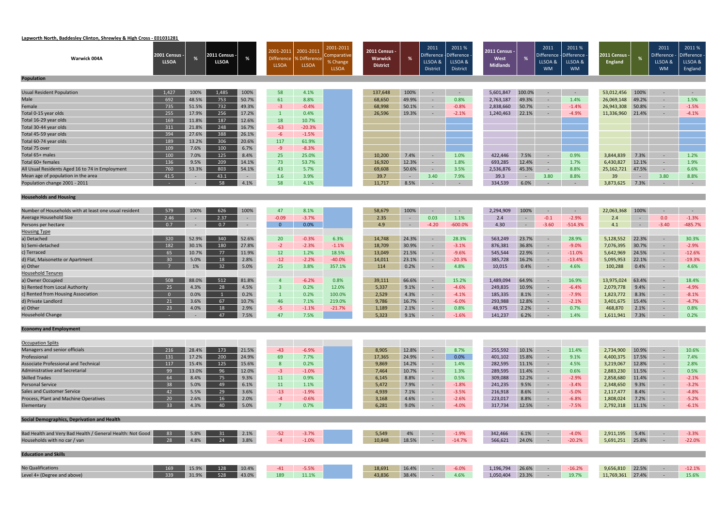**Lapworth North, Baddesley Clinton, Shrewley & High Cross - E01031281**

| Warwick 004A | 2001 Census - LLSOA | % | 2011 Census - LLSOA | % | 2001-2011 Difference LLSOA | 2001-2011 % Difference LLSOA | 2001-2011 Comparative % Change LLSOA | 2011 Census - Warwick District | % | 2011 Difference - LLSOA & District | 2011 % Difference - LLSOA & District | 2011 Census - West Midlands | % | 2011 Difference - LLSOA & WM | 2011 % Difference - LLSOA & WM | 2011 Census - England | % | 2011 Difference - LLSOA & WM | 2011 % Difference - LLSOA & England |
|---|---|---|---|---|---|---|---|---|---|---|---|---|---|---|---|---|---|---|---|
| **Population** | | | | | | | | | | | | | | | | | | | |
| Usual Resident Population | 1,427 | 100% | 1,485 | 100% | 58 | 4.1% | | 137,648 | 100% | - | - | 5,601,847 | 100.0% | - | - | 53,012,456 | 100% | - | - |
| Male | 692 | 48.5% | 753 | 50.7% | 61 | 8.8% | | 68,650 | 49.9% | - | 0.8% | 2,763,187 | 49.3% | - | 1.4% | 26,069,148 | 49.2% | - | 1.5% |
| Female | 735 | 51.5% | 732 | 49.3% | -3 | -0.4% | | 68,998 | 50.1% | - | -0.8% | 2,838,660 | 50.7% | - | -1.4% | 26,943,308 | 50.8% | - | -1.5% |
| Total 0-15 year olds | 255 | 17.9% | 256 | 17.2% | 1 | 0.4% | | 26,596 | 19.3% | - | -2.1% | 1,240,463 | 22.1% | - | -4.9% | 11,336,960 | 21.4% | - | -4.1% |
| Total 16-29 year olds | 169 | 11.8% | 187 | 12.6% | 18 | 10.7% | | | | | | | | | | | | | |
| Total 30-44 year olds | 311 | 21.8% | 248 | 16.7% | -63 | -20.3% | | | | | | | | | | | | | |
| Total 45-59 year olds | 394 | 27.6% | 388 | 26.1% | -6 | -1.5% | | | | | | | | | | | | | |
| Total 60-74 year olds | 189 | 13.2% | 306 | 20.6% | 117 | 61.9% | | | | | | | | | | | | | |
| Total 75 over | 109 | 7.6% | 100 | 6.7% | -9 | -8.3% | | | | | | | | | | | | | |
| Total 65+ males | 100 | 7.0% | 125 | 8.4% | 25 | 25.0% | | 10,200 | 7.4% | - | 1.0% | 422,446 | 7.5% | - | 0.9% | 3,844,839 | 7.3% | - | 1.2% |
| Total 60+ females | 136 | 9.5% | 209 | 14.1% | 73 | 53.7% | | 16,920 | 12.3% | - | 1.8% | 693,285 | 12.4% | - | 1.7% | 6,430,827 | 12.1% | - | 1.9% |
| All Usual Residents Aged 16 to 74 in Employment | 760 | 53.3% | 803 | 54.1% | 43 | 5.7% | | 69,608 | 50.6% | - | 3.5% | 2,536,876 | 45.3% | - | 8.8% | 25,162,721 | 47.5% | - | 6.6% |
| Mean age of population in the area | 41.5 | - | 43.1 | - | 1.6 | 3.9% | | 39.7 | - | 3.40 | 7.9% | 39.3 | - | 3.80 | 8.8% | 39 | - | 3.80 | 8.8% |
| Population change 2001 - 2011 | - | - | 58 | 4.1% | 58 | 4.1% | | 11,717 | 8.5% | - | - | 334,539 | 6.0% | - | - | 3,873,625 | 7.3% | - | - |
| **Households and Housing** | | | | | | | | | | | | | | | | | | | |
| Number of Households with at least one usual resident | 579 | 100% | 626 | 100% | 47 | 8.1% | | 58,679 | 100% | - | - | 2,294,909 | 100% | - | - | 22,063,368 | 100% | - | - |
| Average Household Size | 2.46 | - | 2.37 | - | -0.09 | -3.7% | | 2.35 | - | 0.03 | 1.1% | 2.4 | - | -0.1 | -2.9% | 2.4 | - | 0.0 | -1.3% |
| Persons per hectare | 0.7 | - | 0.7 | - | 0 | 0.0% | | 4.9 | - | -4.20 | -600.0% | 4.30 | - | -3.60 | -514.3% | 4.1 | - | -3.40 | -485.7% |
| Housing Type | | | | | | | | | | | | | | | | | | | |
| a) Detached | 320 | 52.9% | 340 | 52.6% | 20 | -0.3% | 6.3% | 14,748 | 24.3% | - | 28.3% | 563,249 | 23.7% | - | 28.9% | 5,128,552 | 22.3% | - | 30.3% |
| b) Semi-detached | 182 | 30.1% | 180 | 27.8% | -2 | -2.3% | -1.1% | 18,709 | 30.9% | - | -3.1% | 876,381 | 36.8% | - | -9.0% | 7,076,395 | 30.7% | - | -2.9% |
| c) Terraced | 65 | 10.7% | 77 | 11.9% | 12 | 1.2% | 18.5% | 13,049 | 21.5% | - | -9.6% | 545,544 | 22.9% | - | -11.0% | 5,642,969 | 24.5% | - | -12.6% |
| d) Flat, Maisonette or Apartment | 30 | 5.0% | 18 | 2.8% | -12 | -2.2% | -40.0% | 14,011 | 23.1% | - | -20.3% | 385,728 | 16.2% | - | -13.4% | 5,095,953 | 22.1% | - | -19.3% |
| e) Other | 7 | 1% | 32 | 5.0% | 25 | 3.8% | 357.1% | 114 | 0.2% | - | 4.8% | 10,015 | 0.4% | - | 4.6% | 100,288 | 0.4% | - | 4.6% |
| Household Tenures | | | | | | | | | | | | | | | | | | | |
| a) Owner Occupied | 508 | 88.0% | 512 | 81.8% | 4 | -6.2% | 0.8% | 39,111 | 66.6% | - | 15.2% | 1,489,094 | 64.9% | - | 16.9% | 13,975,024 | 63.4% | - | 18.4% |
| b) Rented from Local Authority | 25 | 4.3% | 28 | 4.5% | 3 | 0.2% | 12.0% | 5,337 | 9.1% | - | -4.6% | 249,835 | 10.9% | - | -6.4% | 2,079,778 | 9.4% | - | -4.9% |
| c) Rented from Housing Association | 0 | 0.0% | 1 | 0.2% | 1 | 0.2% | 100.0% | 2,529 | 4.3% | - | -4.1% | 185,335 | 8.1% | - | -7.9% | 1,823,772 | 8.3% | - | -8.1% |
| d) Private Landlord | 21 | 3.6% | 67 | 10.7% | 46 | 7.1% | 219.0% | 9,786 | 16.7% | - | -6.0% | 293,988 | 12.8% | - | -2.1% | 3,401,675 | 15.4% | - | -4.7% |
| e) Other | 23 | 4.0% | 18 | 2.9% | -5 | -1.1% | -21.7% | 1,189 | 2.1% | - | 0.8% | 48,975 | 2.2% | - | 0.7% | 468,870 | 2.1% | - | 0.8% |
| Household Change | - | - | 47 | 7.5% | 47 | 7.5% | | 5,323 | 9.1% | - | -1.6% | 141,237 | 6.2% | - | 1.4% | 1,611,941 | 7.3% | - | 0.2% |
| **Economy and Employment** | | | | | | | | | | | | | | | | | | | |
| Occupation Splits | | | | | | | | | | | | | | | | | | | |
| Managers and senior officials | 216 | 28.4% | 173 | 21.5% | -43 | -6.9% | | 8,905 | 12.8% | - | 8.7% | 255,592 | 10.1% | - | 11.4% | 2,734,900 | 10.9% | - | 10.6% |
| Professional | 131 | 17.2% | 200 | 24.9% | 69 | 7.7% | | 17,365 | 24.9% | - | 0.0% | 401,102 | 15.8% | - | 9.1% | 4,400,375 | 17.5% | - | 7.4% |
| Associate Professional and Technical | 117 | 15.4% | 125 | 15.6% | 8 | 0.2% | | 9,869 | 14.2% | - | 1.4% | 282,595 | 11.1% | - | 4.5% | 3,219,067 | 12.8% | - | 2.8% |
| Administrative and Secretarial | 99 | 13.0% | 96 | 12.0% | -3 | -1.0% | | 7,464 | 10.7% | - | 1.3% | 289,595 | 11.4% | - | 0.6% | 2,883,230 | 11.5% | - | 0.5% |
| Skilled Trades | 64 | 8.4% | 75 | 9.3% | 11 | 0.9% | | 6,145 | 8.8% | - | 0.5% | 309,088 | 12.2% | - | -2.9% | 2,858,680 | 11.4% | - | -2.1% |
| Personal Service | 38 | 5.0% | 49 | 6.1% | 11 | 1.1% | | 5,472 | 7.9% | - | -1.8% | 241,235 | 9.5% | - | -3.4% | 2,348,650 | 9.3% | - | -3.2% |
| Sales and Customer Service | 42 | 5.5% | 29 | 3.6% | -13 | -1.9% | | 4,939 | 7.1% | - | -3.5% | 216,918 | 8.6% | - | -5.0% | 2,117,477 | 8.4% | - | -4.8% |
| Process, Plant and Machine Operatives | 20 | 2.6% | 16 | 2.0% | -4 | -0.6% | | 3,168 | 4.6% | - | -2.6% | 223,017 | 8.8% | - | -6.8% | 1,808,024 | 7.2% | - | -5.2% |
| Elementary | 33 | 4.3% | 40 | 5.0% | 7 | 0.7% | | 6,281 | 9.0% | - | -4.0% | 317,734 | 12.5% | - | -7.5% | 2,792,318 | 11.1% | - | -6.1% |
| **Social Demographics, Deprivation and Health** | | | | | | | | | | | | | | | | | | | |
| Bad Health and Very Bad Health / General Health: Not Good | 83 | 5.8% | 31 | 2.1% | -52 | -3.7% | | 5,549 | 4% | - | -1.9% | 342,466 | 6.1% | - | -4.0% | 2,911,195 | 5.4% | - | -3.3% |
| Households with no car / van | 28 | 4.8% | 24 | 3.8% | -4 | -1.0% | | 10,848 | 18.5% | - | -14.7% | 566,621 | 24.0% | - | -20.2% | 5,691,251 | 25.8% | - | -22.0% |
| **Education and Skills** | | | | | | | | | | | | | | | | | | | |
| No Qualifications | 169 | 15.9% | 128 | 10.4% | -41 | -5.5% | | 18,691 | 16.4% | - | -6.0% | 1,196,794 | 26.6% | - | -16.2% | 9,656,810 | 22.5% | - | -12.1% |
| Level 4+ (Degree and above) | 339 | 31.9% | 528 | 43.0% | 189 | 11.1% | | 43,836 | 38.4% | - | 4.6% | 1,050,404 | 23.3% | - | 19.7% | 11,769,361 | 27.4% | - | 15.6% |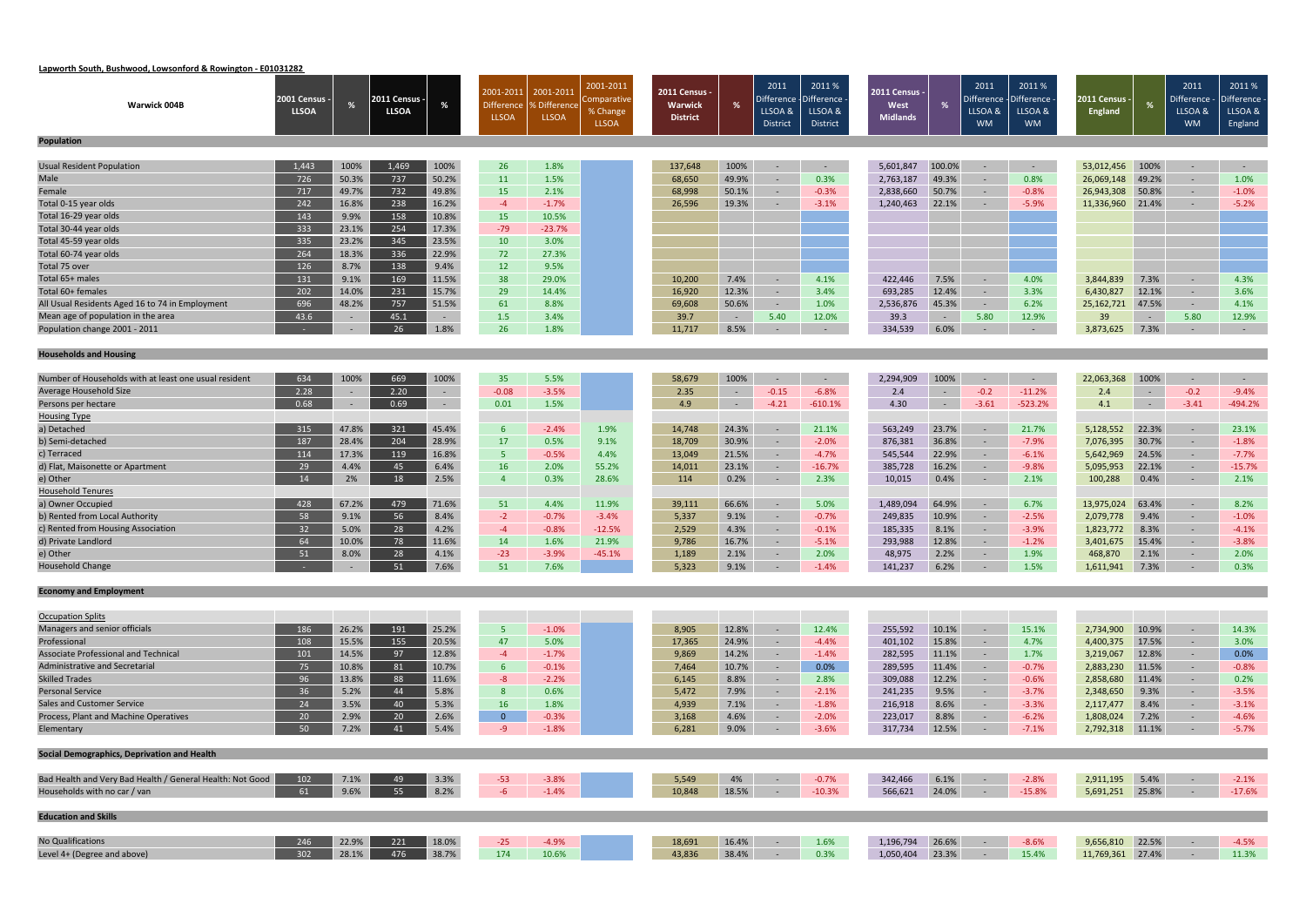**Lapworth South, Bushwood, Lowsonford & Rowington - E01031282**

| Warwick 004B | 2001 Census - LLSOA | % | 2011 Census - LLSOA | % | 2001-2011 Difference LLSOA | 2001-2011 % Difference LLSOA | 2001-2011 Comparative % Change LLSOA | 2011 Census - Warwick District | % | 2011 Difference LLSOA & District | 2011 % Difference - LLSOA & District | 2011 Census - West Midlands | % | 2011 Difference LLSOA & WM | 2011 % Difference - LLSOA & WM | 2011 Census - England | % | 2011 Difference - LLSOA & WM | 2011 % Difference - LLSOA & England |
|---|---|---|---|---|---|---|---|---|---|---|---|---|---|---|---|---|---|---|---|
| **Population** | | | | | | | | | | | | | | | | | | | |
| Usual Resident Population | 1,443 | 100% | 1,469 | 100% | 26 | 1.8% | | 137,648 | 100% | - | - | 5,601,847 | 100.0% | - | - | 53,012,456 | 100% | - | - |
| Male | 726 | 50.3% | 737 | 50.2% | 11 | 1.5% | | 68,650 | 49.9% | - | 0.3% | 2,763,187 | 49.3% | - | 0.8% | 26,069,148 | 49.2% | - | 1.0% |
| Female | 717 | 49.7% | 732 | 49.8% | 15 | 2.1% | | 68,998 | 50.1% | - | -0.3% | 2,838,660 | 50.7% | - | -0.8% | 26,943,308 | 50.8% | - | -1.0% |
| Total 0-15 year olds | 242 | 16.8% | 238 | 16.2% | -4 | -1.7% | | 26,596 | 19.3% | - | -3.1% | 1,240,463 | 22.1% | - | -5.9% | 11,336,960 | 21.4% | - | -5.2% |
| Total 16-29 year olds | 143 | 9.9% | 158 | 10.8% | 15 | 10.5% | | | | | | | | | | | | | |
| Total 30-44 year olds | 333 | 23.1% | 254 | 17.3% | -79 | -23.7% | | | | | | | | | | | | | |
| Total 45-59 year olds | 335 | 23.2% | 345 | 23.5% | 10 | 3.0% | | | | | | | | | | | | | |
| Total 60-74 year olds | 264 | 18.3% | 336 | 22.9% | 72 | 27.3% | | | | | | | | | | | | | |
| Total 75 over | 126 | 8.7% | 138 | 9.4% | 12 | 9.5% | | | | | | | | | | | | | |
| Total 65+ males | 131 | 9.1% | 169 | 11.5% | 38 | 29.0% | | 10,200 | 7.4% | - | 4.1% | 422,446 | 7.5% | - | 4.0% | 3,844,839 | 7.3% | - | 4.3% |
| Total 60+ females | 202 | 14.0% | 231 | 15.7% | 29 | 14.4% | | 16,920 | 12.3% | - | 3.4% | 693,285 | 12.4% | - | 3.3% | 6,430,827 | 12.1% | - | 3.6% |
| All Usual Residents Aged 16 to 74 in Employment | 696 | 48.2% | 757 | 51.5% | 61 | 8.8% | | 69,608 | 50.6% | - | 1.0% | 2,536,876 | 45.3% | - | 6.2% | 25,162,721 | 47.5% | - | 4.1% |
| Mean age of population in the area | 43.6 | - | 45.1 | - | 1.5 | 3.4% | | 39.7 | - | 5.40 | 12.0% | 39.3 | - | 5.80 | 12.9% | 39 | - | 5.80 | 12.9% |
| Population change 2001 - 2011 | - | - | 26 | 1.8% | 26 | 1.8% | | 11,717 | 8.5% | - | - | 334,539 | 6.0% | - | - | 3,873,625 | 7.3% | - | - |
| **Households and Housing** | | | | | | | | | | | | | | | | | | | |
| Number of Households with at least one usual resident | 634 | 100% | 669 | 100% | 35 | 5.5% | | 58,679 | 100% | - | - | 2,294,909 | 100% | - | - | 22,063,368 | 100% | - | - |
| Average Household Size | 2.28 | - | 2.20 | - | -0.08 | -3.5% | | 2.35 | - | -0.15 | -6.8% | 2.4 | - | -0.2 | -11.2% | 2.4 | - | -0.2 | -9.4% |
| Persons per hectare | 0.68 | - | 0.69 | - | 0.01 | 1.5% | | 4.9 | - | -4.21 | -610.1% | 4.30 | - | -3.61 | -523.2% | 4.1 | - | -3.41 | -494.2% |
| Housing Type | | | | | | | | | | | | | | | | | | | |
| a) Detached | 315 | 47.8% | 321 | 45.4% | 6 | -2.4% | 1.9% | 14,748 | 24.3% | - | 21.1% | 563,249 | 23.7% | - | 21.7% | 5,128,552 | 22.3% | - | 23.1% |
| b) Semi-detached | 187 | 28.4% | 204 | 28.9% | 17 | 0.5% | 9.1% | 18,709 | 30.9% | - | -2.0% | 876,381 | 36.8% | - | -7.9% | 7,076,395 | 30.7% | - | -1.8% |
| c) Terraced | 114 | 17.3% | 119 | 16.8% | 5 | -0.5% | 4.4% | 13,049 | 21.5% | - | -4.7% | 545,544 | 22.9% | - | -6.1% | 5,642,969 | 24.5% | - | -7.7% |
| d) Flat, Maisonette or Apartment | 29 | 4.4% | 45 | 6.4% | 16 | 2.0% | 55.2% | 14,011 | 23.1% | - | -16.7% | 385,728 | 16.2% | - | -9.8% | 5,095,953 | 22.1% | - | -15.7% |
| e) Other | 14 | 2% | 18 | 2.5% | 4 | 0.3% | 28.6% | 114 | 0.2% | - | 2.3% | 10,015 | 0.4% | - | 2.1% | 100,288 | 0.4% | - | 2.1% |
| Household Tenures | | | | | | | | | | | | | | | | | | | |
| a) Owner Occupied | 428 | 67.2% | 479 | 71.6% | 51 | 4.4% | 11.9% | 39,111 | 66.6% | - | 5.0% | 1,489,094 | 64.9% | - | 6.7% | 13,975,024 | 63.4% | - | 8.2% |
| b) Rented from Local Authority | 58 | 9.1% | 56 | 8.4% | -2 | -0.7% | -3.4% | 5,337 | 9.1% | - | -0.7% | 249,835 | 10.9% | - | -2.5% | 2,079,778 | 9.4% | - | -1.0% |
| c) Rented from Housing Association | 32 | 5.0% | 28 | 4.2% | -4 | -0.8% | -12.5% | 2,529 | 4.3% | - | -0.1% | 185,335 | 8.1% | - | -3.9% | 1,823,772 | 8.3% | - | -4.1% |
| d) Private Landlord | 64 | 10.0% | 78 | 11.6% | 14 | 1.6% | 21.9% | 9,786 | 16.7% | - | -5.1% | 293,988 | 12.8% | - | -1.2% | 3,401,675 | 15.4% | - | -3.8% |
| e) Other | 51 | 8.0% | 28 | 4.1% | -23 | -3.9% | -45.1% | 1,189 | 2.1% | - | 2.0% | 48,975 | 2.2% | - | 1.9% | 468,870 | 2.1% | - | 2.0% |
| Household Change | - | - | 51 | 7.6% | 51 | 7.6% | | 5,323 | 9.1% | - | -1.4% | 141,237 | 6.2% | - | 1.5% | 1,611,941 | 7.3% | - | 0.3% |
| **Economy and Employment** | | | | | | | | | | | | | | | | | | | |
| Occupation Splits | | | | | | | | | | | | | | | | | | | |
| Managers and senior officials | 186 | 26.2% | 191 | 25.2% | 5 | -1.0% | | 8,905 | 12.8% | - | 12.4% | 255,592 | 10.1% | - | 15.1% | 2,734,900 | 10.9% | - | 14.3% |
| Professional | 108 | 15.5% | 155 | 20.5% | 47 | 5.0% | | 17,365 | 24.9% | - | -4.4% | 401,102 | 15.8% | - | 4.7% | 4,400,375 | 17.5% | - | 3.0% |
| Associate Professional and Technical | 101 | 14.5% | 97 | 12.8% | -4 | -1.7% | | 9,869 | 14.2% | - | -1.4% | 282,595 | 11.1% | - | 1.7% | 3,219,067 | 12.8% | - | 0.0% |
| Administrative and Secretarial | 75 | 10.8% | 81 | 10.7% | 6 | -0.1% | | 7,464 | 10.7% | - | 0.0% | 289,595 | 11.4% | - | -0.7% | 2,883,230 | 11.5% | - | -0.8% |
| Skilled Trades | 96 | 13.8% | 88 | 11.6% | -8 | -2.2% | | 6,145 | 8.8% | - | 2.8% | 309,088 | 12.2% | - | -0.6% | 2,858,680 | 11.4% | - | 0.2% |
| Personal Service | 36 | 5.2% | 44 | 5.8% | 8 | 0.6% | | 5,472 | 7.9% | - | -2.1% | 241,235 | 9.5% | - | -3.7% | 2,348,650 | 9.3% | - | -3.5% |
| Sales and Customer Service | 24 | 3.5% | 40 | 5.3% | 16 | 1.8% | | 4,939 | 7.1% | - | -1.8% | 216,918 | 8.6% | - | -3.3% | 2,117,477 | 8.4% | - | -3.1% |
| Process, Plant and Machine Operatives | 20 | 2.9% | 20 | 2.6% | 0 | -0.3% | | 3,168 | 4.6% | - | -2.0% | 223,017 | 8.8% | - | -6.2% | 1,808,024 | 7.2% | - | -4.6% |
| Elementary | 50 | 7.2% | 41 | 5.4% | -9 | -1.8% | | 6,281 | 9.0% | - | -3.6% | 317,734 | 12.5% | - | -7.1% | 2,792,318 | 11.1% | - | -5.7% |
| **Social Demographics, Deprivation and Health** | | | | | | | | | | | | | | | | | | | |
| Bad Health and Very Bad Health / General Health: Not Good | 102 | 7.1% | 49 | 3.3% | -53 | -3.8% | | 5,549 | 4% | - | -0.7% | 342,466 | 6.1% | - | -2.8% | 2,911,195 | 5.4% | - | -2.1% |
| Households with no car / van | 61 | 9.6% | 55 | 8.2% | -6 | -1.4% | | 10,848 | 18.5% | - | -10.3% | 566,621 | 24.0% | - | -15.8% | 5,691,251 | 25.8% | - | -17.6% |
| **Education and Skills** | | | | | | | | | | | | | | | | | | | |
| No Qualifications | 246 | 22.9% | 221 | 18.0% | -25 | -4.9% | | 18,691 | 16.4% | - | 1.6% | 1,196,794 | 26.6% | - | -8.6% | 9,656,810 | 22.5% | - | -4.5% |
| Level 4+ (Degree and above) | 302 | 28.1% | 476 | 38.7% | 174 | 10.6% | | 43,836 | 38.4% | - | 0.3% | 1,050,404 | 23.3% | - | 15.4% | 11,769,361 | 27.4% | - | 11.3% |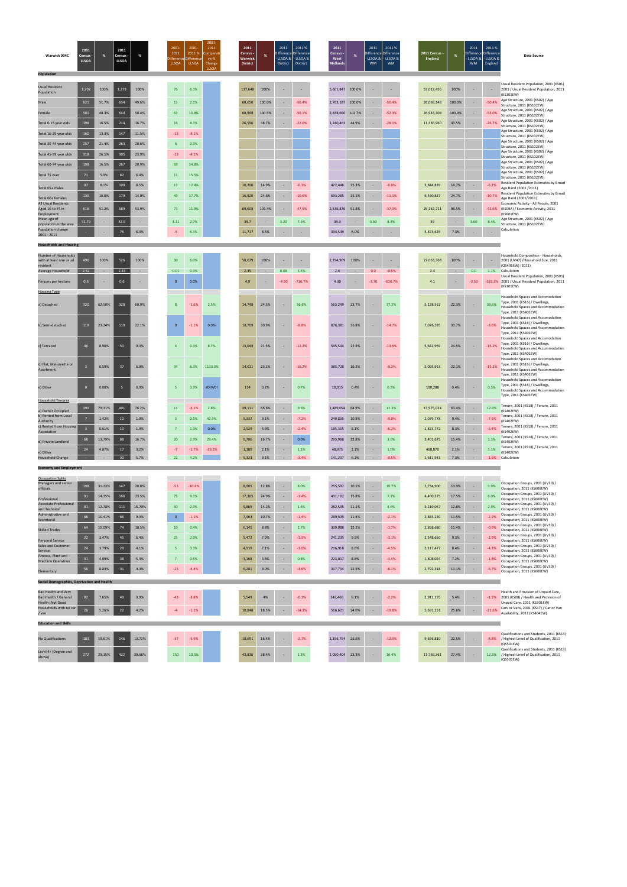| Warwick 004C | 2001 Census - LLSOA | % | 2011 Census - LLSOA | % | 2001-2011 Difference LLSOA | 2001-2011 % Difference LLSOA | 2001-2011 Comparative % Change LLSOA | 2011 Census - Warwick District | % | 2011 Difference - LLSOA & District | 2011 % Difference - LLSOA & District | 2011 Census - West Midlands | % | 2011 Difference - LLSOA & WM | 2011 % Difference - LLSOA & WM | 2011 Census - England | % | 2011 Difference - LLSOA & WM | 2011 % Difference - LLSOA & England | Data Source |
|---|---|---|---|---|---|---|---|---|---|---|---|---|---|---|---|---|---|---|---|---|
| **Population** | | | | | | | | | | | | | | | | | | | | |
| Usual Resident Population | 1,202 | 100% | 1,278 | 100% | 76 | 6.3% | | 137,648 | 100% | - | - | 5,601,847 | 100.0% | - | - | 53,012,456 | 100% | - | - | Usual Resident Population, 2001 (KS01) 2001 / Usual Resident Population, 2011 (KS101EW) |
| Male | 621 | 51.7% | 634 | 49.6% | 13 | 2.1% | | 68,650 | 100.0% | - | -50.4% | 2,763,187 | 100.0% | - | -50.4% | 26,069,148 | 100.0% | - | -50.4% | Age Structure, 2001 (KS02) / Age Structure, 2011 (KS102EW) |
| Female | 581 | 48.3% | 644 | 50.4% | 63 | 10.8% | | 68,998 | 100.5% | - | -50.1% | 2,838,660 | 102.7% | - | -52.3% | 26,943,308 | 103.4% | - | -53.0% | Age Structure, 2001 (KS02) / Age Structure, 2011 (KS102EW) |
| Total 0-15 year olds | 198 | 16.5% | 214 | 16.7% | 16 | 8.1% | | 26,596 | 38.7% | - | -22.0% | 1,240,463 | 44.9% | - | -28.1% | 11,336,960 | 43.5% | - | -26.7% | Age Structure, 2001 (KS02) / Age Structure, 2011 (KS102EW) |
| Total 16-29 year olds | 160 | 13.3% | 147 | 11.5% | -13 | -8.1% | | | | | | | | | | | | | | Age Structure, 2001 (KS02) / Age Structure, 2011 (KS102EW) |
| Total 30-44 year olds | 257 | 21.4% | 263 | 20.6% | 6 | 2.3% | | | | | | | | | | | | | | Age Structure, 2001 (KS02) / Age Structure, 2011 (KS102EW) |
| Total 45-59 year olds | 318 | 26.5% | 305 | 23.9% | -13 | -4.1% | | | | | | | | | | | | | | Age Structure, 2001 (KS02) / Age Structure, 2011 (KS102EW) |
| Total 60-74 year olds | 198 | 16.5% | 267 | 20.9% | 69 | 34.8% | | | | | | | | | | | | | | Age Structure, 2001 (KS02) / Age Structure, 2011 (KS102EW) |
| Total 75 over | 71 | 5.9% | 82 | 6.4% | 11 | 15.5% | | | | | | | | | | | | | | Age Structure, 2001 (KS02) / Age Structure, 2011 (KS102EW) |
| Total 65+ males | 97 | 8.1% | 109 | 8.5% | 12 | 12.4% | | 10,200 | 14.9% | - | -6.3% | 422,446 | 15.3% | - | -6.8% | 3,844,839 | 14.7% | - | -6.2% | Resident Population Estimates by Broad Age Band (2001 /2011) |
| Total 60+ females | 130 | 10.8% | 179 | 14.0% | 49 | 37.7% | | 16,920 | 24.6% | - | -10.6% | 693,285 | 25.1% | - | -11.1% | 6,430,827 | 24.7% | - | -10.7% | Resident Population Estimates by Broad Age Band (2001/2011) |
| All Usual Residents Aged 16 to 74 in Employment | 616 | 51.2% | 689 | 53.9% | 73 | 11.9% | | 69,608 | 101.4% | - | -47.5% | 2,536,876 | 91.8% | - | -37.9% | 25,162,721 | 96.5% | - | -42.6% | Economic Activity - All People, 2001 (KS09A) / Economic Activity, 2011 (KS601EW) |
| Mean age of population in the area | 41.79 | - | 42.9 | - | 1.11 | 2.7% | | 39.7 | - | 3.20 | 7.5% | 39.3 | - | 3.60 | 8.4% | 39 | - | 3.60 | 8.4% | Age Structure, 2001 (KS02) / Age Structure, 2011 (KS102EW) |
| Population change 2001 - 2011 | - | - | 76 | 6.3% | -5 | 6.3% | | 11,717 | 8.5% | - | - | 334,539 | 6.0% | - | - | 3,873,625 | 7.3% | - | - | Calculation |
| **Households and Housing** | | | | | | | | | | | | | | | | | | | | |
| Number of Households with at least one usual resident | 496 | 100% | 526 | 100% | 30 | 6.0% | | 58,679 | 100% | - | - | 2,294,909 | 100% | - | - | 22,063,368 | 100% | - | - | Household Composition - Households, 2001 (UV47) /Household Size, 2011 (QS406EW) (2011) |
| Average Household | 2.42 | - | 2.43 | - | 0.01 | 0.3% | | 2.35 | - | 0.08 | 3.5% | 2.4 | - | 0.0 | -0.5% | 2.4 | - | 0.0 | 1.1% | Calculation |
| Persons per hectare | 0.6 | - | 0.6 | - | 0 | 0.0% | | 4.9 | - | -4.30 | -716.7% | 4.30 | - | -3.70 | -616.7% | 4.1 | - | -3.50 | -583.3% | Usual Resident Population, 2001 (KS01) 2001 / Usual Resident Population, 2011 (KS101EW) |
| Housing Type | | | | | | | | | | | | | | | | | | | | |
| a) Detached | 320 | 62.50% | 328 | 60.9% | 8 | -1.6% | 2.5% | 14,748 | 24.3% | - | 36.6% | 563,249 | 23.7% | - | 37.2% | 5,128,552 | 22.3% | - | 38.6% | Household Spaces and Accomodation Type, 2001 (KS16) / Dwellings, Household Spaces and Accommodation Type, 2011 (KS401EW) |
| b) Semi-detached | 119 | 23.24% | 119 | 22.1% | 0 | -1.1% | 0.0% | 18,709 | 30.9% | - | -8.8% | 876,381 | 36.8% | - | -14.7% | 7,076,395 | 30.7% | - | -8.6% | Household Spaces and Accomodation Type, 2001 (KS16) / Dwellings, Household Spaces and Accommodation Type, 2011 (KS401EW) |
| c) Terraced | 46 | 8.98% | 50 | 9.3% | 4 | 0.3% | 8.7% | 13,049 | 21.5% | - | -12.2% | 545,544 | 22.9% | - | -13.6% | 5,642,969 | 24.5% | - | -15.2% | Household Spaces and Accomodation Type, 2001 (KS16) / Dwellings, Household Spaces and Accommodation Type, 2011 (KS401EW) |
| d) Flat, Maisonette or Apartment | 3 | 0.59% | 37 | 6.9% | 34 | 6.3% | 1133.3% | 14,011 | 23.1% | - | -16.2% | 385,728 | 16.2% | - | -9.3% | 5,095,953 | 22.1% | - | -15.2% | Household Spaces and Accomodation Type, 2001 (KS16) / Dwellings, Household Spaces and Accommodation Type, 2011 (KS401EW) |
| e) Other | 0 | 0.00% | 5 | 0.9% | 5 | 0.9% | #DIV/0! | 114 | 0.2% | - | 0.7% | 10,015 | 0.4% | - | 0.5% | 100,288 | 0.4% | - | 0.5% | Household Spaces and Accomodation Type, 2001 (KS16) / Dwellings, Household Spaces and Accommodation Type, 2011 (KS401EW) |
| Household Tenures | | | | | | | | | | | | | | | | | | | | |
| a) Owner Occupied | 390 | 79.31% | 401 | 76.2% | 11 | -3.1% | 2.8% | 39,111 | 66.6% | - | 9.6% | 1,489,094 | 64.9% | - | 11.3% | 13,975,024 | 63.4% | - | 12.8% | Tenure, 2001 (KS18) / Tenure, 2011 (KS402EW) |
| b) Rented from Local Authority | 7 | 1.42% | 10 | 1.9% | 3 | 0.5% | 42.9% | 5,337 | 9.1% | - | -7.2% | 249,835 | 10.9% | - | -9.0% | 2,079,778 | 9.4% | - | -7.5% | Tenure, 2001 (KS18) / Tenure, 2011 (KS402EW) |
| c) Rented from Housing Association | 3 | 0.61% | 10 | 1.9% | 7 | 1.3% | 0.0% | 2,529 | 4.3% | - | -2.4% | 185,335 | 8.1% | - | -6.2% | 1,823,772 | 8.3% | - | -6.4% | Tenure, 2001 (KS18) / Tenure, 2011 (KS402EW) |
| d) Private Landlord | 68 | 13.79% | 88 | 16.7% | 20 | 2.9% | 29.4% | 9,786 | 16.7% | - | 0.0% | 293,988 | 12.8% | - | 3.9% | 3,401,675 | 15.4% | - | 1.3% | Tenure, 2001 (KS18) / Tenure, 2011 (KS402EW) |
| e) Other | 24 | 4.87% | 17 | 3.2% | -7 | -1.7% | -29.2% | 1,189 | 2.1% | - | 1.1% | 48,975 | 2.2% | - | 1.0% | 468,870 | 2.1% | - | 1.1% | Tenure, 2001 (KS18) / Tenure, 2011 (KS402EW) |
| Household Change | - | - | 30 | 5.7% | 22 | 4.2% | | 5,323 | 9.1% | - | -3.4% | 141,237 | 6.2% | - | -0.5% | 1,611,941 | 7.3% | - | -1.6% | Calculation |
| **Economy and Employment** | | | | | | | | | | | | | | | | | | | | |
| Occupation Splits | | | | | | | | | | | | | | | | | | | | |
| Managers and senior officials | 198 | 31.23% | 147 | 20.8% | -51 | -10.4% | | 8,905 | 12.8% | - | 8.0% | 255,592 | 10.1% | - | 10.7% | 2,734,900 | 10.9% | - | 9.9% | Occupation Groups, 2001 (UV30) / Occupation, 2011 (KS608EW) |
| Professional | 91 | 14.35% | 166 | 23.5% | 75 | 9.1% | | 17,365 | 24.9% | - | -1.4% | 401,102 | 15.8% | - | 7.7% | 4,400,375 | 17.5% | - | 6.0% | Occupation Groups, 2001 (UV30) / Occupation, 2011 (KS608EW) |
| Associate Professional and Technical | 81 | 12.78% | 111 | 15.70% | 30 | 2.9% | | 9,869 | 14.2% | - | 1.5% | 282,595 | 11.1% | - | 4.6% | 3,219,067 | 12.8% | - | 2.9% | Occupation Groups, 2001 (UV30) / Occupation, 2011 (KS608EW) |
| Administrative and Secretarial | 66 | 10.41% | 66 | 9.3% | 0 | -1.1% | | 7,464 | 10.7% | - | -1.4% | 289,595 | 11.4% | - | -2.1% | 2,883,230 | 11.5% | - | -2.2% | Occupation Groups, 2001 (UV30) / Occupation, 2011 (KS608EW) |
| Skilled Trades | 64 | 10.09% | 74 | 10.5% | 10 | 0.4% | | 6,145 | 8.8% | - | 1.7% | 309,088 | 12.2% | - | -1.7% | 2,858,680 | 11.4% | - | -0.9% | Occupation Groups, 2001 (UV30) / Occupation, 2011 (KS608EW) |
| Personal Service | 22 | 3.47% | 45 | 6.4% | 23 | 2.9% | | 5,472 | 7.9% | - | -1.5% | 241,235 | 9.5% | - | -3.1% | 2,348,650 | 9.3% | - | -2.9% | Occupation Groups, 2001 (UV30) / Occupation, 2011 (KS608EW) |
| Sales and Customer Service | 24 | 3.79% | 29 | 4.1% | 5 | 0.3% | | 4,939 | 7.1% | - | -3.0% | 216,918 | 8.6% | - | -4.5% | 2,117,477 | 8.4% | - | -4.3% | Occupation Groups, 2001 (UV30) / Occupation, 2011 (KS608EW) |
| Process, Plant and Machine Operatives | 31 | 4.89% | 38 | 5.4% | 7 | 0.5% | | 3,168 | 4.6% | - | 0.8% | 223,017 | 8.8% | - | -3.4% | 1,808,024 | 7.2% | - | -1.8% | Occupation Groups, 2001 (UV30) / Occupation, 2011 (KS608EW) |
| Elementary | 56 | 8.83% | 31 | 4.4% | -25 | -4.4% | | 6,281 | 9.0% | - | -4.6% | 317,734 | 12.5% | - | -8.1% | 2,792,318 | 11.1% | - | -6.7% | Occupation Groups, 2001 (UV30) / Occupation, 2011 (KS608EW) |
| **Social Demographics, Deprivation and Health** | | | | | | | | | | | | | | | | | | | | |
| Bad Health and Very Bad Health / General Health: Not Good | 92 | 7.65% | 49 | 3.9% | -43 | -3.8% | | 5,549 | 4% | - | -0.1% | 342,466 | 6.1% | - | -2.2% | 2,911,195 | 5.4% | - | -1.5% | Health and Provision of Unpaid Care, 2001 (KS08) / Health and Provision of Unpaid Care, 2011 (KS301EW) |
| Households with no car / van | 26 | 5.26% | 22 | 4.2% | -4 | -1.1% | | 10,848 | 18.5% | - | -14.3% | 566,621 | 24.0% | - | -19.8% | 5,691,251 | 25.8% | - | -21.6% | Cars or Vans, 2001 (KS17) / Car or Van Availability, 2011 (KS404EW) |
| **Education and Skills** | | | | | | | | | | | | | | | | | | | | |
| No Qualifications | 183 | 19.61% | 146 | 13.72% | -37 | -5.9% | | 18,691 | 16.4% | - | -2.7% | 1,196,794 | 26.6% | - | -12.9% | 9,656,810 | 22.5% | - | -8.8% | Qualifications and Students, 2011 (KS13) / Highest Level of Qualification, 2011 (QS501EW) |
| Level 4+ (Degree and above) | 272 | 29.15% | 422 | 39.66% | 150 | 10.5% | | 43,836 | 38.4% | - | 1.3% | 1,050,404 | 23.3% | - | 16.4% | 11,769,361 | 27.4% | - | 12.3% | Qualifications and Students, 2011 (KS13) / Highest Level of Qualification, 2011 (QS501EW) |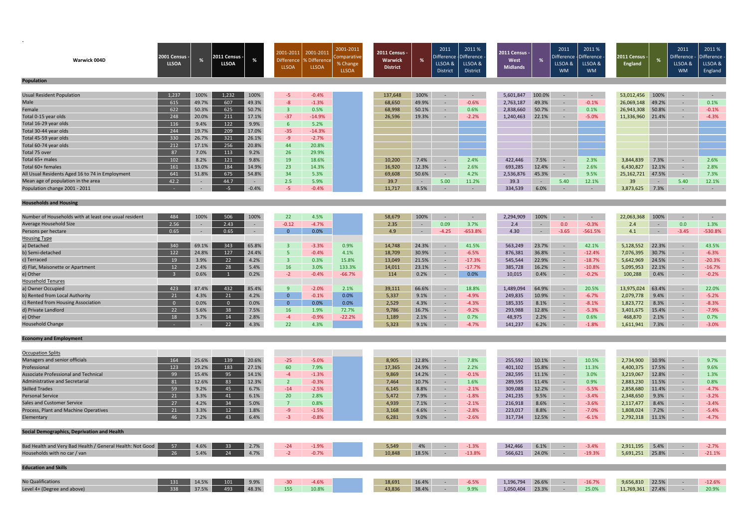| Warwick 004D | 2001 Census - LLSOA | % | 2011 Census - LLSOA | % | 2001-2011 Difference LLSOA | 2001-2011 % Difference LLSOA | 2001-2011 Comparative % Change LLSOA | 2011 Census - Warwick District | % | 2011 Difference - LLSOA & District | 2011 % Difference - LLSOA & District | 2011 Census - West Midlands | % | 2011 Difference - LLSOA & WM | 2011 % Difference - LLSOA & WM | 2011 Census - England | % | 2011 Difference - LLSOA & WM | 2011 % Difference - LLSOA & England |
|---|---|---|---|---|---|---|---|---|---|---|---|---|---|---|---|---|---|---|---|
| **Population** | | | | | | | | | | | | | | | | | | | |
| Usual Resident Population | 1,237 | 100% | 1,232 | 100% | -5 | -0.4% | | 137,648 | 100% | - | - | 5,601,847 | 100.0% | - | - | 53,012,456 | 100% | - | - |
| Male | 615 | 49.7% | 607 | 49.3% | -8 | -1.3% | | 68,650 | 49.9% | - | -0.6% | 2,763,187 | 49.3% | - | -0.1% | 26,069,148 | 49.2% | - | 0.1% |
| Female | 622 | 50.3% | 625 | 50.7% | 3 | 0.5% | | 68,998 | 50.1% | - | 0.6% | 2,838,660 | 50.7% | - | 0.1% | 26,943,308 | 50.8% | - | -0.1% |
| Total 0-15 year olds | 248 | 20.0% | 211 | 17.1% | -37 | -14.9% | | 26,596 | 19.3% | - | -2.2% | 1,240,463 | 22.1% | - | -5.0% | 11,336,960 | 21.4% | - | -4.3% |
| Total 16-29 year olds | 116 | 9.4% | 122 | 9.9% | 6 | 5.2% | | | | | | | | | | | | | |
| Total 30-44 year olds | 244 | 19.7% | 209 | 17.0% | -35 | -14.3% | | | | | | | | | | | | | |
| Total 45-59 year olds | 330 | 26.7% | 321 | 26.1% | -9 | -2.7% | | | | | | | | | | | | | |
| Total 60-74 year olds | 212 | 17.1% | 256 | 20.8% | 44 | 20.8% | | | | | | | | | | | | | |
| Total 75 over | 87 | 7.0% | 113 | 9.2% | 26 | 29.9% | | | | | | | | | | | | | |
| Total 65+ males | 102 | 8.2% | 121 | 9.8% | 19 | 18.6% | | 10,200 | 7.4% | - | 2.4% | 422,446 | 7.5% | - | 2.3% | 3,844,839 | 7.3% | - | 2.6% |
| Total 60+ females | 161 | 13.0% | 184 | 14.9% | 23 | 14.3% | | 16,920 | 12.3% | - | 2.6% | 693,285 | 12.4% | - | 2.6% | 6,430,827 | 12.1% | - | 2.8% |
| All Usual Residents Aged 16 to 74 in Employment | 641 | 51.8% | 675 | 54.8% | 34 | 5.3% | | 69,608 | 50.6% | - | 4.2% | 2,536,876 | 45.3% | - | 9.5% | 25,162,721 | 47.5% | - | 7.3% |
| Mean age of population in the area | 42.2 | - | 44.7 | - | 2.5 | 5.9% | | 39.7 | - | 5.00 | 11.2% | 39.3 | - | 5.40 | 12.1% | 39 | - | 5.40 | 12.1% |
| Population change 2001 - 2011 | - | - | -5 | -0.4% | -5 | -0.4% | | 11,717 | 8.5% | - | - | 334,539 | 6.0% | - | - | 3,873,625 | 7.3% | - | - |
| **Households and Housing** | | | | | | | | | | | | | | | | | | | |
| Number of Households with at least one usual resident | 484 | 100% | 506 | 100% | 22 | 4.5% | | 58,679 | 100% | - | - | 2,294,909 | 100% | - | - | 22,063,368 | 100% | - | - |
| Average Household Size | 2.56 | - | 2.43 | - | -0.12 | -4.7% | | 2.35 | - | 0.09 | 3.7% | 2.4 | - | 0.0 | -0.3% | 2.4 | - | 0.0 | 1.3% |
| Persons per hectare | 0.65 | - | 0.65 | - | 0 | 0.0% | | 4.9 | - | -4.25 | -653.8% | 4.30 | - | -3.65 | -561.5% | 4.1 | - | -3.45 | -530.8% |
| Housing Type | | | | | | | | | | | | | | | | | | | |
| a) Detached | 340 | 69.1% | 343 | 65.8% | 3 | -3.3% | 0.9% | 14,748 | 24.3% | - | 41.5% | 563,249 | 23.7% | - | 42.1% | 5,128,552 | 22.3% | - | 43.5% |
| b) Semi-detached | 122 | 24.8% | 127 | 24.4% | 5 | -0.4% | 4.1% | 18,709 | 30.9% | - | -6.5% | 876,381 | 36.8% | - | -12.4% | 7,076,395 | 30.7% | - | -6.3% |
| c) Terraced | 19 | 3.9% | 22 | 4.2% | 3 | 0.3% | 15.8% | 13,049 | 21.5% | - | -17.3% | 545,544 | 22.9% | - | -18.7% | 5,642,969 | 24.5% | - | -20.3% |
| d) Flat, Maisonette or Apartment | 12 | 2.4% | 28 | 5.4% | 16 | 3.0% | 133.3% | 14,011 | 23.1% | - | -17.7% | 385,728 | 16.2% | - | -10.8% | 5,095,953 | 22.1% | - | -16.7% |
| e) Other | 3 | 0.6% | 1 | 0.2% | -2 | -0.4% | -66.7% | 114 | 0.2% | - | 0.0% | 10,015 | 0.4% | - | -0.2% | 100,288 | 0.4% | - | -0.2% |
| Household Tenures | | | | | | | | | | | | | | | | | | | |
| a) Owner Occupied | 423 | 87.4% | 432 | 85.4% | 9 | -2.0% | 2.1% | 39,111 | 66.6% | - | 18.8% | 1,489,094 | 64.9% | - | 20.5% | 13,975,024 | 63.4% | - | 22.0% |
| b) Rented from Local Authority | 21 | 4.3% | 21 | 4.2% | 0 | -0.1% | 0.0% | 5,337 | 9.1% | - | -4.9% | 249,835 | 10.9% | - | -6.7% | 2,079,778 | 9.4% | - | -5.2% |
| c) Rented from Housing Association | 0 | 0.0% | 0 | 0.0% | 0 | 0.0% | 0.0% | 2,529 | 4.3% | - | -4.3% | 185,335 | 8.1% | - | -8.1% | 1,823,772 | 8.3% | - | -8.3% |
| d) Private Landlord | 22 | 5.6% | 38 | 7.5% | 16 | 1.9% | 72.7% | 9,786 | 16.7% | - | -9.2% | 293,988 | 12.8% | - | -5.3% | 3,401,675 | 15.4% | - | -7.9% |
| e) Other | 18 | 3.7% | 14 | 2.8% | -4 | -0.9% | -22.2% | 1,189 | 2.1% | - | 0.7% | 48,975 | 2.2% | - | 0.6% | 468,870 | 2.1% | - | 0.7% |
| Household Change | - | - | 22 | 4.3% | 22 | 4.3% | | 5,323 | 9.1% | - | -4.7% | 141,237 | 6.2% | - | -1.8% | 1,611,941 | 7.3% | - | -3.0% |
| **Economy and Employment** | | | | | | | | | | | | | | | | | | | |
| Occupation Splits | | | | | | | | | | | | | | | | | | | |
| Managers and senior officials | 164 | 25.6% | 139 | 20.6% | -25 | -5.0% | | 8,905 | 12.8% | - | 7.8% | 255,592 | 10.1% | - | 10.5% | 2,734,900 | 10.9% | - | 9.7% |
| Professional | 123 | 19.2% | 183 | 27.1% | 60 | 7.9% | | 17,365 | 24.9% | - | 2.2% | 401,102 | 15.8% | - | 11.3% | 4,400,375 | 17.5% | - | 9.6% |
| Associate Professional and Technical | 99 | 15.4% | 95 | 14.1% | -4 | -1.3% | | 9,869 | 14.2% | - | -0.1% | 282,595 | 11.1% | - | 3.0% | 3,219,067 | 12.8% | - | 1.3% |
| Administrative and Secretarial | 81 | 12.6% | 83 | 12.3% | 2 | -0.3% | | 7,464 | 10.7% | - | 1.6% | 289,595 | 11.4% | - | 0.9% | 2,883,230 | 11.5% | - | 0.8% |
| Skilled Trades | 59 | 9.2% | 45 | 6.7% | -14 | -2.5% | | 6,145 | 8.8% | - | -2.1% | 309,088 | 12.2% | - | -5.5% | 2,858,680 | 11.4% | - | -4.7% |
| Personal Service | 21 | 3.3% | 41 | 6.1% | 20 | 2.8% | | 5,472 | 7.9% | - | -1.8% | 241,235 | 9.5% | - | -3.4% | 2,348,650 | 9.3% | - | -3.2% |
| Sales and Customer Service | 27 | 4.2% | 34 | 5.0% | 7 | 0.8% | | 4,939 | 7.1% | - | -2.1% | 216,918 | 8.6% | - | -3.6% | 2,117,477 | 8.4% | - | -3.4% |
| Process, Plant and Machine Operatives | 21 | 3.3% | 12 | 1.8% | -9 | -1.5% | | 3,168 | 4.6% | - | -2.8% | 223,017 | 8.8% | - | -7.0% | 1,808,024 | 7.2% | - | -5.4% |
| Elementary | 46 | 7.2% | 43 | 6.4% | -3 | -0.8% | | 6,281 | 9.0% | - | -2.6% | 317,734 | 12.5% | - | -6.1% | 2,792,318 | 11.1% | - | -4.7% |
| **Social Demographics, Deprivation and Health** | | | | | | | | | | | | | | | | | | | |
| Bad Health and Very Bad Health / General Health: Not Good | 57 | 4.6% | 33 | 2.7% | -24 | -1.9% | | 5,549 | 4% | - | -1.3% | 342,466 | 6.1% | - | -3.4% | 2,911,195 | 5.4% | - | -2.7% |
| Households with no car / van | 26 | 5.4% | 24 | 4.7% | -2 | -0.7% | | 10,848 | 18.5% | - | -13.8% | 566,621 | 24.0% | - | -19.3% | 5,691,251 | 25.8% | - | -21.1% |
| **Education and Skills** | | | | | | | | | | | | | | | | | | | |
| No Qualifications | 131 | 14.5% | 101 | 9.9% | -30 | -4.6% | | 18,691 | 16.4% | - | -6.5% | 1,196,794 | 26.6% | - | -16.7% | 9,656,810 | 22.5% | - | -12.6% |
| Level 4+ (Degree and above) | 338 | 37.5% | 493 | 48.3% | 155 | 10.8% | | 43,836 | 38.4% | - | 9.9% | 1,050,404 | 23.3% | - | 25.0% | 11,769,361 | 27.4% | - | 20.9% |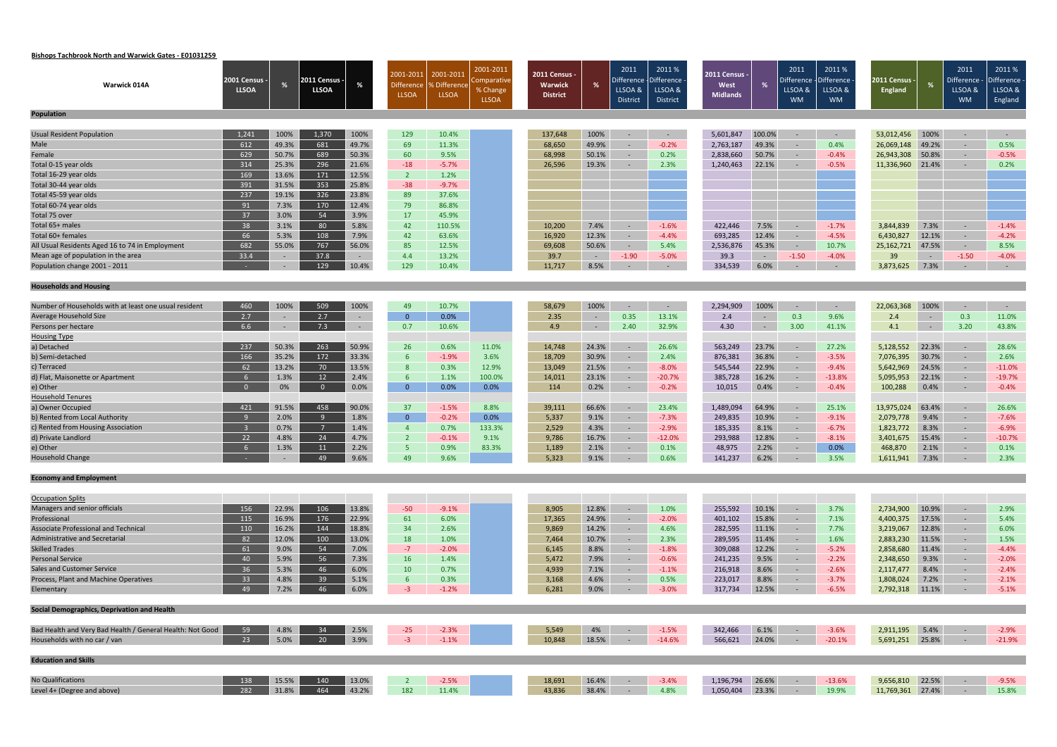**Bishops Tachbrook North and Warwick Gates - E01031259**

| Warwick 014A | 2001 Census - LLSOA | % | 2011 Census - LLSOA | % | 2001-2011 Difference LLSOA | 2001-2011 % Difference LLSOA | 2001-2011 Comparative % Change LLSOA | 2011 Census - Warwick District | % | 2011 Difference LLSOA & District | 2011 % Difference - LLSOA & District | 2011 Census - West Midlands | % | 2011 Difference LLSOA & WM | 2011 % Difference - LLSOA & WM | 2011 Census - England | % | 2011 Difference - LLSOA & WM | 2011 % Difference - LLSOA & England |
|---|---|---|---|---|---|---|---|---|---|---|---|---|---|---|---|---|---|---|---|
| **Population** | | | | | | | | | | | | | | | | | | | |
| Usual Resident Population | 1,241 | 100% | 1,370 | 100% | 129 | 10.4% | | 137,648 | 100% | - | - | 5,601,847 | 100.0% | - | - | 53,012,456 | 100% | - | - |
| Male | 612 | 49.3% | 681 | 49.7% | 69 | 11.3% | | 68,650 | 49.9% | - | -0.2% | 2,763,187 | 49.3% | - | 0.4% | 26,069,148 | 49.2% | - | 0.5% |
| Female | 629 | 50.7% | 689 | 50.3% | 60 | 9.5% | | 68,998 | 50.1% | - | 0.2% | 2,838,660 | 50.7% | - | -0.4% | 26,943,308 | 50.8% | - | -0.5% |
| Total 0-15 year olds | 314 | 25.3% | 296 | 21.6% | -18 | -5.7% | | 26,596 | 19.3% | - | 2.3% | 1,240,463 | 22.1% | - | -0.5% | 11,336,960 | 21.4% | - | 0.2% |
| Total 16-29 year olds | 169 | 13.6% | 171 | 12.5% | 2 | 1.2% | | | | | | | | | | | | | |
| Total 30-44 year olds | 391 | 31.5% | 353 | 25.8% | -38 | -9.7% | | | | | | | | | | | | | |
| Total 45-59 year olds | 237 | 19.1% | 326 | 23.8% | 89 | 37.6% | | | | | | | | | | | | | |
| Total 60-74 year olds | 91 | 7.3% | 170 | 12.4% | 79 | 86.8% | | | | | | | | | | | | | |
| Total 75 over | 37 | 3.0% | 54 | 3.9% | 17 | 45.9% | | | | | | | | | | | | | |
| Total 65+ males | 38 | 3.1% | 80 | 5.8% | 42 | 110.5% | | 10,200 | 7.4% | - | -1.6% | 422,446 | 7.5% | - | -1.7% | 3,844,839 | 7.3% | - | -1.4% |
| Total 60+ females | 66 | 5.3% | 108 | 7.9% | 42 | 63.6% | | 16,920 | 12.3% | - | -4.4% | 693,285 | 12.4% | - | -4.5% | 6,430,827 | 12.1% | - | -4.2% |
| All Usual Residents Aged 16 to 74 in Employment | 682 | 55.0% | 767 | 56.0% | 85 | 12.5% | | 69,608 | 50.6% | - | 5.4% | 2,536,876 | 45.3% | - | 10.7% | 25,162,721 | 47.5% | - | 8.5% |
| Mean age of population in the area | 33.4 | - | 37.8 | - | 4.4 | 13.2% | | 39.7 | - | -1.90 | -5.0% | 39.3 | - | -1.50 | -4.0% | 39 | - | -1.50 | -4.0% |
| Population change 2001 - 2011 | - | - | 129 | 10.4% | 129 | 10.4% | | 11,717 | 8.5% | - | - | 334,539 | 6.0% | - | - | 3,873,625 | 7.3% | - | - |
| **Households and Housing** | | | | | | | | | | | | | | | | | | | |
| Number of Households with at least one usual resident | 460 | 100% | 509 | 100% | 49 | 10.7% | | 58,679 | 100% | - | - | 2,294,909 | 100% | - | - | 22,063,368 | 100% | - | - |
| Average Household Size | 2.7 | - | 2.7 | - | 0 | 0.0% | | 2.35 | - | 0.35 | 13.1% | 2.4 | - | 0.3 | 9.6% | 2.4 | - | 0.3 | 11.0% |
| Persons per hectare | 6.6 | - | 7.3 | - | 0.7 | 10.6% | | 4.9 | - | 2.40 | 32.9% | 4.30 | - | 3.00 | 41.1% | 4.1 | - | 3.20 | 43.8% |
| Housing Type | | | | | | | | | | | | | | | | | | | |
| a) Detached | 237 | 50.3% | 263 | 50.9% | 26 | 0.6% | 11.0% | 14,748 | 24.3% | - | 26.6% | 563,249 | 23.7% | - | 27.2% | 5,128,552 | 22.3% | - | 28.6% |
| b) Semi-detached | 166 | 35.2% | 172 | 33.3% | 6 | -1.9% | 3.6% | 18,709 | 30.9% | - | 2.4% | 876,381 | 36.8% | - | -3.5% | 7,076,395 | 30.7% | - | 2.6% |
| c) Terraced | 62 | 13.2% | 70 | 13.5% | 8 | 0.3% | 12.9% | 13,049 | 21.5% | - | -8.0% | 545,544 | 22.9% | - | -9.4% | 5,642,969 | 24.5% | - | -11.0% |
| d) Flat, Maisonette or Apartment | 6 | 1.3% | 12 | 2.4% | 6 | 1.1% | 100.0% | 14,011 | 23.1% | - | -20.7% | 385,728 | 16.2% | - | -13.8% | 5,095,953 | 22.1% | - | -19.7% |
| e) Other | 0 | 0% | 0 | 0.0% | 0 | 0.0% | 0.0% | 114 | 0.2% | - | -0.2% | 10,015 | 0.4% | - | -0.4% | 100,288 | 0.4% | - | -0.4% |
| Household Tenures | | | | | | | | | | | | | | | | | | | |
| a) Owner Occupied | 421 | 91.5% | 458 | 90.0% | 37 | -1.5% | 8.8% | 39,111 | 66.6% | - | 23.4% | 1,489,094 | 64.9% | - | 25.1% | 13,975,024 | 63.4% | - | 26.6% |
| b) Rented from Local Authority | 9 | 2.0% | 9 | 1.8% | 0 | -0.2% | 0.0% | 5,337 | 9.1% | - | -7.3% | 249,835 | 10.9% | - | -9.1% | 2,079,778 | 9.4% | - | -7.6% |
| c) Rented from Housing Association | 3 | 0.7% | 7 | 1.4% | 4 | 0.7% | 133.3% | 2,529 | 4.3% | - | -2.9% | 185,335 | 8.1% | - | -6.7% | 1,823,772 | 8.3% | - | -6.9% |
| d) Private Landlord | 22 | 4.8% | 24 | 4.7% | 2 | -0.1% | 9.1% | 9,786 | 16.7% | - | -12.0% | 293,988 | 12.8% | - | -8.1% | 3,401,675 | 15.4% | - | -10.7% |
| e) Other | 6 | 1.3% | 11 | 2.2% | 5 | 0.9% | 83.3% | 1,189 | 2.1% | - | 0.1% | 48,975 | 2.2% | - | 0.0% | 468,870 | 2.1% | - | 0.1% |
| Household Change | - | - | 49 | 9.6% | 49 | 9.6% | | 5,323 | 9.1% | - | 0.6% | 141,237 | 6.2% | - | 3.5% | 1,611,941 | 7.3% | - | 2.3% |
| **Economy and Employment** | | | | | | | | | | | | | | | | | | | |
| Occupation Splits | | | | | | | | | | | | | | | | | | | |
| Managers and senior officials | 156 | 22.9% | 106 | 13.8% | -50 | -9.1% | | 8,905 | 12.8% | - | 1.0% | 255,592 | 10.1% | - | 3.7% | 2,734,900 | 10.9% | - | 2.9% |
| Professional | 115 | 16.9% | 176 | 22.9% | 61 | 6.0% | | 17,365 | 24.9% | - | -2.0% | 401,102 | 15.8% | - | 7.1% | 4,400,375 | 17.5% | - | 5.4% |
| Associate Professional and Technical | 110 | 16.2% | 144 | 18.8% | 34 | 2.6% | | 9,869 | 14.2% | - | 4.6% | 282,595 | 11.1% | - | 7.7% | 3,219,067 | 12.8% | - | 6.0% |
| Administrative and Secretarial | 82 | 12.0% | 100 | 13.0% | 18 | 1.0% | | 7,464 | 10.7% | - | 2.3% | 289,595 | 11.4% | - | 1.6% | 2,883,230 | 11.5% | - | 1.5% |
| Skilled Trades | 61 | 9.0% | 54 | 7.0% | -7 | -2.0% | | 6,145 | 8.8% | - | -1.8% | 309,088 | 12.2% | - | -5.2% | 2,858,680 | 11.4% | - | -4.4% |
| Personal Service | 40 | 5.9% | 56 | 7.3% | 16 | 1.4% | | 5,472 | 7.9% | - | -0.6% | 241,235 | 9.5% | - | -2.2% | 2,348,650 | 9.3% | - | -2.0% |
| Sales and Customer Service | 36 | 5.3% | 46 | 6.0% | 10 | 0.7% | | 4,939 | 7.1% | - | -1.1% | 216,918 | 8.6% | - | -2.6% | 2,117,477 | 8.4% | - | -2.4% |
| Process, Plant and Machine Operatives | 33 | 4.8% | 39 | 5.1% | 6 | 0.3% | | 3,168 | 4.6% | - | 0.5% | 223,017 | 8.8% | - | -3.7% | 1,808,024 | 7.2% | - | -2.1% |
| Elementary | 49 | 7.2% | 46 | 6.0% | -3 | -1.2% | | 6,281 | 9.0% | - | -3.0% | 317,734 | 12.5% | - | -6.5% | 2,792,318 | 11.1% | - | -5.1% |
| **Social Demographics, Deprivation and Health** | | | | | | | | | | | | | | | | | | | |
| Bad Health and Very Bad Health / General Health: Not Good | 59 | 4.8% | 34 | 2.5% | -25 | -2.3% | | 5,549 | 4% | - | -1.5% | 342,466 | 6.1% | - | -3.6% | 2,911,195 | 5.4% | - | -2.9% |
| Households with no car / van | 23 | 5.0% | 20 | 3.9% | -3 | -1.1% | | 10,848 | 18.5% | - | -14.6% | 566,621 | 24.0% | - | -20.1% | 5,691,251 | 25.8% | - | -21.9% |
| **Education and Skills** | | | | | | | | | | | | | | | | | | | |
| No Qualifications | 138 | 15.5% | 140 | 13.0% | 2 | -2.5% | | 18,691 | 16.4% | - | -3.4% | 1,196,794 | 26.6% | - | -13.6% | 9,656,810 | 22.5% | - | -9.5% |
| Level 4+ (Degree and above) | 282 | 31.8% | 464 | 43.2% | 182 | 11.4% | | 43,836 | 38.4% | - | 4.8% | 1,050,404 | 23.3% | - | 19.9% | 11,769,361 | 27.4% | - | 15.8% |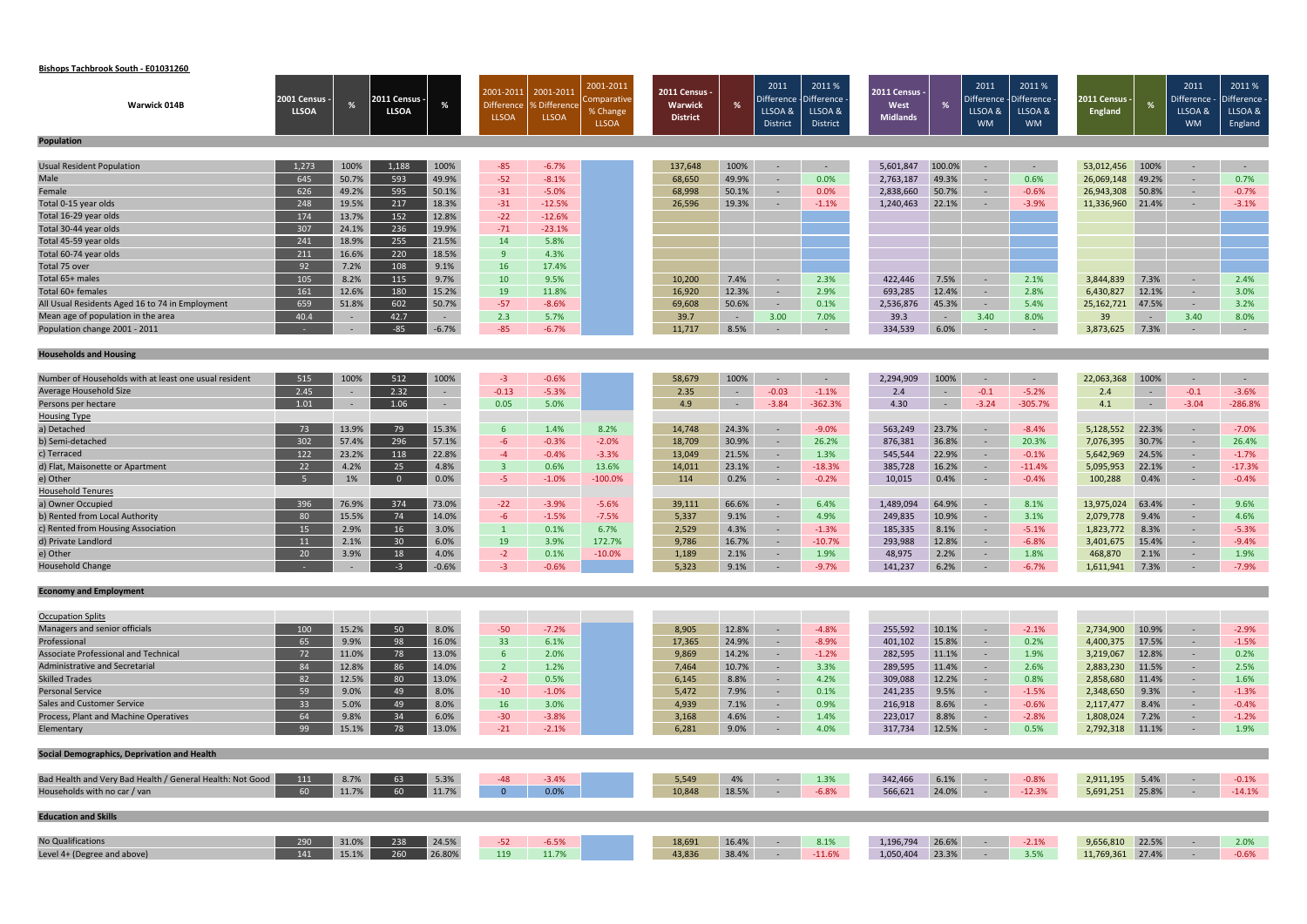**Bishops Tachbrook South - E01031260**

| Warwick 014B | 2001 Census - LLSOA | % | 2011 Census - LLSOA | % | 2001-2011 Difference LLSOA | 2001-2011 % Difference LLSOA | 2001-2011 Comparative % Change LLSOA | 2011 Census - Warwick District | % | 2011 Difference - LLSOA & District | 2011 % Difference - LLSOA & District | 2011 Census - West Midlands | % | 2011 Difference - LLSOA & WM | 2011 % Difference - LLSOA & WM | 2011 Census - England | % | 2011 Difference - LLSOA & WM | 2011 % Difference - LLSOA & England |
|---|---|---|---|---|---|---|---|---|---|---|---|---|---|---|---|---|---|---|---|
| **Population** | | | | | | | | | | | | | | | | | | | |
| Usual Resident Population | 1,273 | 100% | 1,188 | 100% | -85 | -6.7% | | 137,648 | 100% | - | - | 5,601,847 | 100.0% | - | - | 53,012,456 | 100% | - | - |
| Male | 645 | 50.7% | 593 | 49.9% | -52 | -8.1% | | 68,650 | 49.9% | - | 0.0% | 2,763,187 | 49.3% | - | 0.6% | 26,069,148 | 49.2% | - | 0.7% |
| Female | 626 | 49.2% | 595 | 50.1% | -31 | -5.0% | | 68,998 | 50.1% | - | 0.0% | 2,838,660 | 50.7% | - | -0.6% | 26,943,308 | 50.8% | - | -0.7% |
| Total 0-15 year olds | 248 | 19.5% | 217 | 18.3% | -31 | -12.5% | | 26,596 | 19.3% | - | -1.1% | 1,240,463 | 22.1% | - | -3.9% | 11,336,960 | 21.4% | - | -3.1% |
| Total 16-29 year olds | 174 | 13.7% | 152 | 12.8% | -22 | -12.6% | | | | | | | | | | | | | |
| Total 30-44 year olds | 307 | 24.1% | 236 | 19.9% | -71 | -23.1% | | | | | | | | | | | | | |
| Total 45-59 year olds | 241 | 18.9% | 255 | 21.5% | 14 | 5.8% | | | | | | | | | | | | | |
| Total 60-74 year olds | 211 | 16.6% | 220 | 18.5% | 9 | 4.3% | | | | | | | | | | | | | |
| Total 75 over | 92 | 7.2% | 108 | 9.1% | 16 | 17.4% | | | | | | | | | | | | | |
| Total 65+ males | 105 | 8.2% | 115 | 9.7% | 10 | 9.5% | | 10,200 | 7.4% | - | 2.3% | 422,446 | 7.5% | - | 2.1% | 3,844,839 | 7.3% | - | 2.4% |
| Total 60+ females | 161 | 12.6% | 180 | 15.2% | 19 | 11.8% | | 16,920 | 12.3% | - | 2.9% | 693,285 | 12.4% | - | 2.8% | 6,430,827 | 12.1% | - | 3.0% |
| All Usual Residents Aged 16 to 74 in Employment | 659 | 51.8% | 602 | 50.7% | -57 | -8.6% | | 69,608 | 50.6% | - | 0.1% | 2,536,876 | 45.3% | - | 5.4% | 25,162,721 | 47.5% | - | 3.2% |
| Mean age of population in the area | 40.4 | - | 42.7 | - | 2.3 | 5.7% | | 39.7 | - | 3.00 | 7.0% | 39.3 | - | 3.40 | 8.0% | 39 | - | 3.40 | 8.0% |
| Population change 2001 - 2011 | - | - | -85 | -6.7% | -85 | -6.7% | | 11,717 | 8.5% | - | - | 334,539 | 6.0% | - | - | 3,873,625 | 7.3% | - | - |
| **Households and Housing** | | | | | | | | | | | | | | | | | | | |
| Number of Households with at least one usual resident | 515 | 100% | 512 | 100% | -3 | -0.6% | | 58,679 | 100% | - | - | 2,294,909 | 100% | - | - | 22,063,368 | 100% | - | - |
| Average Household Size | 2.45 | - | 2.32 | - | -0.13 | -5.3% | | 2.35 | - | -0.03 | -1.1% | 2.4 | - | -0.1 | -5.2% | 2.4 | - | -0.1 | -3.6% |
| Persons per hectare | 1.01 | - | 1.06 | - | 0.05 | 5.0% | | 4.9 | - | -3.84 | -362.3% | 4.30 | - | -3.24 | -305.7% | 4.1 | - | -3.04 | -286.8% |
| Housing Type | | | | | | | | | | | | | | | | | | | |
| a) Detached | 73 | 13.9% | 79 | 15.3% | 6 | 1.4% | 8.2% | 14,748 | 24.3% | - | -9.0% | 563,249 | 23.7% | - | -8.4% | 5,128,552 | 22.3% | - | -7.0% |
| b) Semi-detached | 302 | 57.4% | 296 | 57.1% | -6 | -0.3% | -2.0% | 18,709 | 30.9% | - | 26.2% | 876,381 | 36.8% | - | 20.3% | 7,076,395 | 30.7% | - | 26.4% |
| c) Terraced | 122 | 23.2% | 118 | 22.8% | -4 | -0.4% | -3.3% | 13,049 | 21.5% | - | 1.3% | 545,544 | 22.9% | - | -0.1% | 5,642,969 | 24.5% | - | -1.7% |
| d) Flat, Maisonette or Apartment | 22 | 4.2% | 25 | 4.8% | 3 | 0.6% | 13.6% | 14,011 | 23.1% | - | -18.3% | 385,728 | 16.2% | - | -11.4% | 5,095,953 | 22.1% | - | -17.3% |
| e) Other | 5 | 1% | 0 | 0.0% | -5 | -1.0% | -100.0% | 114 | 0.2% | - | -0.2% | 10,015 | 0.4% | - | -0.4% | 100,288 | 0.4% | - | -0.4% |
| Household Tenures | | | | | | | | | | | | | | | | | | | |
| a) Owner Occupied | 396 | 76.9% | 374 | 73.0% | -22 | -3.9% | -5.6% | 39,111 | 66.6% | - | 6.4% | 1,489,094 | 64.9% | - | 8.1% | 13,975,024 | 63.4% | - | 9.6% |
| b) Rented from Local Authority | 80 | 15.5% | 74 | 14.0% | -6 | -1.5% | -7.5% | 5,337 | 9.1% | - | 4.9% | 249,835 | 10.9% | - | 3.1% | 2,079,778 | 9.4% | - | 4.6% |
| c) Rented from Housing Association | 15 | 2.9% | 16 | 3.0% | 1 | 0.1% | 6.7% | 2,529 | 4.3% | - | -1.3% | 185,335 | 8.1% | - | -5.1% | 1,823,772 | 8.3% | - | -5.3% |
| d) Private Landlord | 11 | 2.1% | 30 | 6.0% | 19 | 3.9% | 172.7% | 9,786 | 16.7% | - | -10.7% | 293,988 | 12.8% | - | -6.8% | 3,401,675 | 15.4% | - | -9.4% |
| e) Other | 20 | 3.9% | 18 | 4.0% | -2 | 0.1% | -10.0% | 1,189 | 2.1% | - | 1.9% | 48,975 | 2.2% | - | 1.8% | 468,870 | 2.1% | - | 1.9% |
| Household Change | - | - | -3 | -0.6% | -3 | -0.6% | | 5,323 | 9.1% | - | -9.7% | 141,237 | 6.2% | - | -6.7% | 1,611,941 | 7.3% | - | -7.9% |
| **Economy and Employment** | | | | | | | | | | | | | | | | | | | |
| Occupation Splits | | | | | | | | | | | | | | | | | | | |
| Managers and senior officials | 100 | 15.2% | 50 | 8.0% | -50 | -7.2% | | 8,905 | 12.8% | - | -4.8% | 255,592 | 10.1% | - | -2.1% | 2,734,900 | 10.9% | - | -2.9% |
| Professional | 65 | 9.9% | 98 | 16.0% | 33 | 6.1% | | 17,365 | 24.9% | - | -8.9% | 401,102 | 15.8% | - | 0.2% | 4,400,375 | 17.5% | - | -1.5% |
| Associate Professional and Technical | 72 | 11.0% | 78 | 13.0% | 6 | 2.0% | | 9,869 | 14.2% | - | -1.2% | 282,595 | 11.1% | - | 1.9% | 3,219,067 | 12.8% | - | 0.2% |
| Administrative and Secretarial | 84 | 12.8% | 86 | 14.0% | 2 | 1.2% | | 7,464 | 10.7% | - | 3.3% | 289,595 | 11.4% | - | 2.6% | 2,883,230 | 11.5% | - | 2.5% |
| Skilled Trades | 82 | 12.5% | 80 | 13.0% | -2 | 0.5% | | 6,145 | 8.8% | - | 4.2% | 309,088 | 12.2% | - | 0.8% | 2,858,680 | 11.4% | - | 1.6% |
| Personal Service | 59 | 9.0% | 49 | 8.0% | -10 | -1.0% | | 5,472 | 7.9% | - | 0.1% | 241,235 | 9.5% | - | -1.5% | 2,348,650 | 9.3% | - | -1.3% |
| Sales and Customer Service | 33 | 5.0% | 49 | 8.0% | 16 | 3.0% | | 4,939 | 7.1% | - | 0.9% | 216,918 | 8.6% | - | -0.6% | 2,117,477 | 8.4% | - | -0.4% |
| Process, Plant and Machine Operatives | 64 | 9.8% | 34 | 6.0% | -30 | -3.8% | | 3,168 | 4.6% | - | 1.4% | 223,017 | 8.8% | - | -2.8% | 1,808,024 | 7.2% | - | -1.2% |
| Elementary | 99 | 15.1% | 78 | 13.0% | -21 | -2.1% | | 6,281 | 9.0% | - | 4.0% | 317,734 | 12.5% | - | 0.5% | 2,792,318 | 11.1% | - | 1.9% |
| **Social Demographics, Deprivation and Health** | | | | | | | | | | | | | | | | | | | |
| Bad Health and Very Bad Health / General Health: Not Good | 111 | 8.7% | 63 | 5.3% | -48 | -3.4% | | 5,549 | 4% | - | 1.3% | 342,466 | 6.1% | - | -0.8% | 2,911,195 | 5.4% | - | -0.1% |
| Households with no car / van | 60 | 11.7% | 60 | 11.7% | 0 | 0.0% | | 10,848 | 18.5% | - | -6.8% | 566,621 | 24.0% | - | -12.3% | 5,691,251 | 25.8% | - | -14.1% |
| **Education and Skills** | | | | | | | | | | | | | | | | | | | |
| No Qualifications | 290 | 31.0% | 238 | 24.5% | -52 | -6.5% | | 18,691 | 16.4% | - | 8.1% | 1,196,794 | 26.6% | - | -2.1% | 9,656,810 | 22.5% | - | 2.0% |
| Level 4+ (Degree and above) | 141 | 15.1% | 260 | 26.80% | 119 | 11.7% | | 43,836 | 38.4% | - | -11.6% | 1,050,404 | 23.3% | - | 3.5% | 11,769,361 | 27.4% | - | -0.6% |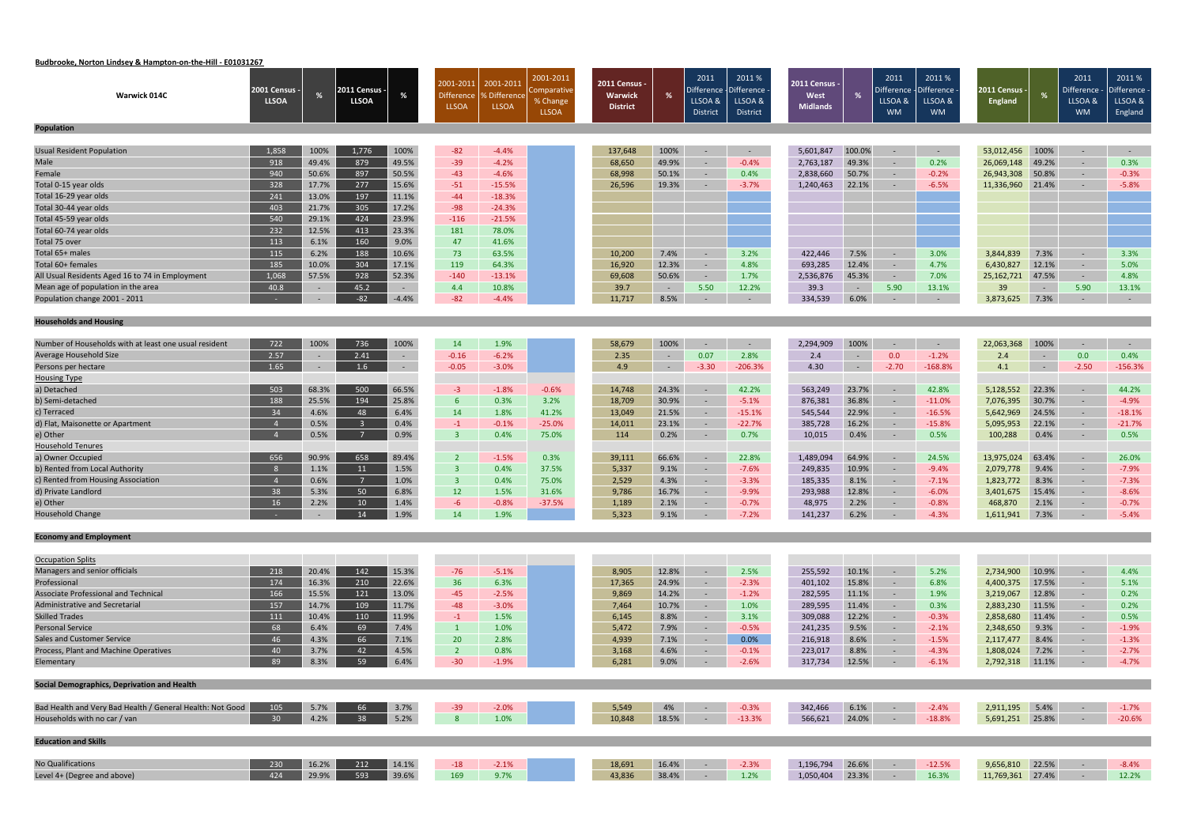**Budbrooke, Norton Lindsey & Hampton-on-the-Hill - E01031267**

| Warwick 014C | 2001 Census - LLSOA | % | 2011 Census - LLSOA | % | 2001-2011 Difference LLSOA | 2001-2011 % Difference LLSOA | 2001-2011 Comparative % Change LLSOA | 2011 Census - Warwick District | % | 2011 Difference - LLSOA & District | 2011 % Difference - LLSOA & District | 2011 Census - West Midlands | % | 2011 Difference - LLSOA & WM | 2011 % Difference - LLSOA & WM | 2011 Census - England | % | 2011 Difference - LLSOA & WM | 2011 % Difference - LLSOA & England |
|---|---|---|---|---|---|---|---|---|---|---|---|---|---|---|---|---|---|---|---|
| **Population** | | | | | | | | | | | | | | | | | | | |
| Usual Resident Population | 1,858 | 100% | 1,776 | 100% | -82 | -4.4% | | 137,648 | 100% | - | - | 5,601,847 | 100.0% | - | - | 53,012,456 | 100% | - | - |
| Male | 918 | 49.4% | 879 | 49.5% | -39 | -4.2% | | 68,650 | 49.9% | - | -0.4% | 2,763,187 | 49.3% | - | 0.2% | 26,069,148 | 49.2% | - | 0.3% |
| Female | 940 | 50.6% | 897 | 50.5% | -43 | -4.6% | | 68,998 | 50.1% | - | 0.4% | 2,838,660 | 50.7% | - | -0.2% | 26,943,308 | 50.8% | - | -0.3% |
| Total 0-15 year olds | 328 | 17.7% | 277 | 15.6% | -51 | -15.5% | | 26,596 | 19.3% | - | -3.7% | 1,240,463 | 22.1% | - | -6.5% | 11,336,960 | 21.4% | - | -5.8% |
| Total 16-29 year olds | 241 | 13.0% | 197 | 11.1% | -44 | -18.3% | | | | | | | | | | | | | |
| Total 30-44 year olds | 403 | 21.7% | 305 | 17.2% | -98 | -24.3% | | | | | | | | | | | | | |
| Total 45-59 year olds | 540 | 29.1% | 424 | 23.9% | -116 | -21.5% | | | | | | | | | | | | | |
| Total 60-74 year olds | 232 | 12.5% | 413 | 23.3% | 181 | 78.0% | | | | | | | | | | | | | |
| Total 75 over | 113 | 6.1% | 160 | 9.0% | 47 | 41.6% | | | | | | | | | | | | | |
| Total 65+ males | 115 | 6.2% | 188 | 10.6% | 73 | 63.5% | | 10,200 | 7.4% | - | 3.2% | 422,446 | 7.5% | - | 3.0% | 3,844,839 | 7.3% | - | 3.3% |
| Total 60+ females | 185 | 10.0% | 304 | 17.1% | 119 | 64.3% | | 16,920 | 12.3% | - | 4.8% | 693,285 | 12.4% | - | 4.7% | 6,430,827 | 12.1% | - | 5.0% |
| All Usual Residents Aged 16 to 74 in Employment | 1,068 | 57.5% | 928 | 52.3% | -140 | -13.1% | | 69,608 | 50.6% | - | 1.7% | 2,536,876 | 45.3% | - | 7.0% | 25,162,721 | 47.5% | - | 4.8% |
| Mean age of population in the area | 40.8 | - | 45.2 | - | 4.4 | 10.8% | | 39.7 | - | 5.50 | 12.2% | 39.3 | - | 5.90 | 13.1% | 39 | - | 5.90 | 13.1% |
| Population change 2001 - 2011 | - | - | -82 | -4.4% | -82 | -4.4% | | 11,717 | 8.5% | - | - | 334,539 | 6.0% | - | - | 3,873,625 | 7.3% | - | - |
| **Households and Housing** | | | | | | | | | | | | | | | | | | | |
| Number of Households with at least one usual resident | 722 | 100% | 736 | 100% | 14 | 1.9% | | 58,679 | 100% | - | - | 2,294,909 | 100% | - | - | 22,063,368 | 100% | - | - |
| Average Household Size | 2.57 | - | 2.41 | - | -0.16 | -6.2% | | 2.35 | - | 0.07 | 2.8% | 2.4 | - | 0.0 | -1.2% | 2.4 | - | 0.0 | 0.4% |
| Persons per hectare | 1.65 | - | 1.6 | - | -0.05 | -3.0% | | 4.9 | - | -3.30 | -206.3% | 4.30 | - | -2.70 | -168.8% | 4.1 | - | -2.50 | -156.3% |
| Housing Type | | | | | | | | | | | | | | | | | | | |
| a) Detached | 503 | 68.3% | 500 | 66.5% | -3 | -1.8% | -0.6% | 14,748 | 24.3% | - | 42.2% | 563,249 | 23.7% | - | 42.8% | 5,128,552 | 22.3% | - | 44.2% |
| b) Semi-detached | 188 | 25.5% | 194 | 25.8% | 6 | 0.3% | 3.2% | 18,709 | 30.9% | - | -5.1% | 876,381 | 36.8% | - | -11.0% | 7,076,395 | 30.7% | - | -4.9% |
| c) Terraced | 34 | 4.6% | 48 | 6.4% | 14 | 1.8% | 41.2% | 13,049 | 21.5% | - | -15.1% | 545,544 | 22.9% | - | -16.5% | 5,642,969 | 24.5% | - | -18.1% |
| d) Flat, Maisonette or Apartment | 4 | 0.5% | 3 | 0.4% | -1 | -0.1% | -25.0% | 14,011 | 23.1% | - | -22.7% | 385,728 | 16.2% | - | -15.8% | 5,095,953 | 22.1% | - | -21.7% |
| e) Other | 4 | 0.5% | 7 | 0.9% | 3 | 0.4% | 75.0% | 114 | 0.2% | - | 0.7% | 10,015 | 0.4% | - | 0.5% | 100,288 | 0.4% | - | 0.5% |
| Household Tenures | | | | | | | | | | | | | | | | | | | |
| a) Owner Occupied | 656 | 90.9% | 658 | 89.4% | 2 | -1.5% | 0.3% | 39,111 | 66.6% | - | 22.8% | 1,489,094 | 64.9% | - | 24.5% | 13,975,024 | 63.4% | - | 26.0% |
| b) Rented from Local Authority | 8 | 1.1% | 11 | 1.5% | 3 | 0.4% | 37.5% | 5,337 | 9.1% | - | -7.6% | 249,835 | 10.9% | - | -9.4% | 2,079,778 | 9.4% | - | -7.9% |
| c) Rented from Housing Association | 4 | 0.6% | 7 | 1.0% | 3 | 0.4% | 75.0% | 2,529 | 4.3% | - | -3.3% | 185,335 | 8.1% | - | -7.1% | 1,823,772 | 8.3% | - | -7.3% |
| d) Private Landlord | 38 | 5.3% | 50 | 6.8% | 12 | 1.5% | 31.6% | 9,786 | 16.7% | - | -9.9% | 293,988 | 12.8% | - | -6.0% | 3,401,675 | 15.4% | - | -8.6% |
| e) Other | 16 | 2.2% | 10 | 1.4% | -6 | -0.8% | -37.5% | 1,189 | 2.1% | - | -0.7% | 48,975 | 2.2% | - | -0.8% | 468,870 | 2.1% | - | -0.7% |
| Household Change | - | - | 14 | 1.9% | 14 | 1.9% | | 5,323 | 9.1% | - | -7.2% | 141,237 | 6.2% | - | -4.3% | 1,611,941 | 7.3% | - | -5.4% |
| **Economy and Employment** | | | | | | | | | | | | | | | | | | | |
| Occupation Splits | | | | | | | | | | | | | | | | | | | |
| Managers and senior officials | 218 | 20.4% | 142 | 15.3% | -76 | -5.1% | | 8,905 | 12.8% | - | 2.5% | 255,592 | 10.1% | - | 5.2% | 2,734,900 | 10.9% | - | 4.4% |
| Professional | 174 | 16.3% | 210 | 22.6% | 36 | 6.3% | | 17,365 | 24.9% | - | -2.3% | 401,102 | 15.8% | - | 6.8% | 4,400,375 | 17.5% | - | 5.1% |
| Associate Professional and Technical | 166 | 15.5% | 121 | 13.0% | -45 | -2.5% | | 9,869 | 14.2% | - | -1.2% | 282,595 | 11.1% | - | 1.9% | 3,219,067 | 12.8% | - | 0.2% |
| Administrative and Secretarial | 157 | 14.7% | 109 | 11.7% | -48 | -3.0% | | 7,464 | 10.7% | - | 1.0% | 289,595 | 11.4% | - | 0.3% | 2,883,230 | 11.5% | - | 0.2% |
| Skilled Trades | 111 | 10.4% | 110 | 11.9% | -1 | 1.5% | | 6,145 | 8.8% | - | 3.1% | 309,088 | 12.2% | - | -0.3% | 2,858,680 | 11.4% | - | 0.5% |
| Personal Service | 68 | 6.4% | 69 | 7.4% | 1 | 1.0% | | 5,472 | 7.9% | - | -0.5% | 241,235 | 9.5% | - | -2.1% | 2,348,650 | 9.3% | - | -1.9% |
| Sales and Customer Service | 46 | 4.3% | 66 | 7.1% | 20 | 2.8% | | 4,939 | 7.1% | - | 0.0% | 216,918 | 8.6% | - | -1.5% | 2,117,477 | 8.4% | - | -1.3% |
| Process, Plant and Machine Operatives | 40 | 3.7% | 42 | 4.5% | 2 | 0.8% | | 3,168 | 4.6% | - | -0.1% | 223,017 | 8.8% | - | -4.3% | 1,808,024 | 7.2% | - | -2.7% |
| Elementary | 89 | 8.3% | 59 | 6.4% | -30 | -1.9% | | 6,281 | 9.0% | - | -2.6% | 317,734 | 12.5% | - | -6.1% | 2,792,318 | 11.1% | - | -4.7% |
| **Social Demographics, Deprivation and Health** | | | | | | | | | | | | | | | | | | | |
| Bad Health and Very Bad Health / General Health: Not Good | 105 | 5.7% | 66 | 3.7% | -39 | -2.0% | | 5,549 | 4% | - | -0.3% | 342,466 | 6.1% | - | -2.4% | 2,911,195 | 5.4% | - | -1.7% |
| Households with no car / van | 30 | 4.2% | 38 | 5.2% | 8 | 1.0% | | 10,848 | 18.5% | - | -13.3% | 566,621 | 24.0% | - | -18.8% | 5,691,251 | 25.8% | - | -20.6% |
| **Education and Skills** | | | | | | | | | | | | | | | | | | | |
| No Qualifications | 230 | 16.2% | 212 | 14.1% | -18 | -2.1% | | 18,691 | 16.4% | - | -2.3% | 1,196,794 | 26.6% | - | -12.5% | 9,656,810 | 22.5% | - | -8.4% |
| Level 4+ (Degree and above) | 424 | 29.9% | 593 | 39.6% | 169 | 9.7% | | 43,836 | 38.4% | - | 1.2% | 1,050,404 | 23.3% | - | 16.3% | 11,769,361 | 27.4% | - | 12.2% |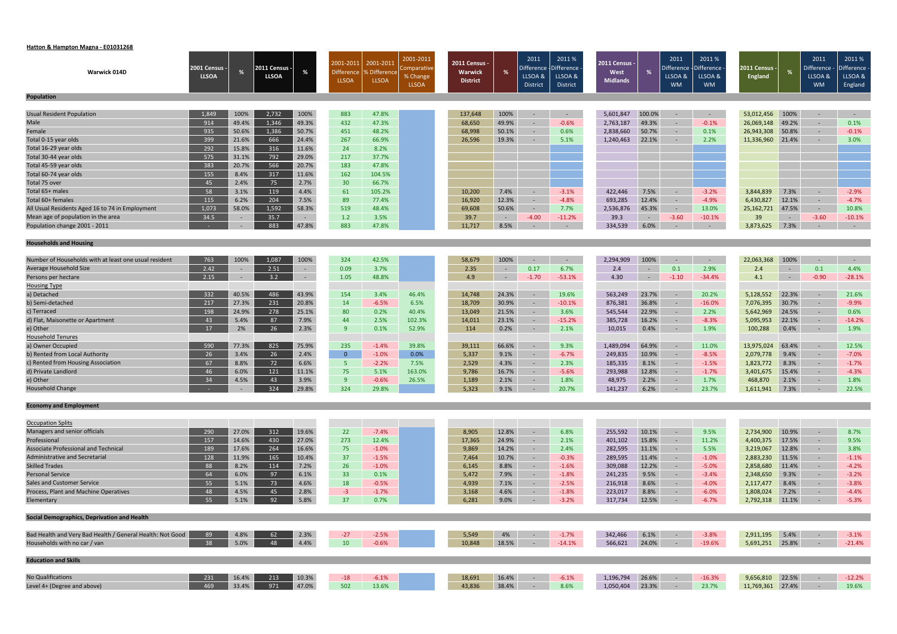**Hatton & Hampton Magna - E01031268**

| Warwick 014D | 2001 Census - LLSOA | % | 2011 Census - LLSOA | % | 2001-2011 Difference LLSOA | 2001-2011 % Difference LLSOA | 2001-2011 Comparative % Change LLSOA | 2011 Census - Warwick District | % | 2011 Difference - LLSOA & District | 2011 % Difference - LLSOA & District | 2011 Census - West Midlands | % | 2011 Difference - LLSOA & WM | 2011 % Difference - LLSOA & WM | 2011 Census - England | % | 2011 Difference - LLSOA & WM | 2011 % Difference - LLSOA & England |
|---|---|---|---|---|---|---|---|---|---|---|---|---|---|---|---|---|---|---|---|
| **Population** | | | | | | | | | | | | | | | | | | | |
| Usual Resident Population | 1,849 | 100% | 2,732 | 100% | 883 | 47.8% | | 137,648 | 100% | - | - | 5,601,847 | 100.0% | - | - | 53,012,456 | 100% | - | - |
| Male | 914 | 49.4% | 1,346 | 49.3% | 432 | 47.3% | | 68,650 | 49.9% | - | -0.6% | 2,763,187 | 49.3% | - | -0.1% | 26,069,148 | 49.2% | - | 0.1% |
| Female | 935 | 50.6% | 1,386 | 50.7% | 451 | 48.2% | | 68,998 | 50.1% | - | 0.6% | 2,838,660 | 50.7% | - | 0.1% | 26,943,308 | 50.8% | - | -0.1% |
| Total 0-15 year olds | 399 | 21.6% | 666 | 24.4% | 267 | 66.9% | | 26,596 | 19.3% | - | 5.1% | 1,240,463 | 22.1% | - | 2.2% | 11,336,960 | 21.4% | - | 3.0% |
| Total 16-29 year olds | 292 | 15.8% | 316 | 11.6% | 24 | 8.2% | | | | | | | | | | | | | |
| Total 30-44 year olds | 575 | 31.1% | 792 | 29.0% | 217 | 37.7% | | | | | | | | | | | | | |
| Total 45-59 year olds | 383 | 20.7% | 566 | 20.7% | 183 | 47.8% | | | | | | | | | | | | | |
| Total 60-74 year olds | 155 | 8.4% | 317 | 11.6% | 162 | 104.5% | | | | | | | | | | | | | |
| Total 75 over | 45 | 2.4% | 75 | 2.7% | 30 | 66.7% | | | | | | | | | | | | | |
| Total 65+ males | 58 | 3.1% | 119 | 4.4% | 61 | 105.2% | | 10,200 | 7.4% | - | -3.1% | 422,446 | 7.5% | - | -3.2% | 3,844,839 | 7.3% | - | -2.9% |
| Total 60+ females | 115 | 6.2% | 204 | 7.5% | 89 | 77.4% | | 16,920 | 12.3% | - | -4.8% | 693,285 | 12.4% | - | -4.9% | 6,430,827 | 12.1% | - | -4.7% |
| All Usual Residents Aged 16 to 74 in Employment | 1,073 | 58.0% | 1,592 | 58.3% | 519 | 48.4% | | 69,608 | 50.6% | - | 7.7% | 2,536,876 | 45.3% | - | 13.0% | 25,162,721 | 47.5% | - | 10.8% |
| Mean age of population in the area | 34.5 | - | 35.7 | - | 1.2 | 3.5% | | 39.7 | - | -4.00 | -11.2% | 39.3 | - | -3.60 | -10.1% | 39 | - | -3.60 | -10.1% |
| Population change 2001 - 2011 | - | - | 883 | 47.8% | 883 | 47.8% | | 11,717 | 8.5% | - | - | 334,539 | 6.0% | - | - | 3,873,625 | 7.3% | - | - |
| **Households and Housing** | | | | | | | | | | | | | | | | | | | |
| Number of Households with at least one usual resident | 763 | 100% | 1,087 | 100% | 324 | 42.5% | | 58,679 | 100% | - | - | 2,294,909 | 100% | - | - | 22,063,368 | 100% | - | - |
| Average Household Size | 2.42 | - | 2.51 | - | 0.09 | 3.7% | | 2.35 | - | 0.17 | 6.7% | 2.4 | - | 0.1 | 2.9% | 2.4 | - | 0.1 | 4.4% |
| Persons per hectare | 2.15 | - | 3.2 | - | 1.05 | 48.8% | | 4.9 | - | -1.70 | -53.1% | 4.30 | - | -1.10 | -34.4% | 4.1 | - | -0.90 | -28.1% |
| Housing Type | | | | | | | | | | | | | | | | | | | |
| a) Detached | 332 | 40.5% | 486 | 43.9% | 154 | 3.4% | 46.4% | 14,748 | 24.3% | - | 19.6% | 563,249 | 23.7% | - | 20.2% | 5,128,552 | 22.3% | - | 21.6% |
| b) Semi-detached | 217 | 27.3% | 231 | 20.8% | 14 | -6.5% | 6.5% | 18,709 | 30.9% | - | -10.1% | 876,381 | 36.8% | - | -16.0% | 7,076,395 | 30.7% | - | -9.9% |
| c) Terraced | 198 | 24.9% | 278 | 25.1% | 80 | 0.2% | 40.4% | 13,049 | 21.5% | - | 3.6% | 545,544 | 22.9% | - | 2.2% | 5,642,969 | 24.5% | - | 0.6% |
| d) Flat, Maisonette or Apartment | 43 | 5.4% | 87 | 7.9% | 44 | 2.5% | 102.3% | 14,011 | 23.1% | - | -15.2% | 385,728 | 16.2% | - | -8.3% | 5,095,953 | 22.1% | - | -14.2% |
| e) Other | 17 | 2% | 26 | 2.3% | 9 | 0.1% | 52.9% | 114 | 0.2% | - | 2.1% | 10,015 | 0.4% | - | 1.9% | 100,288 | 0.4% | - | 1.9% |
| Household Tenures | | | | | | | | | | | | | | | | | | | |
| a) Owner Occupied | 590 | 77.3% | 825 | 75.9% | 235 | -1.4% | 39.8% | 39,111 | 66.6% | - | 9.3% | 1,489,094 | 64.9% | - | 11.0% | 13,975,024 | 63.4% | - | 12.5% |
| b) Rented from Local Authority | 26 | 3.4% | 26 | 2.4% | 0 | -1.0% | 0.0% | 5,337 | 9.1% | - | -6.7% | 249,835 | 10.9% | - | -8.5% | 2,079,778 | 9.4% | - | -7.0% |
| c) Rented from Housing Association | 67 | 8.8% | 72 | 6.6% | 5 | -2.2% | 7.5% | 2,529 | 4.3% | - | 2.3% | 185,335 | 8.1% | - | -1.5% | 1,823,772 | 8.3% | - | -1.7% |
| d) Private Landlord | 46 | 6.0% | 121 | 11.1% | 75 | 5.1% | 163.0% | 9,786 | 16.7% | - | -5.6% | 293,988 | 12.8% | - | -1.7% | 3,401,675 | 15.4% | - | -4.3% |
| e) Other | 34 | 4.5% | 43 | 3.9% | 9 | -0.6% | 26.5% | 1,189 | 2.1% | - | 1.8% | 48,975 | 2.2% | - | 1.7% | 468,870 | 2.1% | - | 1.8% |
| Household Change | - | - | 324 | 29.8% | 324 | 29.8% | | 5,323 | 9.1% | - | 20.7% | 141,237 | 6.2% | - | 23.7% | 1,611,941 | 7.3% | - | 22.5% |
| **Economy and Employment** | | | | | | | | | | | | | | | | | | | |
| Occupation Splits | | | | | | | | | | | | | | | | | | | |
| Managers and senior officials | 290 | 27.0% | 312 | 19.6% | 22 | -7.4% | | 8,905 | 12.8% | - | 6.8% | 255,592 | 10.1% | - | 9.5% | 2,734,900 | 10.9% | - | 8.7% |
| Professional | 157 | 14.6% | 430 | 27.0% | 273 | 12.4% | | 17,365 | 24.9% | - | 2.1% | 401,102 | 15.8% | - | 11.2% | 4,400,375 | 17.5% | - | 9.5% |
| Associate Professional and Technical | 189 | 17.6% | 264 | 16.6% | 75 | -1.0% | | 9,869 | 14.2% | - | 2.4% | 282,595 | 11.1% | - | 5.5% | 3,219,067 | 12.8% | - | 3.8% |
| Administrative and Secretarial | 128 | 11.9% | 165 | 10.4% | 37 | -1.5% | | 7,464 | 10.7% | - | -0.3% | 289,595 | 11.4% | - | -1.0% | 2,883,230 | 11.5% | - | -1.1% |
| Skilled Trades | 88 | 8.2% | 114 | 7.2% | 26 | -1.0% | | 6,145 | 8.8% | - | -1.6% | 309,088 | 12.2% | - | -5.0% | 2,858,680 | 11.4% | - | -4.2% |
| Personal Service | 64 | 6.0% | 97 | 6.1% | 33 | 0.1% | | 5,472 | 7.9% | - | -1.8% | 241,235 | 9.5% | - | -3.4% | 2,348,650 | 9.3% | - | -3.2% |
| Sales and Customer Service | 55 | 5.1% | 73 | 4.6% | 18 | -0.5% | | 4,939 | 7.1% | - | -2.5% | 216,918 | 8.6% | - | -4.0% | 2,117,477 | 8.4% | - | -3.8% |
| Process, Plant and Machine Operatives | 48 | 4.5% | 45 | 2.8% | -3 | -1.7% | | 3,168 | 4.6% | - | -1.8% | 223,017 | 8.8% | - | -6.0% | 1,808,024 | 7.2% | - | -4.4% |
| Elementary | 55 | 5.1% | 92 | 5.8% | 37 | 0.7% | | 6,281 | 9.0% | - | -3.2% | 317,734 | 12.5% | - | -6.7% | 2,792,318 | 11.1% | - | -5.3% |
| **Social Demographics, Deprivation and Health** | | | | | | | | | | | | | | | | | | | |
| Bad Health and Very Bad Health / General Health: Not Good | 89 | 4.8% | 62 | 2.3% | -27 | -2.5% | | 5,549 | 4% | - | -1.7% | 342,466 | 6.1% | - | -3.8% | 2,911,195 | 5.4% | - | -3.1% |
| Households with no car / van | 38 | 5.0% | 48 | 4.4% | 10 | -0.6% | | 10,848 | 18.5% | - | -14.1% | 566,621 | 24.0% | - | -19.6% | 5,691,251 | 25.8% | - | -21.4% |
| **Education and Skills** | | | | | | | | | | | | | | | | | | | |
| No Qualifications | 231 | 16.4% | 213 | 10.3% | -18 | -6.1% | | 18,691 | 16.4% | - | -6.1% | 1,196,794 | 26.6% | - | -16.3% | 9,656,810 | 22.5% | - | -12.2% |
| Level 4+ (Degree and above) | 469 | 33.4% | 971 | 47.0% | 502 | 13.6% | | 43,836 | 38.4% | - | 8.6% | 1,050,404 | 23.3% | - | 23.7% | 11,769,361 | 27.4% | - | 19.6% |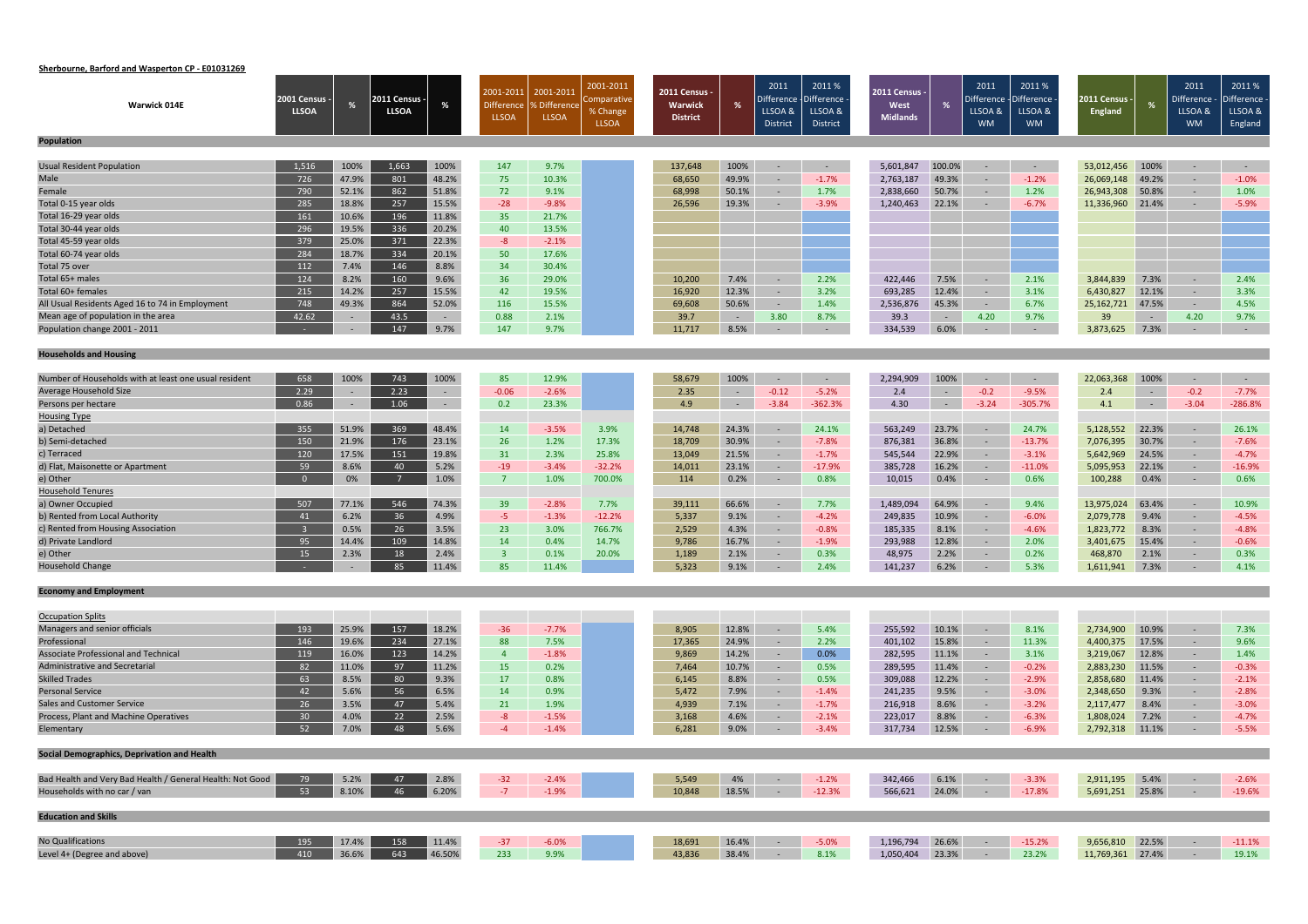**Sherbourne, Barford and Wasperton CP - E01031269**

| Warwick 014E | 2001 Census - LLSOA | % | 2011 Census - LLSOA | % | 2001-2011 Difference LLSOA | 2001-2011 % Difference LLSOA | 2001-2011 Comparative % Change LLSOA | 2011 Census - Warwick District | % | 2011 Difference - LLSOA & District | 2011 % Difference - LLSOA & District | 2011 Census - West Midlands | % | 2011 Difference - LLSOA & WM | 2011 % Difference - LLSOA & WM | 2011 Census - England | % | 2011 Difference - LLSOA & WM | 2011 % Difference - LLSOA & England |
|---|---|---|---|---|---|---|---|---|---|---|---|---|---|---|---|---|---|---|---|
| **Population** | | | | | | | | | | | | | | | | | | | |
| Usual Resident Population | 1,516 | 100% | 1,663 | 100% | 147 | 9.7% | | 137,648 | 100% | - | - | 5,601,847 | 100.0% | - | - | 53,012,456 | 100% | - | - |
| Male | 726 | 47.9% | 801 | 48.2% | 75 | 10.3% | | 68,650 | 49.9% | - | -1.7% | 2,763,187 | 49.3% | - | -1.2% | 26,069,148 | 49.2% | - | -1.0% |
| Female | 790 | 52.1% | 862 | 51.8% | 72 | 9.1% | | 68,998 | 50.1% | - | 1.7% | 2,838,660 | 50.7% | - | 1.2% | 26,943,308 | 50.8% | - | 1.0% |
| Total 0-15 year olds | 285 | 18.8% | 257 | 15.5% | -28 | -9.8% | | 26,596 | 19.3% | - | -3.9% | 1,240,463 | 22.1% | - | -6.7% | 11,336,960 | 21.4% | - | -5.9% |
| Total 16-29 year olds | 161 | 10.6% | 196 | 11.8% | 35 | 21.7% | | | | | | | | | | | | | |
| Total 30-44 year olds | 296 | 19.5% | 336 | 20.2% | 40 | 13.5% | | | | | | | | | | | | | |
| Total 45-59 year olds | 379 | 25.0% | 371 | 22.3% | -8 | -2.1% | | | | | | | | | | | | | |
| Total 60-74 year olds | 284 | 18.7% | 334 | 20.1% | 50 | 17.6% | | | | | | | | | | | | | |
| Total 75 over | 112 | 7.4% | 146 | 8.8% | 34 | 30.4% | | | | | | | | | | | | | |
| Total 65+ males | 124 | 8.2% | 160 | 9.6% | 36 | 29.0% | | 10,200 | 7.4% | - | 2.2% | 422,446 | 7.5% | - | 2.1% | 3,844,839 | 7.3% | - | 2.4% |
| Total 60+ females | 215 | 14.2% | 257 | 15.5% | 42 | 19.5% | | 16,920 | 12.3% | - | 3.2% | 693,285 | 12.4% | - | 3.1% | 6,430,827 | 12.1% | - | 3.3% |
| All Usual Residents Aged 16 to 74 in Employment | 748 | 49.3% | 864 | 52.0% | 116 | 15.5% | | 69,608 | 50.6% | - | 1.4% | 2,536,876 | 45.3% | - | 6.7% | 25,162,721 | 47.5% | - | 4.5% |
| Mean age of population in the area | 42.62 | - | 43.5 | - | 0.88 | 2.1% | | 39.7 | - | 3.80 | 8.7% | 39.3 | - | 4.20 | 9.7% | 39 | - | 4.20 | 9.7% |
| Population change 2001 - 2011 | - | - | 147 | 9.7% | 147 | 9.7% | | 11,717 | 8.5% | - | - | 334,539 | 6.0% | - | - | 3,873,625 | 7.3% | - | - |
| **Households and Housing** | | | | | | | | | | | | | | | | | | | |
| Number of Households with at least one usual resident | 658 | 100% | 743 | 100% | 85 | 12.9% | | 58,679 | 100% | - | - | 2,294,909 | 100% | - | - | 22,063,368 | 100% | - | - |
| Average Household Size | 2.29 | - | 2.23 | - | -0.06 | -2.6% | | 2.35 | - | -0.12 | -5.2% | 2.4 | - | -0.2 | -9.5% | 2.4 | - | -0.2 | -7.7% |
| Persons per hectare | 0.86 | - | 1.06 | - | 0.2 | 23.3% | | 4.9 | - | -3.84 | -362.3% | 4.30 | - | -3.24 | -305.7% | 4.1 | - | -3.04 | -286.8% |
| Housing Type | | | | | | | | | | | | | | | | | | | |
| a) Detached | 355 | 51.9% | 369 | 48.4% | 14 | -3.5% | 3.9% | 14,748 | 24.3% | - | 24.1% | 563,249 | 23.7% | - | 24.7% | 5,128,552 | 22.3% | - | 26.1% |
| b) Semi-detached | 150 | 21.9% | 176 | 23.1% | 26 | 1.2% | 17.3% | 18,709 | 30.9% | - | -7.8% | 876,381 | 36.8% | - | -13.7% | 7,076,395 | 30.7% | - | -7.6% |
| c) Terraced | 120 | 17.5% | 151 | 19.8% | 31 | 2.3% | 25.8% | 13,049 | 21.5% | - | -1.7% | 545,544 | 22.9% | - | -3.1% | 5,642,969 | 24.5% | - | -4.7% |
| d) Flat, Maisonette or Apartment | 59 | 8.6% | 40 | 5.2% | -19 | -3.4% | -32.2% | 14,011 | 23.1% | - | -17.9% | 385,728 | 16.2% | - | -11.0% | 5,095,953 | 22.1% | - | -16.9% |
| e) Other | 0 | 0% | 7 | 1.0% | 7 | 1.0% | 700.0% | 114 | 0.2% | - | 0.8% | 10,015 | 0.4% | - | 0.6% | 100,288 | 0.4% | - | 0.6% |
| Household Tenures | | | | | | | | | | | | | | | | | | | |
| a) Owner Occupied | 507 | 77.1% | 546 | 74.3% | 39 | -2.8% | 7.7% | 39,111 | 66.6% | - | 7.7% | 1,489,094 | 64.9% | - | 9.4% | 13,975,024 | 63.4% | - | 10.9% |
| b) Rented from Local Authority | 41 | 6.2% | 36 | 4.9% | -5 | -1.3% | -12.2% | 5,337 | 9.1% | - | -4.2% | 249,835 | 10.9% | - | -6.0% | 2,079,778 | 9.4% | - | -4.5% |
| c) Rented from Housing Association | 3 | 0.5% | 26 | 3.5% | 23 | 3.0% | 766.7% | 2,529 | 4.3% | - | -0.8% | 185,335 | 8.1% | - | -4.6% | 1,823,772 | 8.3% | - | -4.8% |
| d) Private Landlord | 95 | 14.4% | 109 | 14.8% | 14 | 0.4% | 14.7% | 9,786 | 16.7% | - | -1.9% | 293,988 | 12.8% | - | 2.0% | 3,401,675 | 15.4% | - | -0.6% |
| e) Other | 15 | 2.3% | 18 | 2.4% | 3 | 0.1% | 20.0% | 1,189 | 2.1% | - | 0.3% | 48,975 | 2.2% | - | 0.2% | 468,870 | 2.1% | - | 0.3% |
| Household Change | - | - | 85 | 11.4% | 85 | 11.4% | | 5,323 | 9.1% | - | 2.4% | 141,237 | 6.2% | - | 5.3% | 1,611,941 | 7.3% | - | 4.1% |
| **Economy and Employment** | | | | | | | | | | | | | | | | | | | |
| Occupation Splits | | | | | | | | | | | | | | | | | | | |
| Managers and senior officials | 193 | 25.9% | 157 | 18.2% | -36 | -7.7% | | 8,905 | 12.8% | - | 5.4% | 255,592 | 10.1% | - | 8.1% | 2,734,900 | 10.9% | - | 7.3% |
| Professional | 146 | 19.6% | 234 | 27.1% | 88 | 7.5% | | 17,365 | 24.9% | - | 2.2% | 401,102 | 15.8% | - | 11.3% | 4,400,375 | 17.5% | - | 9.6% |
| Associate Professional and Technical | 119 | 16.0% | 123 | 14.2% | 4 | -1.8% | | 9,869 | 14.2% | - | 0.0% | 282,595 | 11.1% | - | 3.1% | 3,219,067 | 12.8% | - | 1.4% |
| Administrative and Secretarial | 82 | 11.0% | 97 | 11.2% | 15 | 0.2% | | 7,464 | 10.7% | - | 0.5% | 289,595 | 11.4% | - | -0.2% | 2,883,230 | 11.5% | - | -0.3% |
| Skilled Trades | 63 | 8.5% | 80 | 9.3% | 17 | 0.8% | | 6,145 | 8.8% | - | 0.5% | 309,088 | 12.2% | - | -2.9% | 2,858,680 | 11.4% | - | -2.1% |
| Personal Service | 42 | 5.6% | 56 | 6.5% | 14 | 0.9% | | 5,472 | 7.9% | - | -1.4% | 241,235 | 9.5% | - | -3.0% | 2,348,650 | 9.3% | - | -2.8% |
| Sales and Customer Service | 26 | 3.5% | 47 | 5.4% | 21 | 1.9% | | 4,939 | 7.1% | - | -1.7% | 216,918 | 8.6% | - | -3.2% | 2,117,477 | 8.4% | - | -3.0% |
| Process, Plant and Machine Operatives | 30 | 4.0% | 22 | 2.5% | -8 | -1.5% | | 3,168 | 4.6% | - | -2.1% | 223,017 | 8.8% | - | -6.3% | 1,808,024 | 7.2% | - | -4.7% |
| Elementary | 52 | 7.0% | 48 | 5.6% | -4 | -1.4% | | 6,281 | 9.0% | - | -3.4% | 317,734 | 12.5% | - | -6.9% | 2,792,318 | 11.1% | - | -5.5% |
| **Social Demographics, Deprivation and Health** | | | | | | | | | | | | | | | | | | | |
| Bad Health and Very Bad Health / General Health: Not Good | 79 | 5.2% | 47 | 2.8% | -32 | -2.4% | | 5,549 | 4% | - | -1.2% | 342,466 | 6.1% | - | -3.3% | 2,911,195 | 5.4% | - | -2.6% |
| Households with no car / van | 53 | 8.10% | 46 | 6.20% | -7 | -1.9% | | 10,848 | 18.5% | - | -12.3% | 566,621 | 24.0% | - | -17.8% | 5,691,251 | 25.8% | - | -19.6% |
| **Education and Skills** | | | | | | | | | | | | | | | | | | | |
| No Qualifications | 195 | 17.4% | 158 | 11.4% | -37 | -6.0% | | 18,691 | 16.4% | - | -5.0% | 1,196,794 | 26.6% | - | -15.2% | 9,656,810 | 22.5% | - | -11.1% |
| Level 4+ (Degree and above) | 410 | 36.6% | 643 | 46.50% | 233 | 9.9% | | 43,836 | 38.4% | - | 8.1% | 1,050,404 | 23.3% | - | 23.2% | 11,769,361 | 27.4% | - | 19.1% |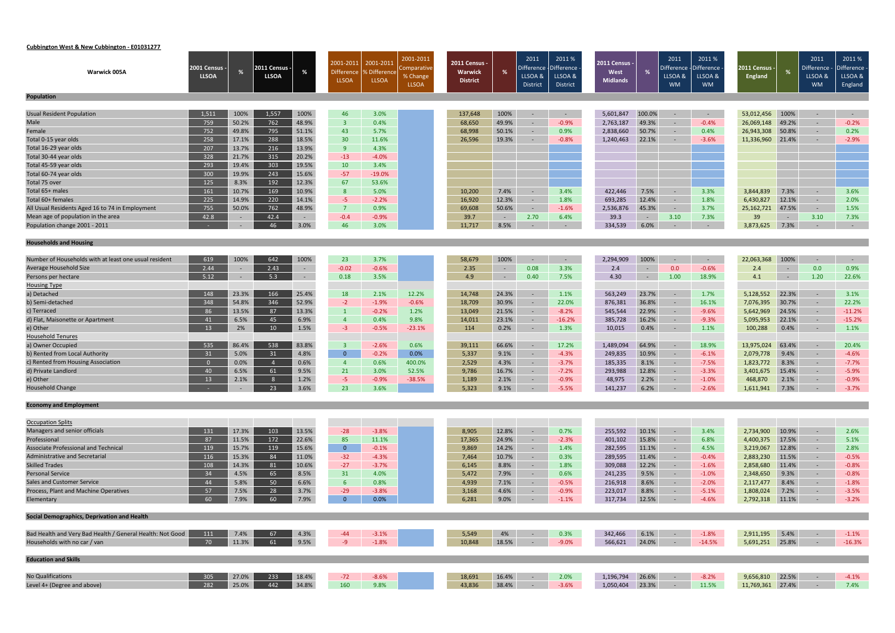**Cubbington West & New Cubbington - E01031277**

| Warwick 005A | 2001 Census - LLSOA | % | 2011 Census - LLSOA | % | 2001-2011 Difference LLSOA | 2001-2011 % Difference LLSOA | 2001-2011 Comparative % Change LLSOA | 2011 Census - Warwick District | % | 2011 Difference - LLSOA & District | 2011 % Difference - LLSOA & District | 2011 Census - West Midlands | % | 2011 Difference - LLSOA & WM | 2011 % Difference - LLSOA & WM | 2011 Census - England | % | 2011 Difference - LLSOA & WM | 2011 % Difference - LLSOA & England |
|---|---|---|---|---|---|---|---|---|---|---|---|---|---|---|---|---|---|---|---|
| **Population** | | | | | | | | | | | | | | | | | | | |
| Usual Resident Population | 1,511 | 100% | 1,557 | 100% | 46 | 3.0% | | 137,648 | 100% | - | - | 5,601,847 | 100.0% | - | - | 53,012,456 | 100% | - | - |
| Male | 759 | 50.2% | 762 | 48.9% | 3 | 0.4% | | 68,650 | 49.9% | - | -0.9% | 2,763,187 | 49.3% | - | -0.4% | 26,069,148 | 49.2% | - | -0.2% |
| Female | 752 | 49.8% | 795 | 51.1% | 43 | 5.7% | | 68,998 | 50.1% | - | 0.9% | 2,838,660 | 50.7% | - | 0.4% | 26,943,308 | 50.8% | - | 0.2% |
| Total 0-15 year olds | 258 | 17.1% | 288 | 18.5% | 30 | 11.6% | | 26,596 | 19.3% | - | -0.8% | 1,240,463 | 22.1% | - | -3.6% | 11,336,960 | 21.4% | - | -2.9% |
| Total 16-29 year olds | 207 | 13.7% | 216 | 13.9% | 9 | 4.3% | | | | | | | | | | | | | |
| Total 30-44 year olds | 328 | 21.7% | 315 | 20.2% | -13 | -4.0% | | | | | | | | | | | | | |
| Total 45-59 year olds | 293 | 19.4% | 303 | 19.5% | 10 | 3.4% | | | | | | | | | | | | | |
| Total 60-74 year olds | 300 | 19.9% | 243 | 15.6% | -57 | -19.0% | | | | | | | | | | | | | |
| Total 75 over | 125 | 8.3% | 192 | 12.3% | 67 | 53.6% | | | | | | | | | | | | | |
| Total 65+ males | 161 | 10.7% | 169 | 10.9% | 8 | 5.0% | | 10,200 | 7.4% | - | 3.4% | 422,446 | 7.5% | - | 3.3% | 3,844,839 | 7.3% | - | 3.6% |
| Total 60+ females | 225 | 14.9% | 220 | 14.1% | -5 | -2.2% | | 16,920 | 12.3% | - | 1.8% | 693,285 | 12.4% | - | 1.8% | 6,430,827 | 12.1% | - | 2.0% |
| All Usual Residents Aged 16 to 74 in Employment | 755 | 50.0% | 762 | 48.9% | 7 | 0.9% | | 69,608 | 50.6% | - | -1.6% | 2,536,876 | 45.3% | - | 3.7% | 25,162,721 | 47.5% | - | 1.5% |
| Mean age of population in the area | 42.8 | - | 42.4 | - | -0.4 | -0.9% | | 39.7 | - | 2.70 | 6.4% | 39.3 | - | 3.10 | 7.3% | 39 | - | 3.10 | 7.3% |
| Population change 2001 - 2011 | - | - | 46 | 3.0% | 46 | 3.0% | | 11,717 | 8.5% | - | - | 334,539 | 6.0% | - | - | 3,873,625 | 7.3% | - | - |
| **Households and Housing** | | | | | | | | | | | | | | | | | | | |
| Number of Households with at least one usual resident | 619 | 100% | 642 | 100% | 23 | 3.7% | | 58,679 | 100% | - | - | 2,294,909 | 100% | - | - | 22,063,368 | 100% | - | - |
| Average Household Size | 2.44 | - | 2.43 | - | -0.02 | -0.6% | | 2.35 | - | 0.08 | 3.3% | 2.4 | - | 0.0 | -0.6% | 2.4 | - | 0.0 | 0.9% |
| Persons per hectare | 5.12 | - | 5.3 | - | 0.18 | 3.5% | | 4.9 | - | 0.40 | 7.5% | 4.30 | - | 1.00 | 18.9% | 4.1 | - | 1.20 | 22.6% |
| Housing Type | | | | | | | | | | | | | | | | | | | |
| a) Detached | 148 | 23.3% | 166 | 25.4% | 18 | 2.1% | 12.2% | 14,748 | 24.3% | - | 1.1% | 563,249 | 23.7% | - | 1.7% | 5,128,552 | 22.3% | - | 3.1% |
| b) Semi-detached | 348 | 54.8% | 346 | 52.9% | -2 | -1.9% | -0.6% | 18,709 | 30.9% | - | 22.0% | 876,381 | 36.8% | - | 16.1% | 7,076,395 | 30.7% | - | 22.2% |
| c) Terraced | 86 | 13.5% | 87 | 13.3% | 1 | -0.2% | 1.2% | 13,049 | 21.5% | - | -8.2% | 545,544 | 22.9% | - | -9.6% | 5,642,969 | 24.5% | - | -11.2% |
| d) Flat, Maisonette or Apartment | 41 | 6.5% | 45 | 6.9% | 4 | 0.4% | 9.8% | 14,011 | 23.1% | - | -16.2% | 385,728 | 16.2% | - | -9.3% | 5,095,953 | 22.1% | - | -15.2% |
| e) Other | 13 | 2% | 10 | 1.5% | -3 | -0.5% | -23.1% | 114 | 0.2% | - | 1.3% | 10,015 | 0.4% | - | 1.1% | 100,288 | 0.4% | - | 1.1% |
| Household Tenures | | | | | | | | | | | | | | | | | | | |
| a) Owner Occupied | 535 | 86.4% | 538 | 83.8% | 3 | -2.6% | 0.6% | 39,111 | 66.6% | - | 17.2% | 1,489,094 | 64.9% | - | 18.9% | 13,975,024 | 63.4% | - | 20.4% |
| b) Rented from Local Authority | 31 | 5.0% | 31 | 4.8% | 0 | -0.2% | 0.0% | 5,337 | 9.1% | - | -4.3% | 249,835 | 10.9% | - | -6.1% | 2,079,778 | 9.4% | - | -4.6% |
| c) Rented from Housing Association | 0 | 0.0% | 4 | 0.6% | 4 | 0.6% | 400.0% | 2,529 | 4.3% | - | -3.7% | 185,335 | 8.1% | - | -7.5% | 1,823,772 | 8.3% | - | -7.7% |
| d) Private Landlord | 40 | 6.5% | 61 | 9.5% | 21 | 3.0% | 52.5% | 9,786 | 16.7% | - | -7.2% | 293,988 | 12.8% | - | -3.3% | 3,401,675 | 15.4% | - | -5.9% |
| e) Other | 13 | 2.1% | 8 | 1.2% | -5 | -0.9% | -38.5% | 1,189 | 2.1% | - | -0.9% | 48,975 | 2.2% | - | -1.0% | 468,870 | 2.1% | - | -0.9% |
| Household Change | - | - | 23 | 3.6% | 23 | 3.6% | | 5,323 | 9.1% | - | -5.5% | 141,237 | 6.2% | - | -2.6% | 1,611,941 | 7.3% | - | -3.7% |
| **Economy and Employment** | | | | | | | | | | | | | | | | | | | |
| Occupation Splits | | | | | | | | | | | | | | | | | | | |
| Managers and senior officials | 131 | 17.3% | 103 | 13.5% | -28 | -3.8% | | 8,905 | 12.8% | - | 0.7% | 255,592 | 10.1% | - | 3.4% | 2,734,900 | 10.9% | - | 2.6% |
| Professional | 87 | 11.5% | 172 | 22.6% | 85 | 11.1% | | 17,365 | 24.9% | - | -2.3% | 401,102 | 15.8% | - | 6.8% | 4,400,375 | 17.5% | - | 5.1% |
| Associate Professional and Technical | 119 | 15.7% | 119 | 15.6% | 0 | -0.1% | | 9,869 | 14.2% | - | 1.4% | 282,595 | 11.1% | - | 4.5% | 3,219,067 | 12.8% | - | 2.8% |
| Administrative and Secretarial | 116 | 15.3% | 84 | 11.0% | -32 | -4.3% | | 7,464 | 10.7% | - | 0.3% | 289,595 | 11.4% | - | -0.4% | 2,883,230 | 11.5% | - | -0.5% |
| Skilled Trades | 108 | 14.3% | 81 | 10.6% | -27 | -3.7% | | 6,145 | 8.8% | - | 1.8% | 309,088 | 12.2% | - | -1.6% | 2,858,680 | 11.4% | - | -0.8% |
| Personal Service | 34 | 4.5% | 65 | 8.5% | 31 | 4.0% | | 5,472 | 7.9% | - | 0.6% | 241,235 | 9.5% | - | -1.0% | 2,348,650 | 9.3% | - | -0.8% |
| Sales and Customer Service | 44 | 5.8% | 50 | 6.6% | 6 | 0.8% | | 4,939 | 7.1% | - | -0.5% | 216,918 | 8.6% | - | -2.0% | 2,117,477 | 8.4% | - | -1.8% |
| Process, Plant and Machine Operatives | 57 | 7.5% | 28 | 3.7% | -29 | -3.8% | | 3,168 | 4.6% | - | -0.9% | 223,017 | 8.8% | - | -5.1% | 1,808,024 | 7.2% | - | -3.5% |
| Elementary | 60 | 7.9% | 60 | 7.9% | 0 | 0.0% | | 6,281 | 9.0% | - | -1.1% | 317,734 | 12.5% | - | -4.6% | 2,792,318 | 11.1% | - | -3.2% |
| **Social Demographics, Deprivation and Health** | | | | | | | | | | | | | | | | | | | |
| Bad Health and Very Bad Health / General Health: Not Good | 111 | 7.4% | 67 | 4.3% | -44 | -3.1% | | 5,549 | 4% | - | 0.3% | 342,466 | 6.1% | - | -1.8% | 2,911,195 | 5.4% | - | -1.1% |
| Households with no car / van | 70 | 11.3% | 61 | 9.5% | -9 | -1.8% | | 10,848 | 18.5% | - | -9.0% | 566,621 | 24.0% | - | -14.5% | 5,691,251 | 25.8% | - | -16.3% |
| **Education and Skills** | | | | | | | | | | | | | | | | | | | |
| No Qualifications | 305 | 27.0% | 233 | 18.4% | -72 | -8.6% | | 18,691 | 16.4% | - | 2.0% | 1,196,794 | 26.6% | - | -8.2% | 9,656,810 | 22.5% | - | -4.1% |
| Level 4+ (Degree and above) | 282 | 25.0% | 442 | 34.8% | 160 | 9.8% | | 43,836 | 38.4% | - | -3.6% | 1,050,404 | 23.3% | - | 11.5% | 11,769,361 | 27.4% | - | 7.4% |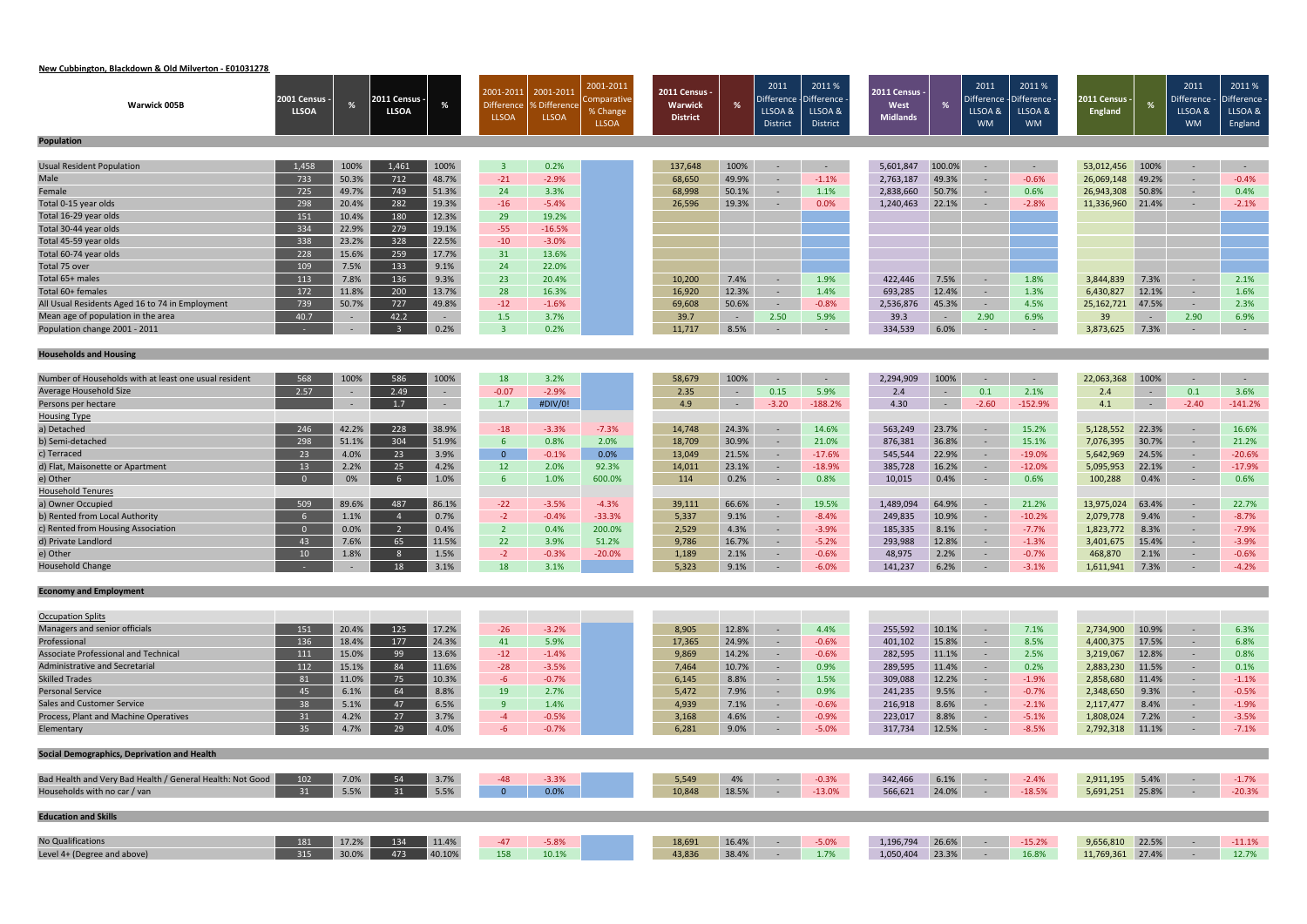**New Cubbington, Blackdown & Old Milverton - E01031278**

| Warwick 005B | 2001 Census - LLSOA | % | 2011 Census - LLSOA | % | 2001-2011 Difference LLSOA | 2001-2011 % Difference LLSOA | 2001-2011 Comparative % Change LLSOA | 2011 Census - Warwick District | % | 2011 Difference - LLSOA & District | 2011 % Difference - LLSOA & District | 2011 Census - West Midlands | % | 2011 Difference - LLSOA & WM | 2011 % Difference - LLSOA & WM | 2011 Census - England | % | 2011 Difference - LLSOA & WM | 2011 % Difference - LLSOA & England |
|---|---|---|---|---|---|---|---|---|---|---|---|---|---|---|---|---|---|---|---|
| **Population** | | | | | | | | | | | | | | | | | | | |
| Usual Resident Population | 1,458 | 100% | 1,461 | 100% | 3 | 0.2% | | 137,648 | 100% | - | - | 5,601,847 | 100.0% | - | - | 53,012,456 | 100% | - | - |
| Male | 733 | 50.3% | 712 | 48.7% | -21 | -2.9% | | 68,650 | 49.9% | - | -1.1% | 2,763,187 | 49.3% | - | -0.6% | 26,069,148 | 49.2% | - | -0.4% |
| Female | 725 | 49.7% | 749 | 51.3% | 24 | 3.3% | | 68,998 | 50.1% | - | 1.1% | 2,838,660 | 50.7% | - | 0.6% | 26,943,308 | 50.8% | - | 0.4% |
| Total 0-15 year olds | 298 | 20.4% | 282 | 19.3% | -16 | -5.4% | | 26,596 | 19.3% | - | 0.0% | 1,240,463 | 22.1% | - | -2.8% | 11,336,960 | 21.4% | - | -2.1% |
| Total 16-29 year olds | 151 | 10.4% | 180 | 12.3% | 29 | 19.2% | | | | | | | | | | | | | |
| Total 30-44 year olds | 334 | 22.9% | 279 | 19.1% | -55 | -16.5% | | | | | | | | | | | | | |
| Total 45-59 year olds | 338 | 23.2% | 328 | 22.5% | -10 | -3.0% | | | | | | | | | | | | | |
| Total 60-74 year olds | 228 | 15.6% | 259 | 17.7% | 31 | 13.6% | | | | | | | | | | | | | |
| Total 75 over | 109 | 7.5% | 133 | 9.1% | 24 | 22.0% | | | | | | | | | | | | | |
| Total 65+ males | 113 | 7.8% | 136 | 9.3% | 23 | 20.4% | | 10,200 | 7.4% | - | 1.9% | 422,446 | 7.5% | - | 1.8% | 3,844,839 | 7.3% | - | 2.1% |
| Total 60+ females | 172 | 11.8% | 200 | 13.7% | 28 | 16.3% | | 16,920 | 12.3% | - | 1.4% | 693,285 | 12.4% | - | 1.3% | 6,430,827 | 12.1% | - | 1.6% |
| All Usual Residents Aged 16 to 74 in Employment | 739 | 50.7% | 727 | 49.8% | -12 | -1.6% | | 69,608 | 50.6% | - | -0.8% | 2,536,876 | 45.3% | - | 4.5% | 25,162,721 | 47.5% | - | 2.3% |
| Mean age of population in the area | 40.7 | - | 42.2 | - | 1.5 | 3.7% | | 39.7 | - | 2.50 | 5.9% | 39.3 | - | 2.90 | 6.9% | 39 | - | 2.90 | 6.9% |
| Population change 2001 - 2011 | - | - | 3 | 0.2% | 3 | 0.2% | | 11,717 | 8.5% | - | - | 334,539 | 6.0% | - | - | 3,873,625 | 7.3% | - | - |
| **Households and Housing** | | | | | | | | | | | | | | | | | | | |
| Number of Households with at least one usual resident | 568 | 100% | 586 | 100% | 18 | 3.2% | | 58,679 | 100% | - | - | 2,294,909 | 100% | - | - | 22,063,368 | 100% | - | - |
| Average Household Size | 2.57 | - | 2.49 | - | -0.07 | -2.9% | | 2.35 | - | 0.15 | 5.9% | 2.4 | - | 0.1 | 2.1% | 2.4 | - | 0.1 | 3.6% |
| Persons per hectare | | - | 1.7 | - | 1.7 | #DIV/0! | | 4.9 | - | -3.20 | -188.2% | 4.30 | - | -2.60 | -152.9% | 4.1 | - | -2.40 | -141.2% |
| Housing Type | | | | | | | | | | | | | | | | | | | |
| a) Detached | 246 | 42.2% | 228 | 38.9% | -18 | -3.3% | -7.3% | 14,748 | 24.3% | - | 14.6% | 563,249 | 23.7% | - | 15.2% | 5,128,552 | 22.3% | - | 16.6% |
| b) Semi-detached | 298 | 51.1% | 304 | 51.9% | 6 | 0.8% | 2.0% | 18,709 | 30.9% | - | 21.0% | 876,381 | 36.8% | - | 15.1% | 7,076,395 | 30.7% | - | 21.2% |
| c) Terraced | 23 | 4.0% | 23 | 3.9% | 0 | -0.1% | 0.0% | 13,049 | 21.5% | - | -17.6% | 545,544 | 22.9% | - | -19.0% | 5,642,969 | 24.5% | - | -20.6% |
| d) Flat, Maisonette or Apartment | 13 | 2.2% | 25 | 4.2% | 12 | 2.0% | 92.3% | 14,011 | 23.1% | - | -18.9% | 385,728 | 16.2% | - | -12.0% | 5,095,953 | 22.1% | - | -17.9% |
| e) Other | 0 | 0% | 6 | 1.0% | 6 | 1.0% | 600.0% | 114 | 0.2% | - | 0.8% | 10,015 | 0.4% | - | 0.6% | 100,288 | 0.4% | - | 0.6% |
| Household Tenures | | | | | | | | | | | | | | | | | | | |
| a) Owner Occupied | 509 | 89.6% | 487 | 86.1% | -22 | -3.5% | -4.3% | 39,111 | 66.6% | - | 19.5% | 1,489,094 | 64.9% | - | 21.2% | 13,975,024 | 63.4% | - | 22.7% |
| b) Rented from Local Authority | 6 | 1.1% | 4 | 0.7% | -2 | -0.4% | -33.3% | 5,337 | 9.1% | - | -8.4% | 249,835 | 10.9% | - | -10.2% | 2,079,778 | 9.4% | - | -8.7% |
| c) Rented from Housing Association | 0 | 0.0% | 2 | 0.4% | 2 | 0.4% | 200.0% | 2,529 | 4.3% | - | -3.9% | 185,335 | 8.1% | - | -7.7% | 1,823,772 | 8.3% | - | -7.9% |
| d) Private Landlord | 43 | 7.6% | 65 | 11.5% | 22 | 3.9% | 51.2% | 9,786 | 16.7% | - | -5.2% | 293,988 | 12.8% | - | -1.3% | 3,401,675 | 15.4% | - | -3.9% |
| e) Other | 10 | 1.8% | 8 | 1.5% | -2 | -0.3% | -20.0% | 1,189 | 2.1% | - | -0.6% | 48,975 | 2.2% | - | -0.7% | 468,870 | 2.1% | - | -0.6% |
| Household Change | - | - | 18 | 3.1% | 18 | 3.1% | | 5,323 | 9.1% | - | -6.0% | 141,237 | 6.2% | - | -3.1% | 1,611,941 | 7.3% | - | -4.2% |
| **Economy and Employment** | | | | | | | | | | | | | | | | | | | |
| Occupation Splits | | | | | | | | | | | | | | | | | | | |
| Managers and senior officials | 151 | 20.4% | 125 | 17.2% | -26 | -3.2% | | 8,905 | 12.8% | - | 4.4% | 255,592 | 10.1% | - | 7.1% | 2,734,900 | 10.9% | - | 6.3% |
| Professional | 136 | 18.4% | 177 | 24.3% | 41 | 5.9% | | 17,365 | 24.9% | - | -0.6% | 401,102 | 15.8% | - | 8.5% | 4,400,375 | 17.5% | - | 6.8% |
| Associate Professional and Technical | 111 | 15.0% | 99 | 13.6% | -12 | -1.4% | | 9,869 | 14.2% | - | -0.6% | 282,595 | 11.1% | - | 2.5% | 3,219,067 | 12.8% | - | 0.8% |
| Administrative and Secretarial | 112 | 15.1% | 84 | 11.6% | -28 | -3.5% | | 7,464 | 10.7% | - | 0.9% | 289,595 | 11.4% | - | 0.2% | 2,883,230 | 11.5% | - | 0.1% |
| Skilled Trades | 81 | 11.0% | 75 | 10.3% | -6 | -0.7% | | 6,145 | 8.8% | - | 1.5% | 309,088 | 12.2% | - | -1.9% | 2,858,680 | 11.4% | - | -1.1% |
| Personal Service | 45 | 6.1% | 64 | 8.8% | 19 | 2.7% | | 5,472 | 7.9% | - | 0.9% | 241,235 | 9.5% | - | -0.7% | 2,348,650 | 9.3% | - | -0.5% |
| Sales and Customer Service | 38 | 5.1% | 47 | 6.5% | 9 | 1.4% | | 4,939 | 7.1% | - | -0.6% | 216,918 | 8.6% | - | -2.1% | 2,117,477 | 8.4% | - | -1.9% |
| Process, Plant and Machine Operatives | 31 | 4.2% | 27 | 3.7% | -4 | -0.5% | | 3,168 | 4.6% | - | -0.9% | 223,017 | 8.8% | - | -5.1% | 1,808,024 | 7.2% | - | -3.5% |
| Elementary | 35 | 4.7% | 29 | 4.0% | -6 | -0.7% | | 6,281 | 9.0% | - | -5.0% | 317,734 | 12.5% | - | -8.5% | 2,792,318 | 11.1% | - | -7.1% |
| **Social Demographics, Deprivation and Health** | | | | | | | | | | | | | | | | | | | |
| Bad Health and Very Bad Health / General Health: Not Good | 102 | 7.0% | 54 | 3.7% | -48 | -3.3% | | 5,549 | 4% | - | -0.3% | 342,466 | 6.1% | - | -2.4% | 2,911,195 | 5.4% | - | -1.7% |
| Households with no car / van | 31 | 5.5% | 31 | 5.5% | 0 | 0.0% | | 10,848 | 18.5% | - | -13.0% | 566,621 | 24.0% | - | -18.5% | 5,691,251 | 25.8% | - | -20.3% |
| **Education and Skills** | | | | | | | | | | | | | | | | | | | |
| No Qualifications | 181 | 17.2% | 134 | 11.4% | -47 | -5.8% | | 18,691 | 16.4% | - | -5.0% | 1,196,794 | 26.6% | - | -15.2% | 9,656,810 | 22.5% | - | -11.1% |
| Level 4+ (Degree and above) | 315 | 30.0% | 473 | 40.10% | 158 | 10.1% | | 43,836 | 38.4% | - | 1.7% | 1,050,404 | 23.3% | - | 16.8% | 11,769,361 | 27.4% | - | 12.7% |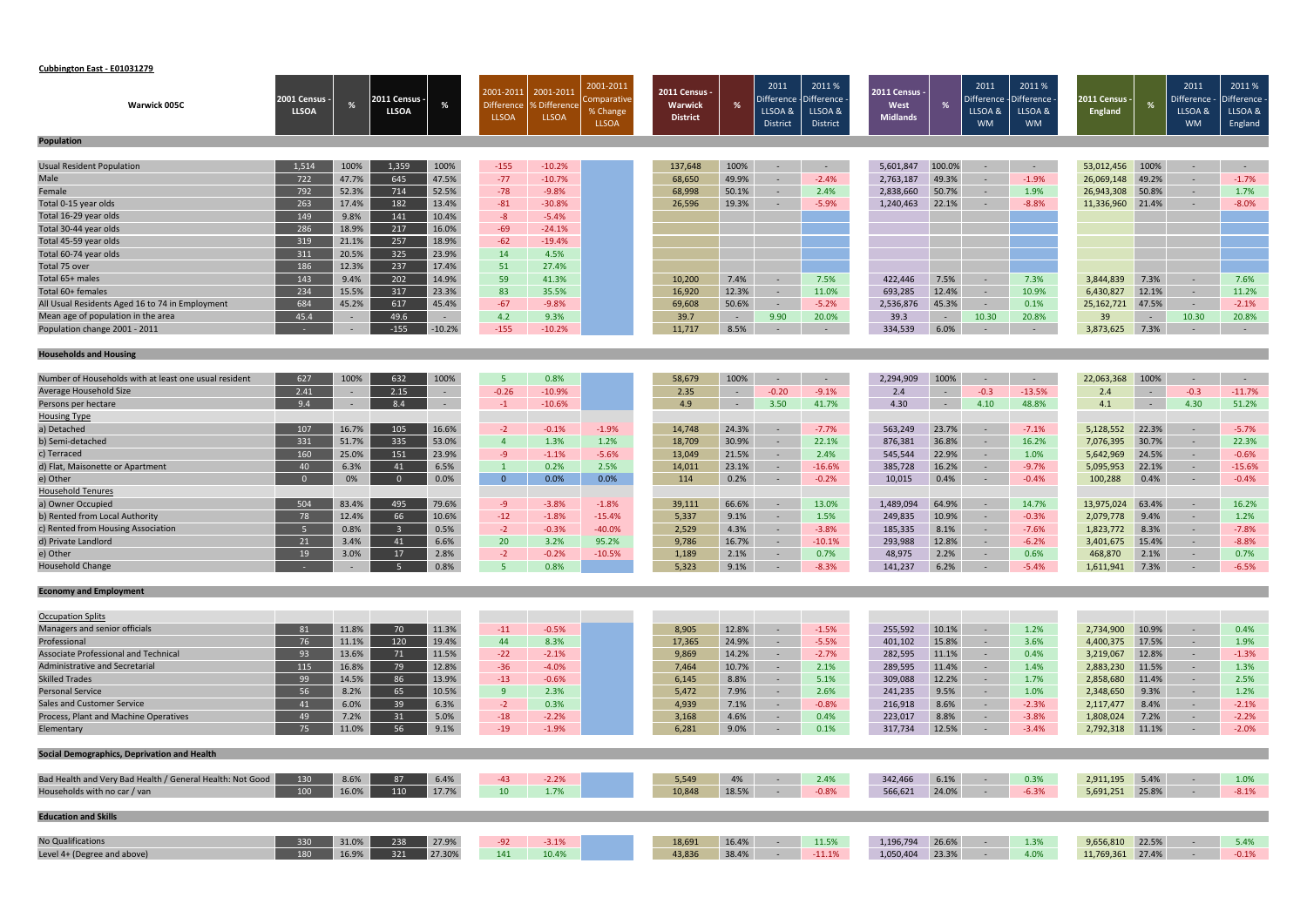**Cubbington East - E01031279**

| Warwick 005C | 2001 Census - LLSOA | % | 2011 Census - LLSOA | % | 2001-2011 Difference LLSOA | 2001-2011 % Difference LLSOA | 2001-2011 Comparative % Change LLSOA | 2011 Census - Warwick District | % | 2011 Difference - LLSOA & District | 2011 % Difference - LLSOA & District | 2011 Census - West Midlands | % | 2011 Difference - LLSOA & WM | 2011 % Difference - LLSOA & WM | 2011 Census - England | % | 2011 Difference - LLSOA & WM | 2011 % Difference - LLSOA & England |
|---|---|---|---|---|---|---|---|---|---|---|---|---|---|---|---|---|---|---|---|
| **Population** | | | | | | | | | | | | | | | | | | | |
| Usual Resident Population | 1,514 | 100% | 1,359 | 100% | -155 | -10.2% | | 137,648 | 100% | - | - | 5,601,847 | 100.0% | - | - | 53,012,456 | 100% | - | - |
| Male | 722 | 47.7% | 645 | 47.5% | -77 | -10.7% | | 68,650 | 49.9% | - | -2.4% | 2,763,187 | 49.3% | - | -1.9% | 26,069,148 | 49.2% | - | -1.7% |
| Female | 792 | 52.3% | 714 | 52.5% | -78 | -9.8% | | 68,998 | 50.1% | - | 2.4% | 2,838,660 | 50.7% | - | 1.9% | 26,943,308 | 50.8% | - | 1.7% |
| Total 0-15 year olds | 263 | 17.4% | 182 | 13.4% | -81 | -30.8% | | 26,596 | 19.3% | - | -5.9% | 1,240,463 | 22.1% | - | -8.8% | 11,336,960 | 21.4% | - | -8.0% |
| Total 16-29 year olds | 149 | 9.8% | 141 | 10.4% | -8 | -5.4% | | | | | | | | | | | | | |
| Total 30-44 year olds | 286 | 18.9% | 217 | 16.0% | -69 | -24.1% | | | | | | | | | | | | | |
| Total 45-59 year olds | 319 | 21.1% | 257 | 18.9% | -62 | -19.4% | | | | | | | | | | | | | |
| Total 60-74 year olds | 311 | 20.5% | 325 | 23.9% | 14 | 4.5% | | | | | | | | | | | | | |
| Total 75 over | 186 | 12.3% | 237 | 17.4% | 51 | 27.4% | | | | | | | | | | | | | |
| Total 65+ males | 143 | 9.4% | 202 | 14.9% | 59 | 41.3% | | 10,200 | 7.4% | - | 7.5% | 422,446 | 7.5% | - | 7.3% | 3,844,839 | 7.3% | - | 7.6% |
| Total 60+ females | 234 | 15.5% | 317 | 23.3% | 83 | 35.5% | | 16,920 | 12.3% | - | 11.0% | 693,285 | 12.4% | - | 10.9% | 6,430,827 | 12.1% | - | 11.2% |
| All Usual Residents Aged 16 to 74 in Employment | 684 | 45.2% | 617 | 45.4% | -67 | -9.8% | | 69,608 | 50.6% | - | -5.2% | 2,536,876 | 45.3% | - | 0.1% | 25,162,721 | 47.5% | - | -2.1% |
| Mean age of population in the area | 45.4 | - | 49.6 | - | 4.2 | 9.3% | | 39.7 | - | 9.90 | 20.0% | 39.3 | - | 10.30 | 20.8% | 39 | - | 10.30 | 20.8% |
| Population change 2001 - 2011 | - | - | -155 | -10.2% | -155 | -10.2% | | 11,717 | 8.5% | - | - | 334,539 | 6.0% | - | - | 3,873,625 | 7.3% | - | - |
| **Households and Housing** | | | | | | | | | | | | | | | | | | | |
| Number of Households with at least one usual resident | 627 | 100% | 632 | 100% | 5 | 0.8% | | 58,679 | 100% | - | - | 2,294,909 | 100% | - | - | 22,063,368 | 100% | - | - |
| Average Household Size | 2.41 | - | 2.15 | - | -0.26 | -10.9% | | 2.35 | - | -0.20 | -9.1% | 2.4 | - | -0.3 | -13.5% | 2.4 | - | -0.3 | -11.7% |
| Persons per hectare | 9.4 | - | 8.4 | - | -1 | -10.6% | | 4.9 | - | 3.50 | 41.7% | 4.30 | - | 4.10 | 48.8% | 4.1 | - | 4.30 | 51.2% |
| Housing Type | | | | | | | | | | | | | | | | | | | |
| a) Detached | 107 | 16.7% | 105 | 16.6% | -2 | -0.1% | -1.9% | 14,748 | 24.3% | - | -7.7% | 563,249 | 23.7% | - | -7.1% | 5,128,552 | 22.3% | - | -5.7% |
| b) Semi-detached | 331 | 51.7% | 335 | 53.0% | 4 | 1.3% | 1.2% | 18,709 | 30.9% | - | 22.1% | 876,381 | 36.8% | - | 16.2% | 7,076,395 | 30.7% | - | 22.3% |
| c) Terraced | 160 | 25.0% | 151 | 23.9% | -9 | -1.1% | -5.6% | 13,049 | 21.5% | - | 2.4% | 545,544 | 22.9% | - | 1.0% | 5,642,969 | 24.5% | - | -0.6% |
| d) Flat, Maisonette or Apartment | 40 | 6.3% | 41 | 6.5% | 1 | 0.2% | 2.5% | 14,011 | 23.1% | - | -16.6% | 385,728 | 16.2% | - | -9.7% | 5,095,953 | 22.1% | - | -15.6% |
| e) Other | 0 | 0% | 0 | 0.0% | 0 | 0.0% | 0.0% | 114 | 0.2% | - | -0.2% | 10,015 | 0.4% | - | -0.4% | 100,288 | 0.4% | - | -0.4% |
| Household Tenures | | | | | | | | | | | | | | | | | | | |
| a) Owner Occupied | 504 | 83.4% | 495 | 79.6% | -9 | -3.8% | -1.8% | 39,111 | 66.6% | - | 13.0% | 1,489,094 | 64.9% | - | 14.7% | 13,975,024 | 63.4% | - | 16.2% |
| b) Rented from Local Authority | 78 | 12.4% | 66 | 10.6% | -12 | -1.8% | -15.4% | 5,337 | 9.1% | - | 1.5% | 249,835 | 10.9% | - | -0.3% | 2,079,778 | 9.4% | - | 1.2% |
| c) Rented from Housing Association | 5 | 0.8% | 3 | 0.5% | -2 | -0.3% | -40.0% | 2,529 | 4.3% | - | -3.8% | 185,335 | 8.1% | - | -7.6% | 1,823,772 | 8.3% | - | -7.8% |
| d) Private Landlord | 21 | 3.4% | 41 | 6.6% | 20 | 3.2% | 95.2% | 9,786 | 16.7% | - | -10.1% | 293,988 | 12.8% | - | -6.2% | 3,401,675 | 15.4% | - | -8.8% |
| e) Other | 19 | 3.0% | 17 | 2.8% | -2 | -0.2% | -10.5% | 1,189 | 2.1% | - | 0.7% | 48,975 | 2.2% | - | 0.6% | 468,870 | 2.1% | - | 0.7% |
| Household Change | - | - | 5 | 0.8% | 5 | 0.8% | | 5,323 | 9.1% | - | -8.3% | 141,237 | 6.2% | - | -5.4% | 1,611,941 | 7.3% | - | -6.5% |
| **Economy and Employment** | | | | | | | | | | | | | | | | | | | |
| Occupation Splits | | | | | | | | | | | | | | | | | | | |
| Managers and senior officials | 81 | 11.8% | 70 | 11.3% | -11 | -0.5% | | 8,905 | 12.8% | - | -1.5% | 255,592 | 10.1% | - | 1.2% | 2,734,900 | 10.9% | - | 0.4% |
| Professional | 76 | 11.1% | 120 | 19.4% | 44 | 8.3% | | 17,365 | 24.9% | - | -5.5% | 401,102 | 15.8% | - | 3.6% | 4,400,375 | 17.5% | - | 1.9% |
| Associate Professional and Technical | 93 | 13.6% | 71 | 11.5% | -22 | -2.1% | | 9,869 | 14.2% | - | -2.7% | 282,595 | 11.1% | - | 0.4% | 3,219,067 | 12.8% | - | -1.3% |
| Administrative and Secretarial | 115 | 16.8% | 79 | 12.8% | -36 | -4.0% | | 7,464 | 10.7% | - | 2.1% | 289,595 | 11.4% | - | 1.4% | 2,883,230 | 11.5% | - | 1.3% |
| Skilled Trades | 99 | 14.5% | 86 | 13.9% | -13 | -0.6% | | 6,145 | 8.8% | - | 5.1% | 309,088 | 12.2% | - | 1.7% | 2,858,680 | 11.4% | - | 2.5% |
| Personal Service | 56 | 8.2% | 65 | 10.5% | 9 | 2.3% | | 5,472 | 7.9% | - | 2.6% | 241,235 | 9.5% | - | 1.0% | 2,348,650 | 9.3% | - | 1.2% |
| Sales and Customer Service | 41 | 6.0% | 39 | 6.3% | -2 | 0.3% | | 4,939 | 7.1% | - | -0.8% | 216,918 | 8.6% | - | -2.3% | 2,117,477 | 8.4% | - | -2.1% |
| Process, Plant and Machine Operatives | 49 | 7.2% | 31 | 5.0% | -18 | -2.2% | | 3,168 | 4.6% | - | 0.4% | 223,017 | 8.8% | - | -3.8% | 1,808,024 | 7.2% | - | -2.2% |
| Elementary | 75 | 11.0% | 56 | 9.1% | -19 | -1.9% | | 6,281 | 9.0% | - | 0.1% | 317,734 | 12.5% | - | -3.4% | 2,792,318 | 11.1% | - | -2.0% |
| **Social Demographics, Deprivation and Health** | | | | | | | | | | | | | | | | | | | |
| Bad Health and Very Bad Health / General Health: Not Good | 130 | 8.6% | 87 | 6.4% | -43 | -2.2% | | 5,549 | 4% | - | 2.4% | 342,466 | 6.1% | - | 0.3% | 2,911,195 | 5.4% | - | 1.0% |
| Households with no car / van | 100 | 16.0% | 110 | 17.7% | 10 | 1.7% | | 10,848 | 18.5% | - | -0.8% | 566,621 | 24.0% | - | -6.3% | 5,691,251 | 25.8% | - | -8.1% |
| **Education and Skills** | | | | | | | | | | | | | | | | | | | |
| No Qualifications | 330 | 31.0% | 238 | 27.9% | -92 | -3.1% | | 18,691 | 16.4% | - | 11.5% | 1,196,794 | 26.6% | - | 1.3% | 9,656,810 | 22.5% | - | 5.4% |
| Level 4+ (Degree and above) | 180 | 16.9% | 321 | 27.30% | 141 | 10.4% | | 43,836 | 38.4% | - | -11.1% | 1,050,404 | 23.3% | - | 4.0% | 11,769,361 | 27.4% | - | -0.1% |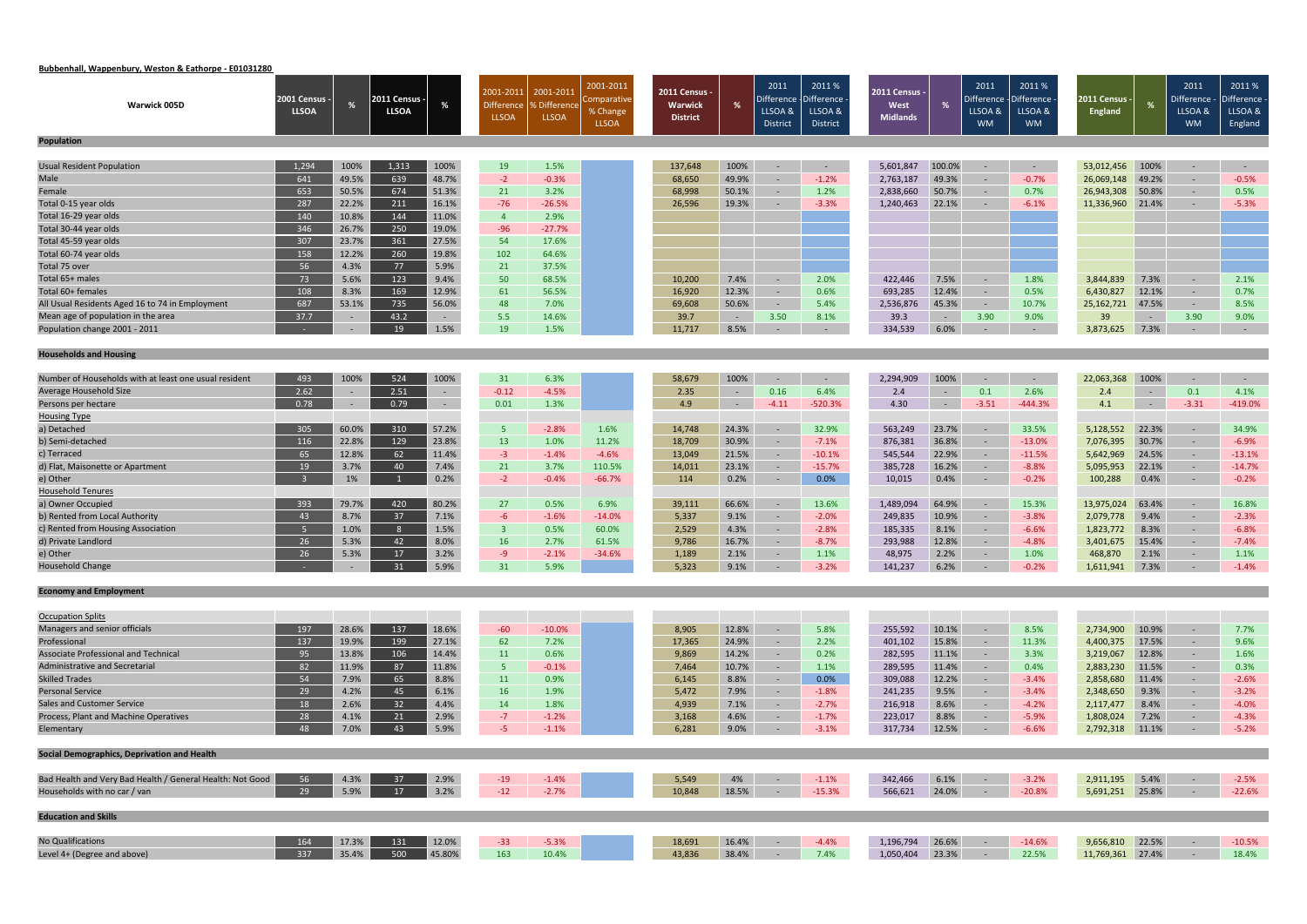**Bubbenhall, Wappenbury, Weston & Eathorpe - E01031280**

| Warwick 005D | 2001 Census - LLSOA | % | 2011 Census - LLSOA | % | 2001-2011 Difference LLSOA | 2001-2011 % Difference LLSOA | 2001-2011 Comparative % Change LLSOA | 2011 Census - Warwick District | % | 2011 Difference - LLSOA & District | 2011 % Difference - LLSOA & District | 2011 Census - West Midlands | % | 2011 Difference - LLSOA & WM | 2011 % Difference - LLSOA & WM | 2011 Census - England | % | 2011 Difference - LLSOA & WM | 2011 % Difference - LLSOA & England |
|---|---|---|---|---|---|---|---|---|---|---|---|---|---|---|---|---|---|---|---|
| **Population** | | | | | | | | | | | | | | | | | | | |
| Usual Resident Population | 1,294 | 100% | 1,313 | 100% | 19 | 1.5% | | 137,648 | 100% | - | - | 5,601,847 | 100.0% | - | - | 53,012,456 | 100% | - | - |
| Male | 641 | 49.5% | 639 | 48.7% | -2 | -0.3% | | 68,650 | 49.9% | - | -1.2% | 2,763,187 | 49.3% | - | -0.7% | 26,069,148 | 49.2% | - | -0.5% |
| Female | 653 | 50.5% | 674 | 51.3% | 21 | 3.2% | | 68,998 | 50.1% | - | 1.2% | 2,838,660 | 50.7% | - | 0.7% | 26,943,308 | 50.8% | - | 0.5% |
| Total 0-15 year olds | 287 | 22.2% | 211 | 16.1% | -76 | -26.5% | | 26,596 | 19.3% | - | -3.3% | 1,240,463 | 22.1% | - | -6.1% | 11,336,960 | 21.4% | - | -5.3% |
| Total 16-29 year olds | 140 | 10.8% | 144 | 11.0% | 4 | 2.9% | | | | | | | | | | | | | |
| Total 30-44 year olds | 346 | 26.7% | 250 | 19.0% | -96 | -27.7% | | | | | | | | | | | | | |
| Total 45-59 year olds | 307 | 23.7% | 361 | 27.5% | 54 | 17.6% | | | | | | | | | | | | | |
| Total 60-74 year olds | 158 | 12.2% | 260 | 19.8% | 102 | 64.6% | | | | | | | | | | | | | |
| Total 75 over | 56 | 4.3% | 77 | 5.9% | 21 | 37.5% | | | | | | | | | | | | | |
| Total 65+ males | 73 | 5.6% | 123 | 9.4% | 50 | 68.5% | | 10,200 | 7.4% | - | 2.0% | 422,446 | 7.5% | - | 1.8% | 3,844,839 | 7.3% | - | 2.1% |
| Total 60+ females | 108 | 8.3% | 169 | 12.9% | 61 | 56.5% | | 16,920 | 12.3% | - | 0.6% | 693,285 | 12.4% | - | 0.5% | 6,430,827 | 12.1% | - | 0.7% |
| All Usual Residents Aged 16 to 74 in Employment | 687 | 53.1% | 735 | 56.0% | 48 | 7.0% | | 69,608 | 50.6% | - | 5.4% | 2,536,876 | 45.3% | - | 10.7% | 25,162,721 | 47.5% | - | 8.5% |
| Mean age of population in the area | 37.7 | - | 43.2 | - | 5.5 | 14.6% | | 39.7 | - | 3.50 | 8.1% | 39.3 | - | 3.90 | 9.0% | 39 | - | 3.90 | 9.0% |
| Population change 2001 - 2011 | - | - | 19 | 1.5% | 19 | 1.5% | | 11,717 | 8.5% | - | - | 334,539 | 6.0% | - | - | 3,873,625 | 7.3% | - | - |
| **Households and Housing** | | | | | | | | | | | | | | | | | | | |
| Number of Households with at least one usual resident | 493 | 100% | 524 | 100% | 31 | 6.3% | | 58,679 | 100% | - | - | 2,294,909 | 100% | - | - | 22,063,368 | 100% | - | - |
| Average Household Size | 2.62 | - | 2.51 | - | -0.12 | -4.5% | | 2.35 | - | 0.16 | 6.4% | 2.4 | - | 0.1 | 2.6% | 2.4 | - | 0.1 | 4.1% |
| Persons per hectare | 0.78 | - | 0.79 | - | 0.01 | 1.3% | | 4.9 | - | -4.11 | -520.3% | 4.30 | - | -3.51 | -444.3% | 4.1 | - | -3.31 | -419.0% |
| Housing Type | | | | | | | | | | | | | | | | | | | |
| a) Detached | 305 | 60.0% | 310 | 57.2% | 5 | -2.8% | 1.6% | 14,748 | 24.3% | - | 32.9% | 563,249 | 23.7% | - | 33.5% | 5,128,552 | 22.3% | - | 34.9% |
| b) Semi-detached | 116 | 22.8% | 129 | 23.8% | 13 | 1.0% | 11.2% | 18,709 | 30.9% | - | -7.1% | 876,381 | 36.8% | - | -13.0% | 7,076,395 | 30.7% | - | -6.9% |
| c) Terraced | 65 | 12.8% | 62 | 11.4% | -3 | -1.4% | -4.6% | 13,049 | 21.5% | - | -10.1% | 545,544 | 22.9% | - | -11.5% | 5,642,969 | 24.5% | - | -13.1% |
| d) Flat, Maisonette or Apartment | 19 | 3.7% | 40 | 7.4% | 21 | 3.7% | 110.5% | 14,011 | 23.1% | - | -15.7% | 385,728 | 16.2% | - | -8.8% | 5,095,953 | 22.1% | - | -14.7% |
| e) Other | 3 | 1% | 1 | 0.2% | -2 | -0.4% | -66.7% | 114 | 0.2% | - | 0.0% | 10,015 | 0.4% | - | -0.2% | 100,288 | 0.4% | - | -0.2% |
| Household Tenures | | | | | | | | | | | | | | | | | | | |
| a) Owner Occupied | 393 | 79.7% | 420 | 80.2% | 27 | 0.5% | 6.9% | 39,111 | 66.6% | - | 13.6% | 1,489,094 | 64.9% | - | 15.3% | 13,975,024 | 63.4% | - | 16.8% |
| b) Rented from Local Authority | 43 | 8.7% | 37 | 7.1% | -6 | -1.6% | -14.0% | 5,337 | 9.1% | - | -2.0% | 249,835 | 10.9% | - | -3.8% | 2,079,778 | 9.4% | - | -2.3% |
| c) Rented from Housing Association | 5 | 1.0% | 8 | 1.5% | 3 | 0.5% | 60.0% | 2,529 | 4.3% | - | -2.8% | 185,335 | 8.1% | - | -6.6% | 1,823,772 | 8.3% | - | -6.8% |
| d) Private Landlord | 26 | 5.3% | 42 | 8.0% | 16 | 2.7% | 61.5% | 9,786 | 16.7% | - | -8.7% | 293,988 | 12.8% | - | -4.8% | 3,401,675 | 15.4% | - | -7.4% |
| e) Other | 26 | 5.3% | 17 | 3.2% | -9 | -2.1% | -34.6% | 1,189 | 2.1% | - | 1.1% | 48,975 | 2.2% | - | 1.0% | 468,870 | 2.1% | - | 1.1% |
| Household Change | - | - | 31 | 5.9% | 31 | 5.9% | | 5,323 | 9.1% | - | -3.2% | 141,237 | 6.2% | - | -0.2% | 1,611,941 | 7.3% | - | -1.4% |
| **Economy and Employment** | | | | | | | | | | | | | | | | | | | |
| Occupation Splits | | | | | | | | | | | | | | | | | | | |
| Managers and senior officials | 197 | 28.6% | 137 | 18.6% | -60 | -10.0% | | 8,905 | 12.8% | - | 5.8% | 255,592 | 10.1% | - | 8.5% | 2,734,900 | 10.9% | - | 7.7% |
| Professional | 137 | 19.9% | 199 | 27.1% | 62 | 7.2% | | 17,365 | 24.9% | - | 2.2% | 401,102 | 15.8% | - | 11.3% | 4,400,375 | 17.5% | - | 9.6% |
| Associate Professional and Technical | 95 | 13.8% | 106 | 14.4% | 11 | 0.6% | | 9,869 | 14.2% | - | 0.2% | 282,595 | 11.1% | - | 3.3% | 3,219,067 | 12.8% | - | 1.6% |
| Administrative and Secretarial | 82 | 11.9% | 87 | 11.8% | 5 | -0.1% | | 7,464 | 10.7% | - | 1.1% | 289,595 | 11.4% | - | 0.4% | 2,883,230 | 11.5% | - | 0.3% |
| Skilled Trades | 54 | 7.9% | 65 | 8.8% | 11 | 0.9% | | 6,145 | 8.8% | - | 0.0% | 309,088 | 12.2% | - | -3.4% | 2,858,680 | 11.4% | - | -2.6% |
| Personal Service | 29 | 4.2% | 45 | 6.1% | 16 | 1.9% | | 5,472 | 7.9% | - | -1.8% | 241,235 | 9.5% | - | -3.4% | 2,348,650 | 9.3% | - | -3.2% |
| Sales and Customer Service | 18 | 2.6% | 32 | 4.4% | 14 | 1.8% | | 4,939 | 7.1% | - | -2.7% | 216,918 | 8.6% | - | -4.2% | 2,117,477 | 8.4% | - | -4.0% |
| Process, Plant and Machine Operatives | 28 | 4.1% | 21 | 2.9% | -7 | -1.2% | | 3,168 | 4.6% | - | -1.7% | 223,017 | 8.8% | - | -5.9% | 1,808,024 | 7.2% | - | -4.3% |
| Elementary | 48 | 7.0% | 43 | 5.9% | -5 | -1.1% | | 6,281 | 9.0% | - | -3.1% | 317,734 | 12.5% | - | -6.6% | 2,792,318 | 11.1% | - | -5.2% |
| **Social Demographics, Deprivation and Health** | | | | | | | | | | | | | | | | | | | |
| Bad Health and Very Bad Health / General Health: Not Good | 56 | 4.3% | 37 | 2.9% | -19 | -1.4% | | 5,549 | 4% | - | -1.1% | 342,466 | 6.1% | - | -3.2% | 2,911,195 | 5.4% | - | -2.5% |
| Households with no car / van | 29 | 5.9% | 17 | 3.2% | -12 | -2.7% | | 10,848 | 18.5% | - | -15.3% | 566,621 | 24.0% | - | -20.8% | 5,691,251 | 25.8% | - | -22.6% |
| **Education and Skills** | | | | | | | | | | | | | | | | | | | |
| No Qualifications | 164 | 17.3% | 131 | 12.0% | -33 | -5.3% | | 18,691 | 16.4% | - | -4.4% | 1,196,794 | 26.6% | - | -14.6% | 9,656,810 | 22.5% | - | -10.5% |
| Level 4+ (Degree and above) | 337 | 35.4% | 500 | 45.80% | 163 | 10.4% | | 43,836 | 38.4% | - | 7.4% | 1,050,404 | 23.3% | - | 22.5% | 11,769,361 | 27.4% | - | 18.4% |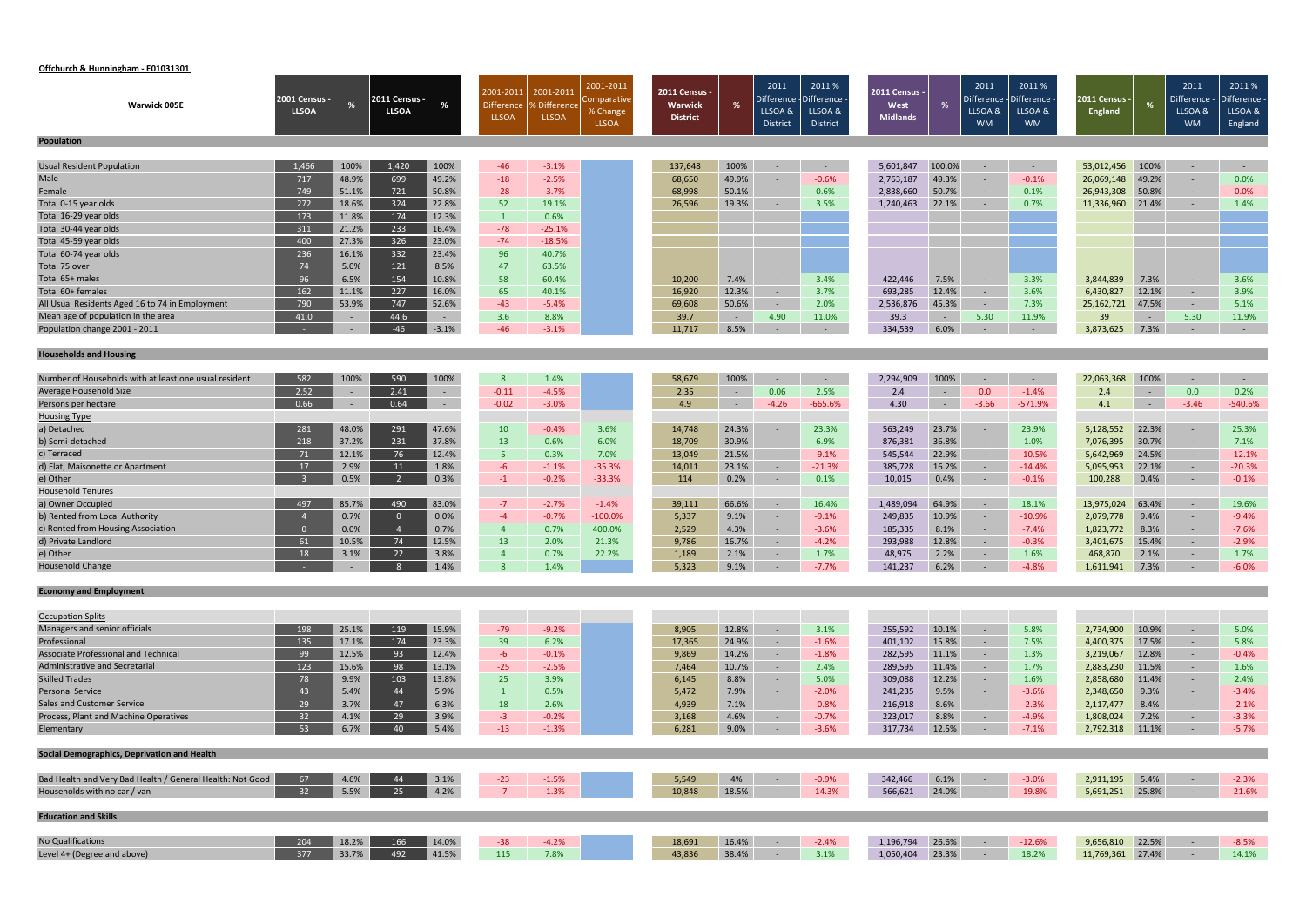**Offchurch & Hunningham - E01031301**

| Warwick 005E | 2001 Census - LLSOA | % | 2011 Census - LLSOA | % | 2001-2011 Difference LLSOA | 2001-2011 % Difference LLSOA | 2001-2011 Comparative % Change LLSOA | 2011 Census - Warwick District | % | 2011 Difference - LLSOA & District | 2011 % Difference - LLSOA & District | 2011 Census - West Midlands | % | 2011 Difference - LLSOA & WM | 2011 % Difference - LLSOA & WM | 2011 Census - England | % | 2011 Difference - LLSOA & WM | 2011 % Difference - LLSOA & England |
|---|---|---|---|---|---|---|---|---|---|---|---|---|---|---|---|---|---|---|---|
| **Population** | | | | | | | | | | | | | | | | | | | |
| Usual Resident Population | 1,466 | 100% | 1,420 | 100% | -46 | -3.1% | | 137,648 | 100% | - | - | 5,601,847 | 100.0% | - | - | 53,012,456 | 100% | - | - |
| Male | 717 | 48.9% | 699 | 49.2% | -18 | -2.5% | | 68,650 | 49.9% | - | -0.6% | 2,763,187 | 49.3% | - | -0.1% | 26,069,148 | 49.2% | - | 0.0% |
| Female | 749 | 51.1% | 721 | 50.8% | -28 | -3.7% | | 68,998 | 50.1% | - | 0.6% | 2,838,660 | 50.7% | - | 0.1% | 26,943,308 | 50.8% | - | 0.0% |
| Total 0-15 year olds | 272 | 18.6% | 324 | 22.8% | 52 | 19.1% | | 26,596 | 19.3% | - | 3.5% | 1,240,463 | 22.1% | - | 0.7% | 11,336,960 | 21.4% | - | 1.4% |
| Total 16-29 year olds | 173 | 11.8% | 174 | 12.3% | 1 | 0.6% | | | | | | | | | | | | | |
| Total 30-44 year olds | 311 | 21.2% | 233 | 16.4% | -78 | -25.1% | | | | | | | | | | | | | |
| Total 45-59 year olds | 400 | 27.3% | 326 | 23.0% | -74 | -18.5% | | | | | | | | | | | | | |
| Total 60-74 year olds | 236 | 16.1% | 332 | 23.4% | 96 | 40.7% | | | | | | | | | | | | | |
| Total 75 over | 74 | 5.0% | 121 | 8.5% | 47 | 63.5% | | | | | | | | | | | | | |
| Total 65+ males | 96 | 6.5% | 154 | 10.8% | 58 | 60.4% | | 10,200 | 7.4% | - | 3.4% | 422,446 | 7.5% | - | 3.3% | 3,844,839 | 7.3% | - | 3.6% |
| Total 60+ females | 162 | 11.1% | 227 | 16.0% | 65 | 40.1% | | 16,920 | 12.3% | - | 3.7% | 693,285 | 12.4% | - | 3.6% | 6,430,827 | 12.1% | - | 3.9% |
| All Usual Residents Aged 16 to 74 in Employment | 790 | 53.9% | 747 | 52.6% | -43 | -5.4% | | 69,608 | 50.6% | - | 2.0% | 2,536,876 | 45.3% | - | 7.3% | 25,162,721 | 47.5% | - | 5.1% |
| Mean age of population in the area | 41.0 | - | 44.6 | - | 3.6 | 8.8% | | 39.7 | - | 4.90 | 11.0% | 39.3 | - | 5.30 | 11.9% | 39 | - | 5.30 | 11.9% |
| Population change 2001 - 2011 | - | - | -46 | -3.1% | -46 | -3.1% | | 11,717 | 8.5% | - | - | 334,539 | 6.0% | - | - | 3,873,625 | 7.3% | - | - |
| **Households and Housing** | | | | | | | | | | | | | | | | | | | |
| Number of Households with at least one usual resident | 582 | 100% | 590 | 100% | 8 | 1.4% | | 58,679 | 100% | - | - | 2,294,909 | 100% | - | - | 22,063,368 | 100% | - | - |
| Average Household Size | 2.52 | - | 2.41 | - | -0.11 | -4.5% | | 2.35 | - | 0.06 | 2.5% | 2.4 | - | 0.0 | -1.4% | 2.4 | - | 0.0 | 0.2% |
| Persons per hectare | 0.66 | - | 0.64 | - | -0.02 | -3.0% | | 4.9 | - | -4.26 | -665.6% | 4.30 | - | -3.66 | -571.9% | 4.1 | - | -3.46 | -540.6% |
| Housing Type | | | | | | | | | | | | | | | | | | | |
| a) Detached | 281 | 48.0% | 291 | 47.6% | 10 | -0.4% | 3.6% | 14,748 | 24.3% | - | 23.3% | 563,249 | 23.7% | - | 23.9% | 5,128,552 | 22.3% | - | 25.3% |
| b) Semi-detached | 218 | 37.2% | 231 | 37.8% | 13 | 0.6% | 6.0% | 18,709 | 30.9% | - | 6.9% | 876,381 | 36.8% | - | 1.0% | 7,076,395 | 30.7% | - | 7.1% |
| c) Terraced | 71 | 12.1% | 76 | 12.4% | 5 | 0.3% | 7.0% | 13,049 | 21.5% | - | -9.1% | 545,544 | 22.9% | - | -10.5% | 5,642,969 | 24.5% | - | -12.1% |
| d) Flat, Maisonette or Apartment | 17 | 2.9% | 11 | 1.8% | -6 | -1.1% | -35.3% | 14,011 | 23.1% | - | -21.3% | 385,728 | 16.2% | - | -14.4% | 5,095,953 | 22.1% | - | -20.3% |
| e) Other | 3 | 0.5% | 2 | 0.3% | -1 | -0.2% | -33.3% | 114 | 0.2% | - | 0.1% | 10,015 | 0.4% | - | -0.1% | 100,288 | 0.4% | - | -0.1% |
| Household Tenures | | | | | | | | | | | | | | | | | | | |
| a) Owner Occupied | 497 | 85.7% | 490 | 83.0% | -7 | -2.7% | -1.4% | 39,111 | 66.6% | - | 16.4% | 1,489,094 | 64.9% | - | 18.1% | 13,975,024 | 63.4% | - | 19.6% |
| b) Rented from Local Authority | 4 | 0.7% | 0 | 0.0% | -4 | -0.7% | -100.0% | 5,337 | 9.1% | - | -9.1% | 249,835 | 10.9% | - | -10.9% | 2,079,778 | 9.4% | - | -9.4% |
| c) Rented from Housing Association | 0 | 0.0% | 4 | 0.7% | 4 | 0.7% | 400.0% | 2,529 | 4.3% | - | -3.6% | 185,335 | 8.1% | - | -7.4% | 1,823,772 | 8.3% | - | -7.6% |
| d) Private Landlord | 61 | 10.5% | 74 | 12.5% | 13 | 2.0% | 21.3% | 9,786 | 16.7% | - | -4.2% | 293,988 | 12.8% | - | -0.3% | 3,401,675 | 15.4% | - | -2.9% |
| e) Other | 18 | 3.1% | 22 | 3.8% | 4 | 0.7% | 22.2% | 1,189 | 2.1% | - | 1.7% | 48,975 | 2.2% | - | 1.6% | 468,870 | 2.1% | - | 1.7% |
| Household Change | - | - | 8 | 1.4% | 8 | 1.4% | | 5,323 | 9.1% | - | -7.7% | 141,237 | 6.2% | - | -4.8% | 1,611,941 | 7.3% | - | -6.0% |
| **Economy and Employment** | | | | | | | | | | | | | | | | | | | |
| Occupation Splits | | | | | | | | | | | | | | | | | | | |
| Managers and senior officials | 198 | 25.1% | 119 | 15.9% | -79 | -9.2% | | 8,905 | 12.8% | - | 3.1% | 255,592 | 10.1% | - | 5.8% | 2,734,900 | 10.9% | - | 5.0% |
| Professional | 135 | 17.1% | 174 | 23.3% | 39 | 6.2% | | 17,365 | 24.9% | - | -1.6% | 401,102 | 15.8% | - | 7.5% | 4,400,375 | 17.5% | - | 5.8% |
| Associate Professional and Technical | 99 | 12.5% | 93 | 12.4% | -6 | -0.1% | | 9,869 | 14.2% | - | -1.8% | 282,595 | 11.1% | - | 1.3% | 3,219,067 | 12.8% | - | -0.4% |
| Administrative and Secretarial | 123 | 15.6% | 98 | 13.1% | -25 | -2.5% | | 7,464 | 10.7% | - | 2.4% | 289,595 | 11.4% | - | 1.7% | 2,883,230 | 11.5% | - | 1.6% |
| Skilled Trades | 78 | 9.9% | 103 | 13.8% | 25 | 3.9% | | 6,145 | 8.8% | - | 5.0% | 309,088 | 12.2% | - | 1.6% | 2,858,680 | 11.4% | - | 2.4% |
| Personal Service | 43 | 5.4% | 44 | 5.9% | 1 | 0.5% | | 5,472 | 7.9% | - | -2.0% | 241,235 | 9.5% | - | -3.6% | 2,348,650 | 9.3% | - | -3.4% |
| Sales and Customer Service | 29 | 3.7% | 47 | 6.3% | 18 | 2.6% | | 4,939 | 7.1% | - | -0.8% | 216,918 | 8.6% | - | -2.3% | 2,117,477 | 8.4% | - | -2.1% |
| Process, Plant and Machine Operatives | 32 | 4.1% | 29 | 3.9% | -3 | -0.2% | | 3,168 | 4.6% | - | -0.7% | 223,017 | 8.8% | - | -4.9% | 1,808,024 | 7.2% | - | -3.3% |
| Elementary | 53 | 6.7% | 40 | 5.4% | -13 | -1.3% | | 6,281 | 9.0% | - | -3.6% | 317,734 | 12.5% | - | -7.1% | 2,792,318 | 11.1% | - | -5.7% |
| **Social Demographics, Deprivation and Health** | | | | | | | | | | | | | | | | | | | |
| Bad Health and Very Bad Health / General Health: Not Good | 67 | 4.6% | 44 | 3.1% | -23 | -1.5% | | 5,549 | 4% | - | -0.9% | 342,466 | 6.1% | - | -3.0% | 2,911,195 | 5.4% | - | -2.3% |
| Households with no car / van | 32 | 5.5% | 25 | 4.2% | -7 | -1.3% | | 10,848 | 18.5% | - | -14.3% | 566,621 | 24.0% | - | -19.8% | 5,691,251 | 25.8% | - | -21.6% |
| **Education and Skills** | | | | | | | | | | | | | | | | | | | |
| No Qualifications | 204 | 18.2% | 166 | 14.0% | -38 | -4.2% | | 18,691 | 16.4% | - | -2.4% | 1,196,794 | 26.6% | - | -12.6% | 9,656,810 | 22.5% | - | -8.5% |
| Level 4+ (Degree and above) | 377 | 33.7% | 492 | 41.5% | 115 | 7.8% | | 43,836 | 38.4% | - | 3.1% | 1,050,404 | 23.3% | - | 18.2% | 11,769,361 | 27.4% | - | 14.1% |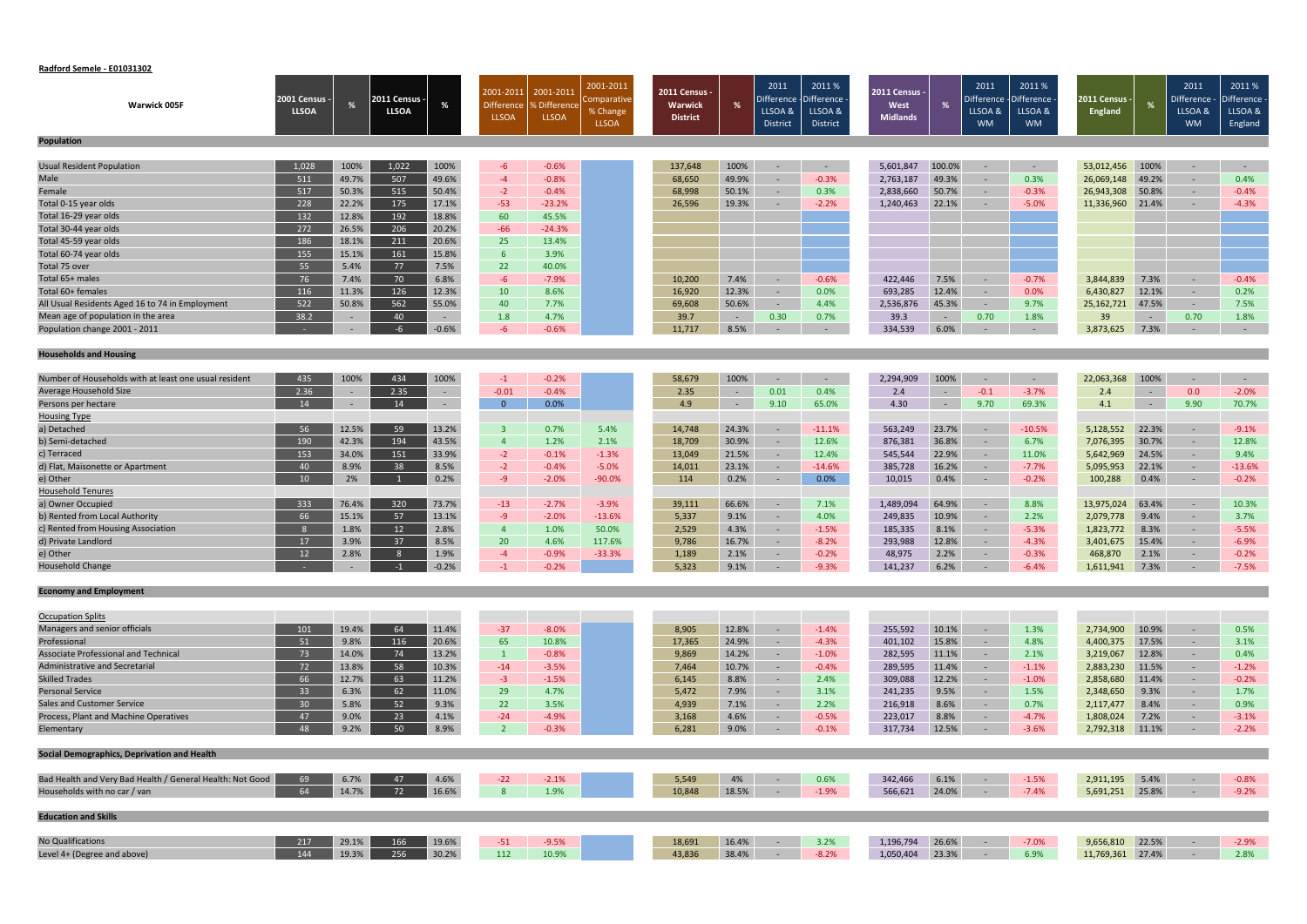**Radford Semele - E01031302**

| Warwick 005F | 2001 Census - LLSOA | % | 2011 Census - LLSOA | % | 2001-2011 Difference LLSOA | 2001-2011 % Difference LLSOA | 2001-2011 Comparative % Change LLSOA | 2011 Census - Warwick District | % | 2011 Difference - LLSOA & District | 2011 % Difference - LLSOA & District | 2011 Census - West Midlands | % | 2011 Difference - LLSOA & WM | 2011 % Difference - LLSOA & WM | 2011 Census - England | % | 2011 Difference - LLSOA & WM | 2011 % Difference - LLSOA & England |
|---|---|---|---|---|---|---|---|---|---|---|---|---|---|---|---|---|---|---|---|
| **Population** | | | | | | | | | | | | | | | | | | | |
| Usual Resident Population | 1,028 | 100% | 1,022 | 100% | -6 | -0.6% | | 137,648 | 100% | - | - | 5,601,847 | 100.0% | - | - | 53,012,456 | 100% | - | - |
| Male | 511 | 49.7% | 507 | 49.6% | -4 | -0.8% | | 68,650 | 49.9% | - | -0.3% | 2,763,187 | 49.3% | - | 0.3% | 26,069,148 | 49.2% | - | 0.4% |
| Female | 517 | 50.3% | 515 | 50.4% | -2 | -0.4% | | 68,998 | 50.1% | - | 0.3% | 2,838,660 | 50.7% | - | -0.3% | 26,943,308 | 50.8% | - | -0.4% |
| Total 0-15 year olds | 228 | 22.2% | 175 | 17.1% | -53 | -23.2% | | 26,596 | 19.3% | - | -2.2% | 1,240,463 | 22.1% | - | -5.0% | 11,336,960 | 21.4% | - | -4.3% |
| Total 16-29 year olds | 132 | 12.8% | 192 | 18.8% | 60 | 45.5% | | | | | | | | | | | | | |
| Total 30-44 year olds | 272 | 26.5% | 206 | 20.2% | -66 | -24.3% | | | | | | | | | | | | | |
| Total 45-59 year olds | 186 | 18.1% | 211 | 20.6% | 25 | 13.4% | | | | | | | | | | | | | |
| Total 60-74 year olds | 155 | 15.1% | 161 | 15.8% | 6 | 3.9% | | | | | | | | | | | | | |
| Total 75 over | 55 | 5.4% | 77 | 7.5% | 22 | 40.0% | | | | | | | | | | | | | |
| Total 65+ males | 76 | 7.4% | 70 | 6.8% | -6 | -7.9% | | 10,200 | 7.4% | - | -0.6% | 422,446 | 7.5% | - | -0.7% | 3,844,839 | 7.3% | - | -0.4% |
| Total 60+ females | 116 | 11.3% | 126 | 12.3% | 10 | 8.6% | | 16,920 | 12.3% | - | 0.0% | 693,285 | 12.4% | - | 0.0% | 6,430,827 | 12.1% | - | 0.2% |
| All Usual Residents Aged 16 to 74 in Employment | 522 | 50.8% | 562 | 55.0% | 40 | 7.7% | | 69,608 | 50.6% | - | 4.4% | 2,536,876 | 45.3% | - | 9.7% | 25,162,721 | 47.5% | - | 7.5% |
| Mean age of population in the area | 38.2 | - | 40 | - | 1.8 | 4.7% | | 39.7 | - | 0.30 | 0.7% | 39.3 | - | 0.70 | 1.8% | 39 | - | 0.70 | 1.8% |
| Population change 2001 - 2011 | - | - | -6 | -0.6% | -6 | -0.6% | | 11,717 | 8.5% | - | - | 334,539 | 6.0% | - | - | 3,873,625 | 7.3% | - | - |
| **Households and Housing** | | | | | | | | | | | | | | | | | | | |
| Number of Households with at least one usual resident | 435 | 100% | 434 | 100% | -1 | -0.2% | | 58,679 | 100% | - | - | 2,294,909 | 100% | - | - | 22,063,368 | 100% | - | - |
| Average Household Size | 2.36 | - | 2.35 | - | -0.01 | -0.4% | | 2.35 | - | 0.01 | 0.4% | 2.4 | - | -0.1 | -3.7% | 2.4 | - | 0.0 | -2.0% |
| Persons per hectare | 14 | - | 14 | - | 0 | 0.0% | | 4.9 | - | 9.10 | 65.0% | 4.30 | - | 9.70 | 69.3% | 4.1 | - | 9.90 | 70.7% |
| Housing Type | | | | | | | | | | | | | | | | | | | |
| a) Detached | 56 | 12.5% | 59 | 13.2% | 3 | 0.7% | 5.4% | 14,748 | 24.3% | - | -11.1% | 563,249 | 23.7% | - | -10.5% | 5,128,552 | 22.3% | - | -9.1% |
| b) Semi-detached | 190 | 42.3% | 194 | 43.5% | 4 | 1.2% | 2.1% | 18,709 | 30.9% | - | 12.6% | 876,381 | 36.8% | - | 6.7% | 7,076,395 | 30.7% | - | 12.8% |
| c) Terraced | 153 | 34.0% | 151 | 33.9% | -2 | -0.1% | -1.3% | 13,049 | 21.5% | - | 12.4% | 545,544 | 22.9% | - | 11.0% | 5,642,969 | 24.5% | - | 9.4% |
| d) Flat, Maisonette or Apartment | 40 | 8.9% | 38 | 8.5% | -2 | -0.4% | -5.0% | 14,011 | 23.1% | - | -14.6% | 385,728 | 16.2% | - | -7.7% | 5,095,953 | 22.1% | - | -13.6% |
| e) Other | 10 | 2% | 1 | 0.2% | -9 | -2.0% | -90.0% | 114 | 0.2% | - | 0.0% | 10,015 | 0.4% | - | -0.2% | 100,288 | 0.4% | - | -0.2% |
| Household Tenures | | | | | | | | | | | | | | | | | | | |
| a) Owner Occupied | 333 | 76.4% | 320 | 73.7% | -13 | -2.7% | -3.9% | 39,111 | 66.6% | - | 7.1% | 1,489,094 | 64.9% | - | 8.8% | 13,975,024 | 63.4% | - | 10.3% |
| b) Rented from Local Authority | 66 | 15.1% | 57 | 13.1% | -9 | -2.0% | -13.6% | 5,337 | 9.1% | - | 4.0% | 249,835 | 10.9% | - | 2.2% | 2,079,778 | 9.4% | - | 3.7% |
| c) Rented from Housing Association | 8 | 1.8% | 12 | 2.8% | 4 | 1.0% | 50.0% | 2,529 | 4.3% | - | -1.5% | 185,335 | 8.1% | - | -5.3% | 1,823,772 | 8.3% | - | -5.5% |
| d) Private Landlord | 17 | 3.9% | 37 | 8.5% | 20 | 4.6% | 117.6% | 9,786 | 16.7% | - | -8.2% | 293,988 | 12.8% | - | -4.3% | 3,401,675 | 15.4% | - | -6.9% |
| e) Other | 12 | 2.8% | 8 | 1.9% | -4 | -0.9% | -33.3% | 1,189 | 2.1% | - | -0.2% | 48,975 | 2.2% | - | -0.3% | 468,870 | 2.1% | - | -0.2% |
| Household Change | - | - | -1 | -0.2% | -1 | -0.2% | | 5,323 | 9.1% | - | -9.3% | 141,237 | 6.2% | - | -6.4% | 1,611,941 | 7.3% | - | -7.5% |
| **Economy and Employment** | | | | | | | | | | | | | | | | | | | |
| Occupation Splits | | | | | | | | | | | | | | | | | | | |
| Managers and senior officials | 101 | 19.4% | 64 | 11.4% | -37 | -8.0% | | 8,905 | 12.8% | - | -1.4% | 255,592 | 10.1% | - | 1.3% | 2,734,900 | 10.9% | - | 0.5% |
| Professional | 51 | 9.8% | 116 | 20.6% | 65 | 10.8% | | 17,365 | 24.9% | - | -4.3% | 401,102 | 15.8% | - | 4.8% | 4,400,375 | 17.5% | - | 3.1% |
| Associate Professional and Technical | 73 | 14.0% | 74 | 13.2% | 1 | -0.8% | | 9,869 | 14.2% | - | -1.0% | 282,595 | 11.1% | - | 2.1% | 3,219,067 | 12.8% | - | 0.4% |
| Administrative and Secretarial | 72 | 13.8% | 58 | 10.3% | -14 | -3.5% | | 7,464 | 10.7% | - | -0.4% | 289,595 | 11.4% | - | -1.1% | 2,883,230 | 11.5% | - | -1.2% |
| Skilled Trades | 66 | 12.7% | 63 | 11.2% | -3 | -1.5% | | 6,145 | 8.8% | - | 2.4% | 309,088 | 12.2% | - | -1.0% | 2,858,680 | 11.4% | - | -0.2% |
| Personal Service | 33 | 6.3% | 62 | 11.0% | 29 | 4.7% | | 5,472 | 7.9% | - | 3.1% | 241,235 | 9.5% | - | 1.5% | 2,348,650 | 9.3% | - | 1.7% |
| Sales and Customer Service | 30 | 5.8% | 52 | 9.3% | 22 | 3.5% | | 4,939 | 7.1% | - | 2.2% | 216,918 | 8.6% | - | 0.7% | 2,117,477 | 8.4% | - | 0.9% |
| Process, Plant and Machine Operatives | 47 | 9.0% | 23 | 4.1% | -24 | -4.9% | | 3,168 | 4.6% | - | -0.5% | 223,017 | 8.8% | - | -4.7% | 1,808,024 | 7.2% | - | -3.1% |
| Elementary | 48 | 9.2% | 50 | 8.9% | 2 | -0.3% | | 6,281 | 9.0% | - | -0.1% | 317,734 | 12.5% | - | -3.6% | 2,792,318 | 11.1% | - | -2.2% |
| **Social Demographics, Deprivation and Health** | | | | | | | | | | | | | | | | | | | |
| Bad Health and Very Bad Health / General Health: Not Good | 69 | 6.7% | 47 | 4.6% | -22 | -2.1% | | 5,549 | 4% | - | 0.6% | 342,466 | 6.1% | - | -1.5% | 2,911,195 | 5.4% | - | -0.8% |
| Households with no car / van | 64 | 14.7% | 72 | 16.6% | 8 | 1.9% | | 10,848 | 18.5% | - | -1.9% | 566,621 | 24.0% | - | -7.4% | 5,691,251 | 25.8% | - | -9.2% |
| **Education and Skills** | | | | | | | | | | | | | | | | | | | |
| No Qualifications | 217 | 29.1% | 166 | 19.6% | -51 | -9.5% | | 18,691 | 16.4% | - | 3.2% | 1,196,794 | 26.6% | - | -7.0% | 9,656,810 | 22.5% | - | -2.9% |
| Level 4+ (Degree and above) | 144 | 19.3% | 256 | 30.2% | 112 | 10.9% | | 43,836 | 38.4% | - | -8.2% | 1,050,404 | 23.3% | - | 6.9% | 11,769,361 | 27.4% | - | 2.8% |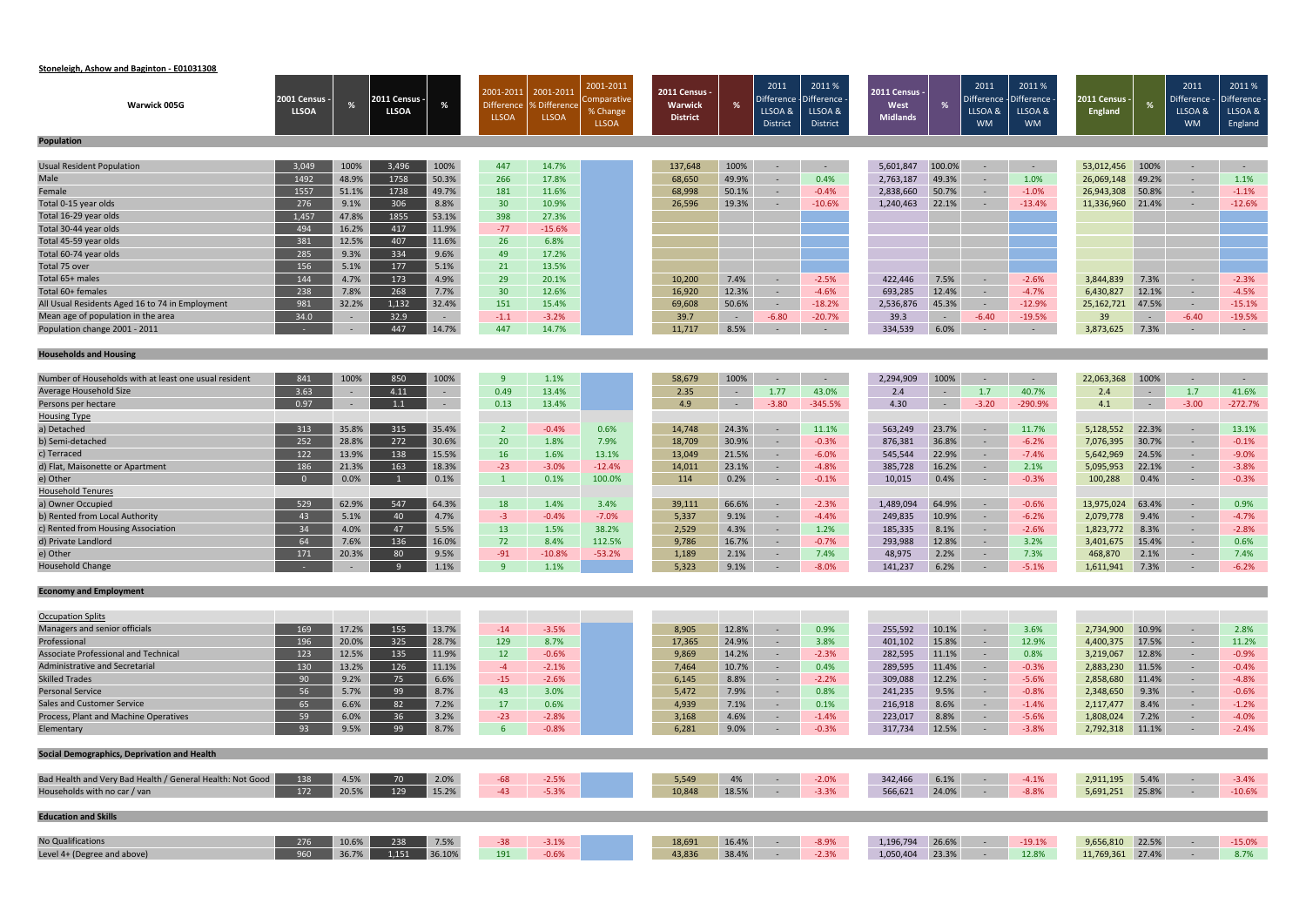**Stoneleigh, Ashow and Baginton - E01031308**

| Warwick 005G | 2001 Census - LLSOA | % | 2011 Census - LLSOA | % | 2001-2011 Difference LLSOA | 2001-2011 % Difference LLSOA | 2001-2011 Comparative % Change LLSOA | 2011 Census - Warwick District | % | 2011 Difference - LLSOA & District | 2011 % Difference - LLSOA & District | 2011 Census - West Midlands | % | 2011 Difference - LLSOA & WM | 2011 % Difference - LLSOA & WM | 2011 Census - England | % | 2011 Difference - LLSOA & WM | 2011 % Difference - LLSOA & England |
|---|---|---|---|---|---|---|---|---|---|---|---|---|---|---|---|---|---|---|---|
| **Population** | | | | | | | | | | | | | | | | | | | |
| Usual Resident Population | 3,049 | 100% | 3,496 | 100% | 447 | 14.7% | | 137,648 | 100% | - | - | 5,601,847 | 100.0% | - | - | 53,012,456 | 100% | - | - |
| Male | 1492 | 48.9% | 1758 | 50.3% | 266 | 17.8% | | 68,650 | 49.9% | - | 0.4% | 2,763,187 | 49.3% | - | 1.0% | 26,069,148 | 49.2% | - | 1.1% |
| Female | 1557 | 51.1% | 1738 | 49.7% | 181 | 11.6% | | 68,998 | 50.1% | - | -0.4% | 2,838,660 | 50.7% | - | -1.0% | 26,943,308 | 50.8% | - | -1.1% |
| Total 0-15 year olds | 276 | 9.1% | 306 | 8.8% | 30 | 10.9% | | 26,596 | 19.3% | - | -10.6% | 1,240,463 | 22.1% | - | -13.4% | 11,336,960 | 21.4% | - | -12.6% |
| Total 16-29 year olds | 1,457 | 47.8% | 1855 | 53.1% | 398 | 27.3% | | | | | | | | | | | | | |
| Total 30-44 year olds | 494 | 16.2% | 417 | 11.9% | -77 | -15.6% | | | | | | | | | | | | | |
| Total 45-59 year olds | 381 | 12.5% | 407 | 11.6% | 26 | 6.8% | | | | | | | | | | | | | |
| Total 60-74 year olds | 285 | 9.3% | 334 | 9.6% | 49 | 17.2% | | | | | | | | | | | | | |
| Total 75 over | 156 | 5.1% | 177 | 5.1% | 21 | 13.5% | | | | | | | | | | | | | |
| Total 65+ males | 144 | 4.7% | 173 | 4.9% | 29 | 20.1% | | 10,200 | 7.4% | - | -2.5% | 422,446 | 7.5% | - | -2.6% | 3,844,839 | 7.3% | - | -2.3% |
| Total 60+ females | 238 | 7.8% | 268 | 7.7% | 30 | 12.6% | | 16,920 | 12.3% | - | -4.6% | 693,285 | 12.4% | - | -4.7% | 6,430,827 | 12.1% | - | -4.5% |
| All Usual Residents Aged 16 to 74 in Employment | 981 | 32.2% | 1,132 | 32.4% | 151 | 15.4% | | 69,608 | 50.6% | - | -18.2% | 2,536,876 | 45.3% | - | -12.9% | 25,162,721 | 47.5% | - | -15.1% |
| Mean age of population in the area | 34.0 | - | 32.9 | - | -1.1 | -3.2% | | 39.7 | - | -6.80 | -20.7% | 39.3 | - | -6.40 | -19.5% | 39 | - | -6.40 | -19.5% |
| Population change 2001 - 2011 | - | - | 447 | 14.7% | 447 | 14.7% | | 11,717 | 8.5% | - | - | 334,539 | 6.0% | - | - | 3,873,625 | 7.3% | - | - |
| **Households and Housing** | | | | | | | | | | | | | | | | | | | |
| Number of Households with at least one usual resident | 841 | 100% | 850 | 100% | 9 | 1.1% | | 58,679 | 100% | - | - | 2,294,909 | 100% | - | - | 22,063,368 | 100% | - | - |
| Average Household Size | 3.63 | - | 4.11 | - | 0.49 | 13.4% | | 2.35 | - | 1.77 | 43.0% | 2.4 | - | 1.7 | 40.7% | 2.4 | - | 1.7 | 41.6% |
| Persons per hectare | 0.97 | - | 1.1 | - | 0.13 | 13.4% | | 4.9 | - | -3.80 | -345.5% | 4.30 | - | -3.20 | -290.9% | 4.1 | - | -3.00 | -272.7% |
| Housing Type | | | | | | | | | | | | | | | | | | | |
| a) Detached | 313 | 35.8% | 315 | 35.4% | 2 | -0.4% | 0.6% | 14,748 | 24.3% | - | 11.1% | 563,249 | 23.7% | - | 11.7% | 5,128,552 | 22.3% | - | 13.1% |
| b) Semi-detached | 252 | 28.8% | 272 | 30.6% | 20 | 1.8% | 7.9% | 18,709 | 30.9% | - | -0.3% | 876,381 | 36.8% | - | -6.2% | 7,076,395 | 30.7% | - | -0.1% |
| c) Terraced | 122 | 13.9% | 138 | 15.5% | 16 | 1.6% | 13.1% | 13,049 | 21.5% | - | -6.0% | 545,544 | 22.9% | - | -7.4% | 5,642,969 | 24.5% | - | -9.0% |
| d) Flat, Maisonette or Apartment | 186 | 21.3% | 163 | 18.3% | -23 | -3.0% | -12.4% | 14,011 | 23.1% | - | -4.8% | 385,728 | 16.2% | - | 2.1% | 5,095,953 | 22.1% | - | -3.8% |
| e) Other | 0 | 0.0% | 1 | 0.1% | 1 | 0.1% | 100.0% | 114 | 0.2% | - | -0.1% | 10,015 | 0.4% | - | -0.3% | 100,288 | 0.4% | - | -0.3% |
| Household Tenures | | | | | | | | | | | | | | | | | | | |
| a) Owner Occupied | 529 | 62.9% | 547 | 64.3% | 18 | 1.4% | 3.4% | 39,111 | 66.6% | - | -2.3% | 1,489,094 | 64.9% | - | -0.6% | 13,975,024 | 63.4% | - | 0.9% |
| b) Rented from Local Authority | 43 | 5.1% | 40 | 4.7% | -3 | -0.4% | -7.0% | 5,337 | 9.1% | - | -4.4% | 249,835 | 10.9% | - | -6.2% | 2,079,778 | 9.4% | - | -4.7% |
| c) Rented from Housing Association | 34 | 4.0% | 47 | 5.5% | 13 | 1.5% | 38.2% | 2,529 | 4.3% | - | 1.2% | 185,335 | 8.1% | - | -2.6% | 1,823,772 | 8.3% | - | -2.8% |
| d) Private Landlord | 64 | 7.6% | 136 | 16.0% | 72 | 8.4% | 112.5% | 9,786 | 16.7% | - | -0.7% | 293,988 | 12.8% | - | 3.2% | 3,401,675 | 15.4% | - | 0.6% |
| e) Other | 171 | 20.3% | 80 | 9.5% | -91 | -10.8% | -53.2% | 1,189 | 2.1% | - | 7.4% | 48,975 | 2.2% | - | 7.3% | 468,870 | 2.1% | - | 7.4% |
| Household Change | - | - | 9 | 1.1% | 9 | 1.1% | | 5,323 | 9.1% | - | -8.0% | 141,237 | 6.2% | - | -5.1% | 1,611,941 | 7.3% | - | -6.2% |
| **Economy and Employment** | | | | | | | | | | | | | | | | | | | |
| Occupation Splits | | | | | | | | | | | | | | | | | | | |
| Managers and senior officials | 169 | 17.2% | 155 | 13.7% | -14 | -3.5% | | 8,905 | 12.8% | - | 0.9% | 255,592 | 10.1% | - | 3.6% | 2,734,900 | 10.9% | - | 2.8% |
| Professional | 196 | 20.0% | 325 | 28.7% | 129 | 8.7% | | 17,365 | 24.9% | - | 3.8% | 401,102 | 15.8% | - | 12.9% | 4,400,375 | 17.5% | - | 11.2% |
| Associate Professional and Technical | 123 | 12.5% | 135 | 11.9% | 12 | -0.6% | | 9,869 | 14.2% | - | -2.3% | 282,595 | 11.1% | - | 0.8% | 3,219,067 | 12.8% | - | -0.9% |
| Administrative and Secretarial | 130 | 13.2% | 126 | 11.1% | -4 | -2.1% | | 7,464 | 10.7% | - | 0.4% | 289,595 | 11.4% | - | -0.3% | 2,883,230 | 11.5% | - | -0.4% |
| Skilled Trades | 90 | 9.2% | 75 | 6.6% | -15 | -2.6% | | 6,145 | 8.8% | - | -2.2% | 309,088 | 12.2% | - | -5.6% | 2,858,680 | 11.4% | - | -4.8% |
| Personal Service | 56 | 5.7% | 99 | 8.7% | 43 | 3.0% | | 5,472 | 7.9% | - | 0.8% | 241,235 | 9.5% | - | -0.8% | 2,348,650 | 9.3% | - | -0.6% |
| Sales and Customer Service | 65 | 6.6% | 82 | 7.2% | 17 | 0.6% | | 4,939 | 7.1% | - | 0.1% | 216,918 | 8.6% | - | -1.4% | 2,117,477 | 8.4% | - | -1.2% |
| Process, Plant and Machine Operatives | 59 | 6.0% | 36 | 3.2% | -23 | -2.8% | | 3,168 | 4.6% | - | -1.4% | 223,017 | 8.8% | - | -5.6% | 1,808,024 | 7.2% | - | -4.0% |
| Elementary | 93 | 9.5% | 99 | 8.7% | 6 | -0.8% | | 6,281 | 9.0% | - | -0.3% | 317,734 | 12.5% | - | -3.8% | 2,792,318 | 11.1% | - | -2.4% |
| **Social Demographics, Deprivation and Health** | | | | | | | | | | | | | | | | | | | |
| Bad Health and Very Bad Health / General Health: Not Good | 138 | 4.5% | 70 | 2.0% | -68 | -2.5% | | 5,549 | 4% | - | -2.0% | 342,466 | 6.1% | - | -4.1% | 2,911,195 | 5.4% | - | -3.4% |
| Households with no car / van | 172 | 20.5% | 129 | 15.2% | -43 | -5.3% | | 10,848 | 18.5% | - | -3.3% | 566,621 | 24.0% | - | -8.8% | 5,691,251 | 25.8% | - | -10.6% |
| **Education and Skills** | | | | | | | | | | | | | | | | | | | |
| No Qualifications | 276 | 10.6% | 238 | 7.5% | -38 | -3.1% | | 18,691 | 16.4% | - | -8.9% | 1,196,794 | 26.6% | - | -19.1% | 9,656,810 | 22.5% | - | -15.0% |
| Level 4+ (Degree and above) | 960 | 36.7% | 1,151 | 36.10% | 191 | -0.6% | | 43,836 | 38.4% | - | -2.3% | 1,050,404 | 23.3% | - | 12.8% | 11,769,361 | 27.4% | - | 8.7% |